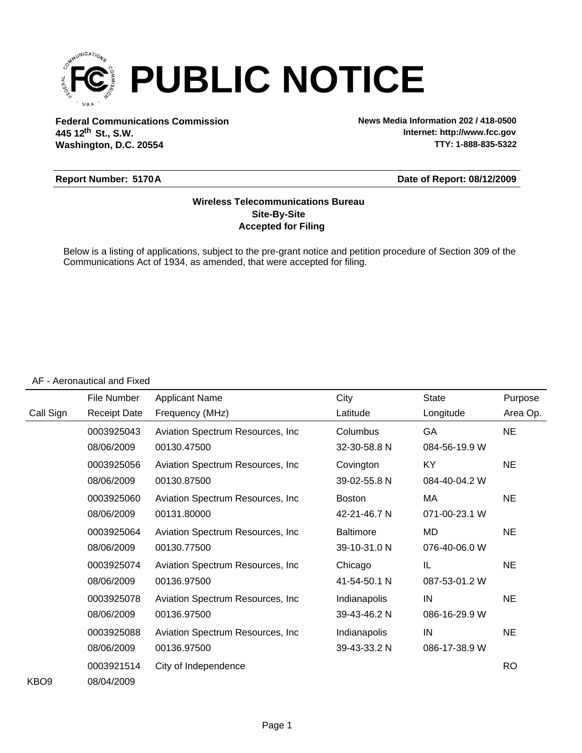# PUBLIC NOTICE

**Federal Communications Commission**
**445 12th St., S.W.**
**Washington, D.C. 20554**

**News Media Information 202 / 418-0500**
**Internet: http://www.fcc.gov**
**TTY: 1-888-835-5322**

**Report Number: 5170A**

**Date of Report: 08/12/2009**

**Wireless Telecommunications Bureau**
**Site-By-Site**
**Accepted for Filing**

Below is a listing of applications, subject to the pre-grant notice and petition procedure of Section 309 of the Communications Act of 1934, as amended, that were accepted for filing.

AF - Aeronautical and Fixed

| Call Sign | File Number / Receipt Date | Applicant Name / Frequency (MHz) | City / Latitude | State / Longitude | Purpose / Area Op. |
|---|---|---|---|---|---|
| | 0003925043 | Aviation Spectrum Resources, Inc | Columbus | GA | NE |
| | 08/06/2009 | 00130.47500 | 32-30-58.8 N | 084-56-19.9 W | |
| | 0003925056 | Aviation Spectrum Resources, Inc | Covington | KY | NE |
| | 08/06/2009 | 00130.87500 | 39-02-55.8 N | 084-40-04.2 W | |
| | 0003925060 | Aviation Spectrum Resources, Inc | Boston | MA | NE |
| | 08/06/2009 | 00131.80000 | 42-21-46.7 N | 071-00-23.1 W | |
| | 0003925064 | Aviation Spectrum Resources, Inc | Baltimore | MD | NE |
| | 08/06/2009 | 00130.77500 | 39-10-31.0 N | 076-40-06.0 W | |
| | 0003925074 | Aviation Spectrum Resources, Inc | Chicago | IL | NE |
| | 08/06/2009 | 00136.97500 | 41-54-50.1 N | 087-53-01.2 W | |
| | 0003925078 | Aviation Spectrum Resources, Inc | Indianapolis | IN | NE |
| | 08/06/2009 | 00136.97500 | 39-43-46.2 N | 086-16-29.9 W | |
| | 0003925088 | Aviation Spectrum Resources, Inc | Indianapolis | IN | NE |
| | 08/06/2009 | 00136.97500 | 39-43-33.2 N | 086-17-38.9 W | |
| | 0003921514 | City of Independence | | | RO |
| KBO9 | 08/04/2009 | | | | |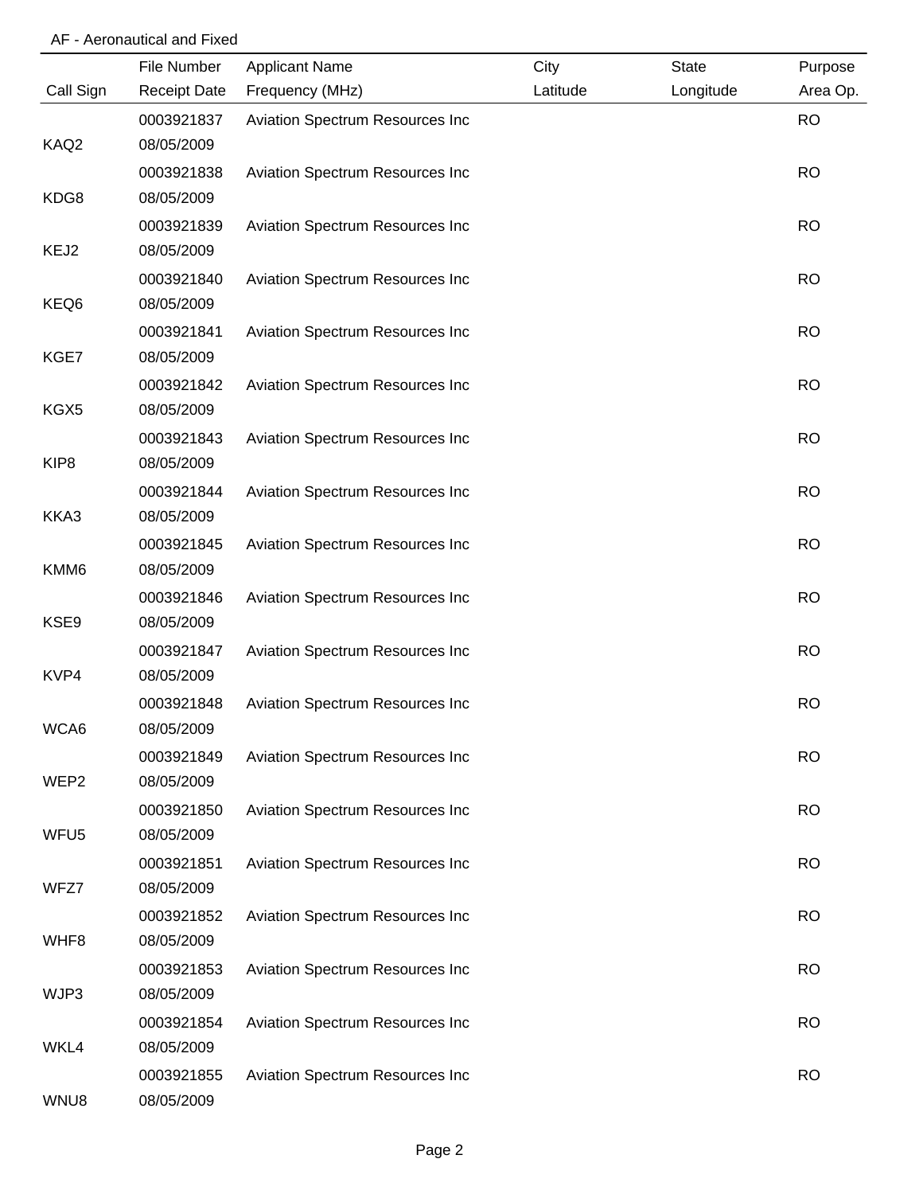AF - Aeronautical and Fixed

| Call Sign | File Number<br>Receipt Date | Applicant Name<br>Frequency (MHz) | City<br>Latitude | State<br>Longitude | Purpose<br>Area Op. |
|---|---|---|---|---|---|
| KAQ2 | 0003921837<br>08/05/2009 | Aviation Spectrum Resources Inc | | | RO |
| KDG8 | 0003921838<br>08/05/2009 | Aviation Spectrum Resources Inc | | | RO |
| KEJ2 | 0003921839<br>08/05/2009 | Aviation Spectrum Resources Inc | | | RO |
| KEQ6 | 0003921840<br>08/05/2009 | Aviation Spectrum Resources Inc | | | RO |
| KGE7 | 0003921841<br>08/05/2009 | Aviation Spectrum Resources Inc | | | RO |
| KGX5 | 0003921842<br>08/05/2009 | Aviation Spectrum Resources Inc | | | RO |
| KIP8 | 0003921843<br>08/05/2009 | Aviation Spectrum Resources Inc | | | RO |
| KKA3 | 0003921844<br>08/05/2009 | Aviation Spectrum Resources Inc | | | RO |
| KMM6 | 0003921845<br>08/05/2009 | Aviation Spectrum Resources Inc | | | RO |
| KSE9 | 0003921846<br>08/05/2009 | Aviation Spectrum Resources Inc | | | RO |
| KVP4 | 0003921847<br>08/05/2009 | Aviation Spectrum Resources Inc | | | RO |
| WCA6 | 0003921848<br>08/05/2009 | Aviation Spectrum Resources Inc | | | RO |
| WEP2 | 0003921849<br>08/05/2009 | Aviation Spectrum Resources Inc | | | RO |
| WFU5 | 0003921850<br>08/05/2009 | Aviation Spectrum Resources Inc | | | RO |
| WFZ7 | 0003921851<br>08/05/2009 | Aviation Spectrum Resources Inc | | | RO |
| WHF8 | 0003921852<br>08/05/2009 | Aviation Spectrum Resources Inc | | | RO |
| WJP3 | 0003921853<br>08/05/2009 | Aviation Spectrum Resources Inc | | | RO |
| WKL4 | 0003921854<br>08/05/2009 | Aviation Spectrum Resources Inc | | | RO |
| WNU8 | 0003921855<br>08/05/2009 | Aviation Spectrum Resources Inc | | | RO |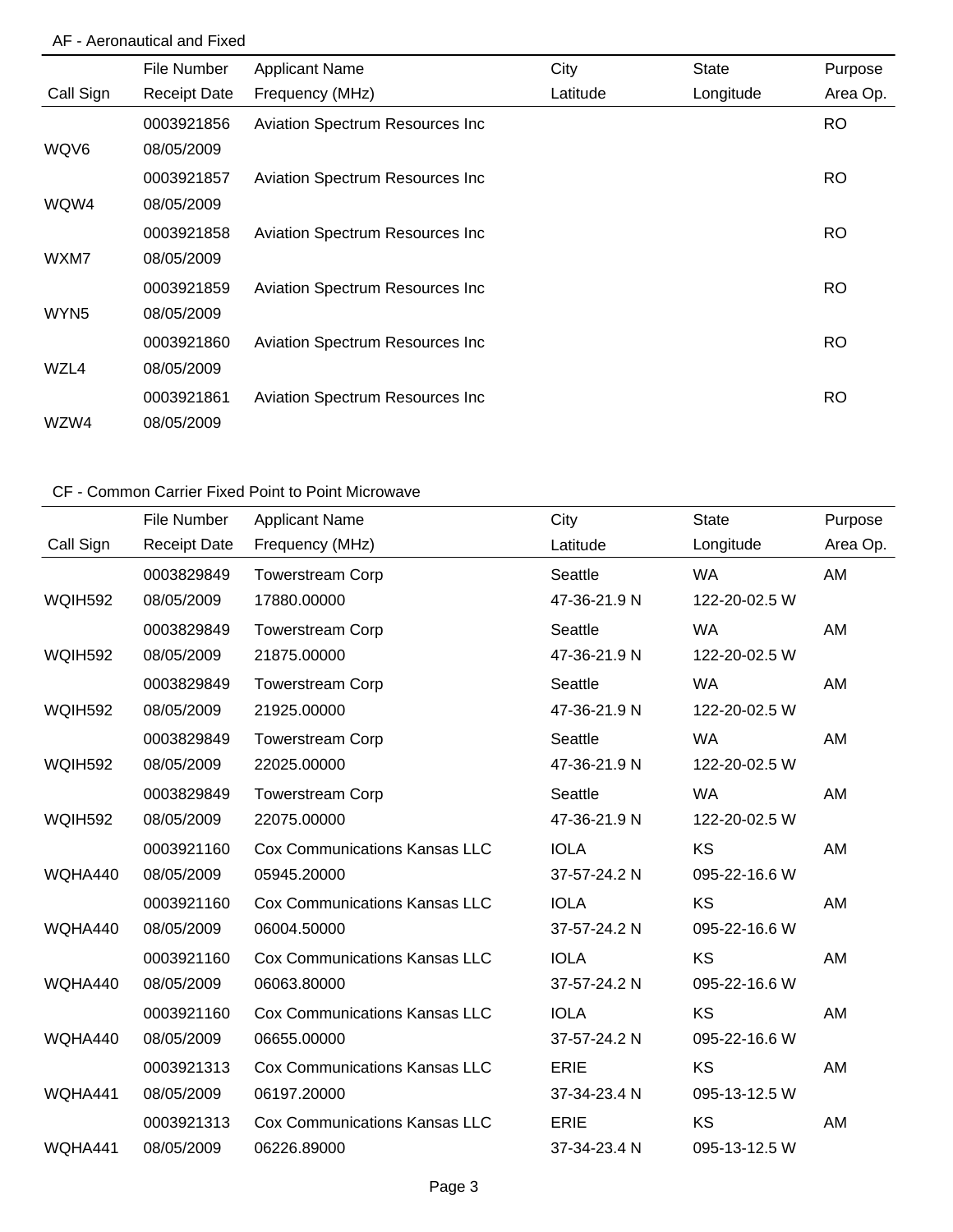## AF - Aeronautical and Fixed

| Call Sign | File Number / Receipt Date | Applicant Name / Frequency (MHz) | City / Latitude | State / Longitude | Purpose / Area Op. |
|---|---|---|---|---|---|
| WQV6 | 0003921856 / 08/05/2009 | Aviation Spectrum Resources Inc | | | RO |
| WQW4 | 0003921857 / 08/05/2009 | Aviation Spectrum Resources Inc | | | RO |
| WXM7 | 0003921858 / 08/05/2009 | Aviation Spectrum Resources Inc | | | RO |
| WYN5 | 0003921859 / 08/05/2009 | Aviation Spectrum Resources Inc | | | RO |
| WZL4 | 0003921860 / 08/05/2009 | Aviation Spectrum Resources Inc | | | RO |
| WZW4 | 0003921861 / 08/05/2009 | Aviation Spectrum Resources Inc | | | RO |

## CF - Common Carrier Fixed Point to Point Microwave

| Call Sign | File Number / Receipt Date | Applicant Name / Frequency (MHz) | City / Latitude | State / Longitude | Purpose / Area Op. |
|---|---|---|---|---|---|
| WQIH592 | 0003829849 / 08/05/2009 | Towerstream Corp / 17880.00000 | Seattle / 47-36-21.9 N | WA / 122-20-02.5 W | AM |
| WQIH592 | 0003829849 / 08/05/2009 | Towerstream Corp / 21875.00000 | Seattle / 47-36-21.9 N | WA / 122-20-02.5 W | AM |
| WQIH592 | 0003829849 / 08/05/2009 | Towerstream Corp / 21925.00000 | Seattle / 47-36-21.9 N | WA / 122-20-02.5 W | AM |
| WQIH592 | 0003829849 / 08/05/2009 | Towerstream Corp / 22025.00000 | Seattle / 47-36-21.9 N | WA / 122-20-02.5 W | AM |
| WQIH592 | 0003829849 / 08/05/2009 | Towerstream Corp / 22075.00000 | Seattle / 47-36-21.9 N | WA / 122-20-02.5 W | AM |
| WQHA440 | 0003921160 / 08/05/2009 | Cox Communications Kansas LLC / 05945.20000 | IOLA / 37-57-24.2 N | KS / 095-22-16.6 W | AM |
| WQHA440 | 0003921160 / 08/05/2009 | Cox Communications Kansas LLC / 06004.50000 | IOLA / 37-57-24.2 N | KS / 095-22-16.6 W | AM |
| WQHA440 | 0003921160 / 08/05/2009 | Cox Communications Kansas LLC / 06063.80000 | IOLA / 37-57-24.2 N | KS / 095-22-16.6 W | AM |
| WQHA440 | 0003921160 / 08/05/2009 | Cox Communications Kansas LLC / 06655.00000 | IOLA / 37-57-24.2 N | KS / 095-22-16.6 W | AM |
| WQHA441 | 0003921313 / 08/05/2009 | Cox Communications Kansas LLC / 06197.20000 | ERIE / 37-34-23.4 N | KS / 095-13-12.5 W | AM |
| WQHA441 | 0003921313 / 08/05/2009 | Cox Communications Kansas LLC / 06226.89000 | ERIE / 37-34-23.4 N | KS / 095-13-12.5 W | AM |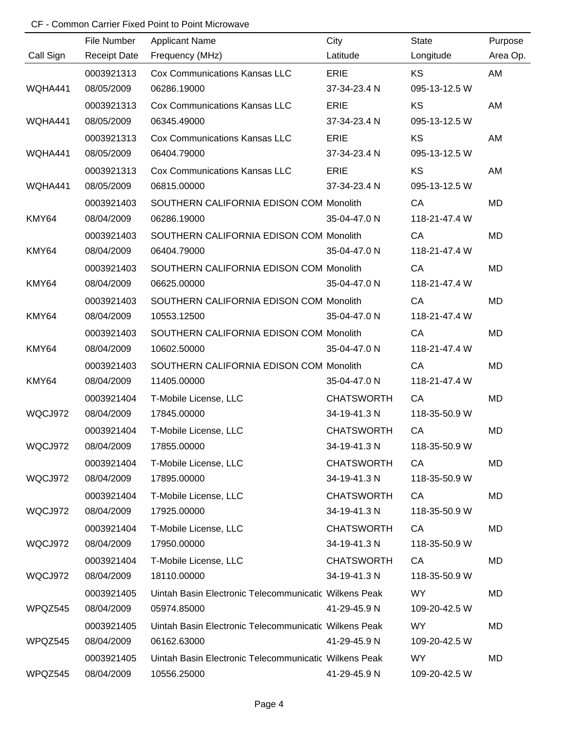CF - Common Carrier Fixed Point to Point Microwave

| Call Sign | File Number<br>Receipt Date | Applicant Name<br>Frequency (MHz) | City<br>Latitude | State<br>Longitude | Purpose<br>Area Op. |
|---|---|---|---|---|---|
| WQHA441 | 0003921313<br>08/05/2009 | Cox Communications Kansas LLC<br>06286.19000 | ERIE<br>37-34-23.4 N | KS<br>095-13-12.5 W | AM |
| WQHA441 | 0003921313<br>08/05/2009 | Cox Communications Kansas LLC<br>06345.49000 | ERIE<br>37-34-23.4 N | KS<br>095-13-12.5 W | AM |
| WQHA441 | 0003921313<br>08/05/2009 | Cox Communications Kansas LLC<br>06404.79000 | ERIE<br>37-34-23.4 N | KS<br>095-13-12.5 W | AM |
| WQHA441 | 0003921313<br>08/05/2009 | Cox Communications Kansas LLC<br>06815.00000 | ERIE<br>37-34-23.4 N | KS<br>095-13-12.5 W | AM |
| KMY64 | 0003921403<br>08/04/2009 | SOUTHERN CALIFORNIA EDISON COM<br>06286.19000 | Monolith<br>35-04-47.0 N | CA<br>118-21-47.4 W | MD |
| KMY64 | 0003921403<br>08/04/2009 | SOUTHERN CALIFORNIA EDISON COM<br>06404.79000 | Monolith<br>35-04-47.0 N | CA<br>118-21-47.4 W | MD |
| KMY64 | 0003921403<br>08/04/2009 | SOUTHERN CALIFORNIA EDISON COM<br>06625.00000 | Monolith<br>35-04-47.0 N | CA<br>118-21-47.4 W | MD |
| KMY64 | 0003921403<br>08/04/2009 | SOUTHERN CALIFORNIA EDISON COM<br>10553.12500 | Monolith<br>35-04-47.0 N | CA<br>118-21-47.4 W | MD |
| KMY64 | 0003921403<br>08/04/2009 | SOUTHERN CALIFORNIA EDISON COM<br>10602.50000 | Monolith<br>35-04-47.0 N | CA<br>118-21-47.4 W | MD |
| KMY64 | 0003921403<br>08/04/2009 | SOUTHERN CALIFORNIA EDISON COM<br>11405.00000 | Monolith<br>35-04-47.0 N | CA<br>118-21-47.4 W | MD |
| WQCJ972 | 0003921404<br>08/04/2009 | T-Mobile License, LLC<br>17845.00000 | CHATSWORTH<br>34-19-41.3 N | CA<br>118-35-50.9 W | MD |
| WQCJ972 | 0003921404<br>08/04/2009 | T-Mobile License, LLC<br>17855.00000 | CHATSWORTH<br>34-19-41.3 N | CA<br>118-35-50.9 W | MD |
| WQCJ972 | 0003921404<br>08/04/2009 | T-Mobile License, LLC<br>17895.00000 | CHATSWORTH<br>34-19-41.3 N | CA<br>118-35-50.9 W | MD |
| WQCJ972 | 0003921404<br>08/04/2009 | T-Mobile License, LLC<br>17925.00000 | CHATSWORTH<br>34-19-41.3 N | CA<br>118-35-50.9 W | MD |
| WQCJ972 | 0003921404<br>08/04/2009 | T-Mobile License, LLC<br>17950.00000 | CHATSWORTH<br>34-19-41.3 N | CA<br>118-35-50.9 W | MD |
| WQCJ972 | 0003921404<br>08/04/2009 | T-Mobile License, LLC<br>18110.00000 | CHATSWORTH<br>34-19-41.3 N | CA<br>118-35-50.9 W | MD |
| WPQZ545 | 0003921405<br>08/04/2009 | Uintah Basin Electronic Telecommunicatic<br>05974.85000 | Wilkens Peak<br>41-29-45.9 N | WY<br>109-20-42.5 W | MD |
| WPQZ545 | 0003921405<br>08/04/2009 | Uintah Basin Electronic Telecommunicatic<br>06162.63000 | Wilkens Peak<br>41-29-45.9 N | WY<br>109-20-42.5 W | MD |
| WPQZ545 | 0003921405<br>08/04/2009 | Uintah Basin Electronic Telecommunicatic<br>10556.25000 | Wilkens Peak<br>41-29-45.9 N | WY<br>109-20-42.5 W | MD |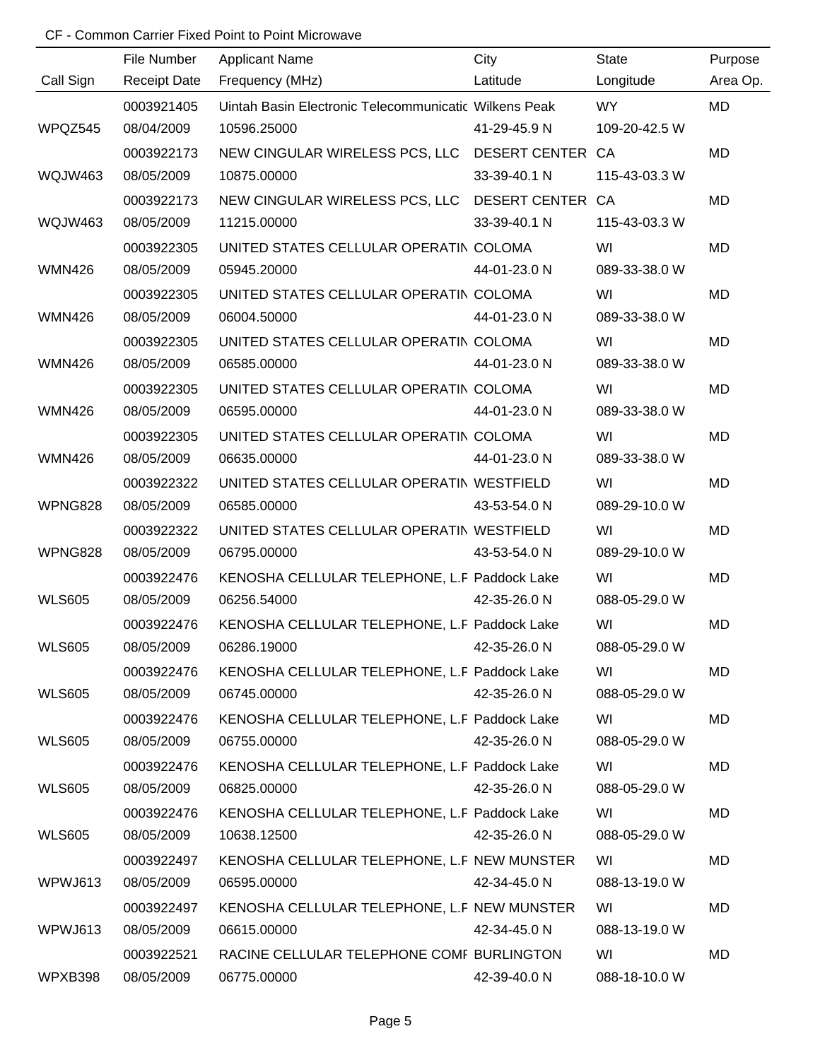CF - Common Carrier Fixed Point to Point Microwave

| Call Sign | File Number<br>Receipt Date | Applicant Name<br>Frequency (MHz) | City<br>Latitude | State<br>Longitude | Purpose<br>Area Op. |
|---|---|---|---|---|---|
| WPQZ545 | 0003921405<br>08/04/2009 | Uintah Basin Electronic Telecommunicatio<br>10596.25000 | Wilkens Peak<br>41-29-45.9 N | WY<br>109-20-42.5 W | MD |
| WQJW463 | 0003922173<br>08/05/2009 | NEW CINGULAR WIRELESS PCS, LLC<br>10875.00000 | DESERT CENTER<br>33-39-40.1 N | CA<br>115-43-03.3 W | MD |
| WQJW463 | 0003922173<br>08/05/2009 | NEW CINGULAR WIRELESS PCS, LLC<br>11215.00000 | DESERT CENTER<br>33-39-40.1 N | CA<br>115-43-03.3 W | MD |
| WMN426 | 0003922305<br>08/05/2009 | UNITED STATES CELLULAR OPERATIN<br>05945.20000 | COLOMA<br>44-01-23.0 N | WI<br>089-33-38.0 W | MD |
| WMN426 | 0003922305<br>08/05/2009 | UNITED STATES CELLULAR OPERATIN<br>06004.50000 | COLOMA<br>44-01-23.0 N | WI<br>089-33-38.0 W | MD |
| WMN426 | 0003922305<br>08/05/2009 | UNITED STATES CELLULAR OPERATIN<br>06585.00000 | COLOMA<br>44-01-23.0 N | WI<br>089-33-38.0 W | MD |
| WMN426 | 0003922305<br>08/05/2009 | UNITED STATES CELLULAR OPERATIN<br>06595.00000 | COLOMA<br>44-01-23.0 N | WI<br>089-33-38.0 W | MD |
| WMN426 | 0003922305<br>08/05/2009 | UNITED STATES CELLULAR OPERATIN<br>06635.00000 | COLOMA<br>44-01-23.0 N | WI<br>089-33-38.0 W | MD |
| WPNG828 | 0003922322<br>08/05/2009 | UNITED STATES CELLULAR OPERATIN<br>06585.00000 | WESTFIELD<br>43-53-54.0 N | WI<br>089-29-10.0 W | MD |
| WPNG828 | 0003922322<br>08/05/2009 | UNITED STATES CELLULAR OPERATIN<br>06795.00000 | WESTFIELD<br>43-53-54.0 N | WI<br>089-29-10.0 W | MD |
| WLS605 | 0003922476<br>08/05/2009 | KENOSHA CELLULAR TELEPHONE, L.F<br>06256.54000 | Paddock Lake<br>42-35-26.0 N | WI<br>088-05-29.0 W | MD |
| WLS605 | 0003922476<br>08/05/2009 | KENOSHA CELLULAR TELEPHONE, L.F<br>06286.19000 | Paddock Lake<br>42-35-26.0 N | WI<br>088-05-29.0 W | MD |
| WLS605 | 0003922476<br>08/05/2009 | KENOSHA CELLULAR TELEPHONE, L.F<br>06745.00000 | Paddock Lake<br>42-35-26.0 N | WI<br>088-05-29.0 W | MD |
| WLS605 | 0003922476<br>08/05/2009 | KENOSHA CELLULAR TELEPHONE, L.F<br>06755.00000 | Paddock Lake<br>42-35-26.0 N | WI<br>088-05-29.0 W | MD |
| WLS605 | 0003922476<br>08/05/2009 | KENOSHA CELLULAR TELEPHONE, L.F<br>06825.00000 | Paddock Lake<br>42-35-26.0 N | WI<br>088-05-29.0 W | MD |
| WLS605 | 0003922476<br>08/05/2009 | KENOSHA CELLULAR TELEPHONE, L.F<br>10638.12500 | Paddock Lake<br>42-35-26.0 N | WI<br>088-05-29.0 W | MD |
| WPWJ613 | 0003922497<br>08/05/2009 | KENOSHA CELLULAR TELEPHONE, L.F<br>06595.00000 | NEW MUNSTER<br>42-34-45.0 N | WI<br>088-13-19.0 W | MD |
| WPWJ613 | 0003922497<br>08/05/2009 | KENOSHA CELLULAR TELEPHONE, L.F<br>06615.00000 | NEW MUNSTER<br>42-34-45.0 N | WI<br>088-13-19.0 W | MD |
| WPXB398 | 0003922521<br>08/05/2009 | RACINE CELLULAR TELEPHONE COMF<br>06775.00000 | BURLINGTON<br>42-39-40.0 N | WI<br>088-18-10.0 W | MD |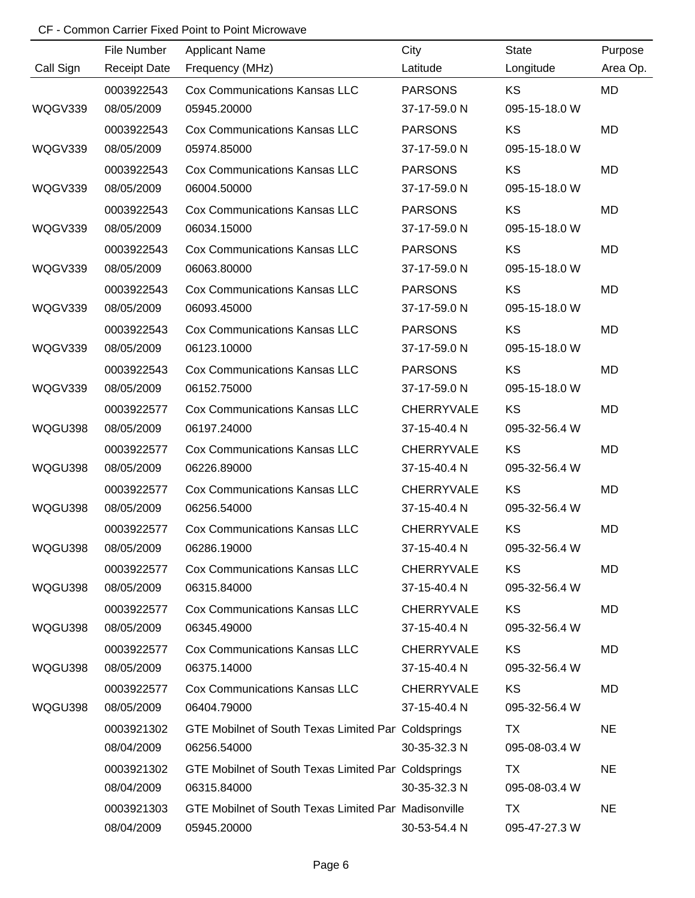CF - Common Carrier Fixed Point to Point Microwave

| Call Sign | File Number<br>Receipt Date | Applicant Name<br>Frequency (MHz) | City<br>Latitude | State<br>Longitude | Purpose<br>Area Op. |
|---|---|---|---|---|---|
| WQGV339 | 0003922543<br>08/05/2009 | Cox Communications Kansas LLC<br>05945.20000 | PARSONS<br>37-17-59.0 N | KS<br>095-15-18.0 W | MD |
| WQGV339 | 0003922543<br>08/05/2009 | Cox Communications Kansas LLC<br>05974.85000 | PARSONS<br>37-17-59.0 N | KS<br>095-15-18.0 W | MD |
| WQGV339 | 0003922543<br>08/05/2009 | Cox Communications Kansas LLC<br>06004.50000 | PARSONS<br>37-17-59.0 N | KS<br>095-15-18.0 W | MD |
| WQGV339 | 0003922543<br>08/05/2009 | Cox Communications Kansas LLC<br>06034.15000 | PARSONS<br>37-17-59.0 N | KS<br>095-15-18.0 W | MD |
| WQGV339 | 0003922543<br>08/05/2009 | Cox Communications Kansas LLC<br>06063.80000 | PARSONS<br>37-17-59.0 N | KS<br>095-15-18.0 W | MD |
| WQGV339 | 0003922543<br>08/05/2009 | Cox Communications Kansas LLC<br>06093.45000 | PARSONS<br>37-17-59.0 N | KS<br>095-15-18.0 W | MD |
| WQGV339 | 0003922543<br>08/05/2009 | Cox Communications Kansas LLC<br>06123.10000 | PARSONS<br>37-17-59.0 N | KS<br>095-15-18.0 W | MD |
| WQGV339 | 0003922543<br>08/05/2009 | Cox Communications Kansas LLC<br>06152.75000 | PARSONS<br>37-17-59.0 N | KS<br>095-15-18.0 W | MD |
| WQGU398 | 0003922577<br>08/05/2009 | Cox Communications Kansas LLC<br>06197.24000 | CHERRYVALE<br>37-15-40.4 N | KS<br>095-32-56.4 W | MD |
| WQGU398 | 0003922577<br>08/05/2009 | Cox Communications Kansas LLC<br>06226.89000 | CHERRYVALE<br>37-15-40.4 N | KS<br>095-32-56.4 W | MD |
| WQGU398 | 0003922577<br>08/05/2009 | Cox Communications Kansas LLC<br>06256.54000 | CHERRYVALE<br>37-15-40.4 N | KS<br>095-32-56.4 W | MD |
| WQGU398 | 0003922577<br>08/05/2009 | Cox Communications Kansas LLC<br>06286.19000 | CHERRYVALE<br>37-15-40.4 N | KS<br>095-32-56.4 W | MD |
| WQGU398 | 0003922577<br>08/05/2009 | Cox Communications Kansas LLC<br>06315.84000 | CHERRYVALE<br>37-15-40.4 N | KS<br>095-32-56.4 W | MD |
| WQGU398 | 0003922577<br>08/05/2009 | Cox Communications Kansas LLC<br>06345.49000 | CHERRYVALE<br>37-15-40.4 N | KS<br>095-32-56.4 W | MD |
| WQGU398 | 0003922577<br>08/05/2009 | Cox Communications Kansas LLC<br>06375.14000 | CHERRYVALE<br>37-15-40.4 N | KS<br>095-32-56.4 W | MD |
| WQGU398 | 0003922577<br>08/05/2009 | Cox Communications Kansas LLC<br>06404.79000 | CHERRYVALE<br>37-15-40.4 N | KS<br>095-32-56.4 W | MD |
| | 0003921302<br>08/04/2009 | GTE Mobilnet of South Texas Limited Par<br>06256.54000 | Coldsprings<br>30-35-32.3 N | TX<br>095-08-03.4 W | NE |
| | 0003921302<br>08/04/2009 | GTE Mobilnet of South Texas Limited Par<br>06315.84000 | Coldsprings<br>30-35-32.3 N | TX<br>095-08-03.4 W | NE |
| | 0003921303<br>08/04/2009 | GTE Mobilnet of South Texas Limited Par<br>05945.20000 | Madisonville<br>30-53-54.4 N | TX<br>095-47-27.3 W | NE |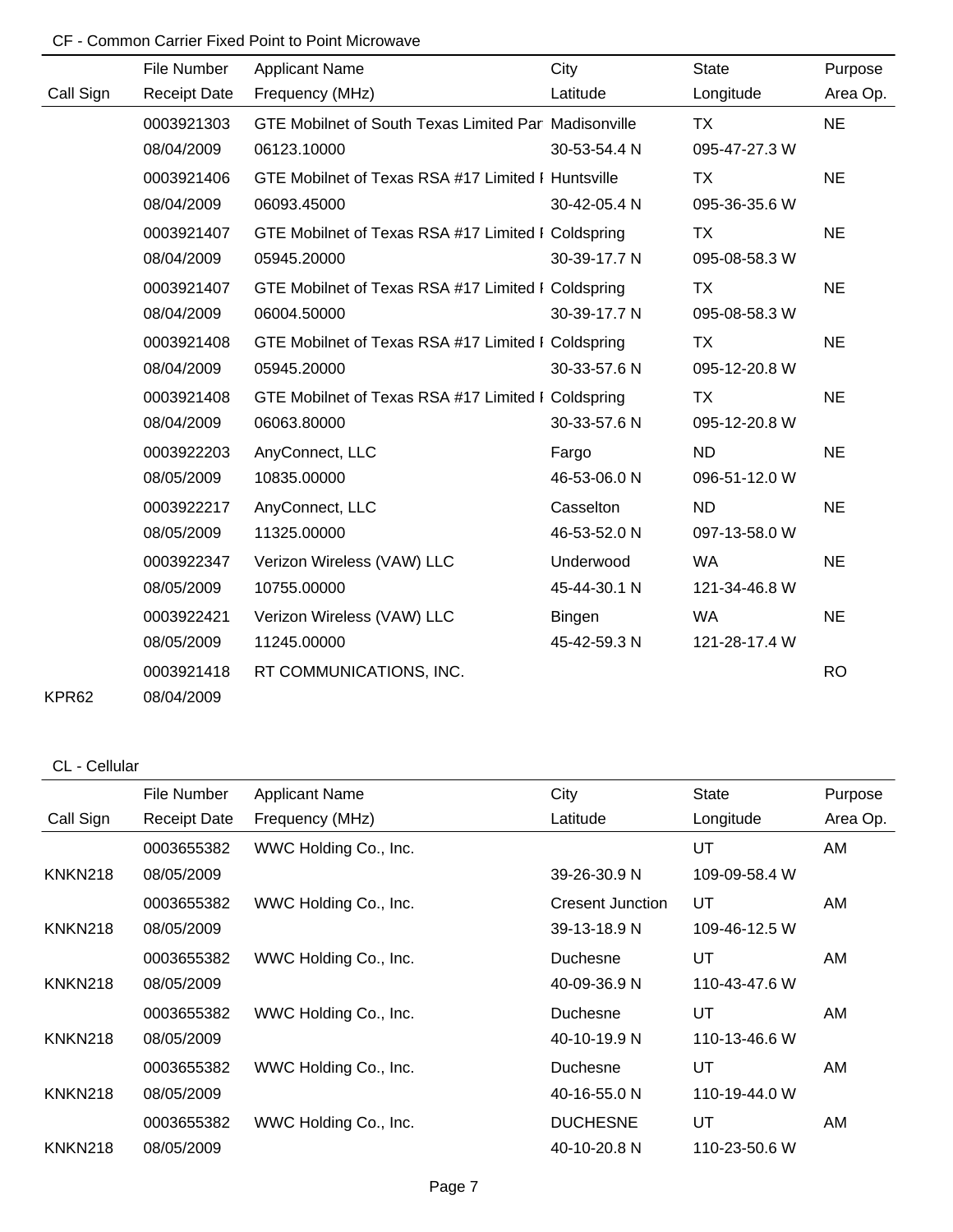CF - Common Carrier Fixed Point to Point Microwave

| Call Sign | File Number<br>Receipt Date | Applicant Name<br>Frequency (MHz) | City<br>Latitude | State<br>Longitude | Purpose<br>Area Op. |
|---|---|---|---|---|---|
| | 0003921303<br>08/04/2009 | GTE Mobilnet of South Texas Limited Par<br>06123.10000 | Madisonville<br>30-53-54.4 N | TX<br>095-47-27.3 W | NE |
| | 0003921406<br>08/04/2009 | GTE Mobilnet of Texas RSA #17 Limited I<br>06093.45000 | Huntsville<br>30-42-05.4 N | TX<br>095-36-35.6 W | NE |
| | 0003921407<br>08/04/2009 | GTE Mobilnet of Texas RSA #17 Limited I<br>05945.20000 | Coldspring<br>30-39-17.7 N | TX<br>095-08-58.3 W | NE |
| | 0003921407<br>08/04/2009 | GTE Mobilnet of Texas RSA #17 Limited I<br>06004.50000 | Coldspring<br>30-39-17.7 N | TX<br>095-08-58.3 W | NE |
| | 0003921408<br>08/04/2009 | GTE Mobilnet of Texas RSA #17 Limited I<br>05945.20000 | Coldspring<br>30-33-57.6 N | TX<br>095-12-20.8 W | NE |
| | 0003921408<br>08/04/2009 | GTE Mobilnet of Texas RSA #17 Limited I<br>06063.80000 | Coldspring<br>30-33-57.6 N | TX<br>095-12-20.8 W | NE |
| | 0003922203<br>08/05/2009 | AnyConnect, LLC<br>10835.00000 | Fargo<br>46-53-06.0 N | ND<br>096-51-12.0 W | NE |
| | 0003922217<br>08/05/2009 | AnyConnect, LLC<br>11325.00000 | Casselton<br>46-53-52.0 N | ND<br>097-13-58.0 W | NE |
| | 0003922347<br>08/05/2009 | Verizon Wireless (VAW) LLC<br>10755.00000 | Underwood<br>45-44-30.1 N | WA<br>121-34-46.8 W | NE |
| | 0003922421<br>08/05/2009 | Verizon Wireless (VAW) LLC<br>11245.00000 | Bingen<br>45-42-59.3 N | WA<br>121-28-17.4 W | NE |
| KPR62 | 0003921418<br>08/04/2009 | RT COMMUNICATIONS, INC. | | | RO |

CL - Cellular

| Call Sign | File Number<br>Receipt Date | Applicant Name<br>Frequency (MHz) | City<br>Latitude | State<br>Longitude | Purpose<br>Area Op. |
|---|---|---|---|---|---|
| KNKN218 | 0003655382<br>08/05/2009 | WWC Holding Co., Inc. | <br>39-26-30.9 N | UT<br>109-09-58.4 W | AM |
| KNKN218 | 0003655382<br>08/05/2009 | WWC Holding Co., Inc. | Cresent Junction<br>39-13-18.9 N | UT<br>109-46-12.5 W | AM |
| KNKN218 | 0003655382<br>08/05/2009 | WWC Holding Co., Inc. | Duchesne<br>40-09-36.9 N | UT<br>110-43-47.6 W | AM |
| KNKN218 | 0003655382<br>08/05/2009 | WWC Holding Co., Inc. | Duchesne<br>40-10-19.9 N | UT<br>110-13-46.6 W | AM |
| KNKN218 | 0003655382<br>08/05/2009 | WWC Holding Co., Inc. | Duchesne<br>40-16-55.0 N | UT<br>110-19-44.0 W | AM |
| KNKN218 | 0003655382<br>08/05/2009 | WWC Holding Co., Inc. | DUCHESNE<br>40-10-20.8 N | UT<br>110-23-50.6 W | AM |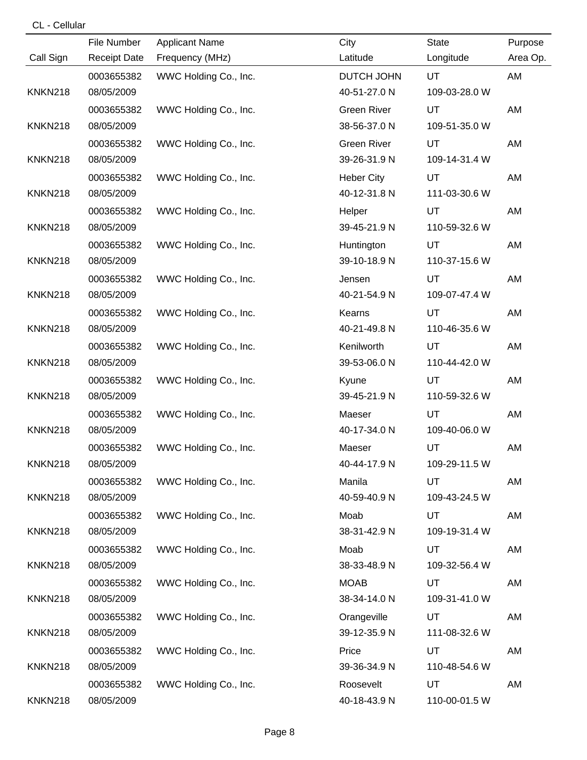CL - Cellular

| Call Sign | File Number<br>Receipt Date | Applicant Name<br>Frequency (MHz) | City<br>Latitude | State<br>Longitude | Purpose<br>Area Op. |
|---|---|---|---|---|---|
| KNKN218 | 0003655382<br>08/05/2009 | WWC Holding Co., Inc. | DUTCH JOHN<br>40-51-27.0 N | UT<br>109-03-28.0 W | AM |
| KNKN218 | 0003655382<br>08/05/2009 | WWC Holding Co., Inc. | Green River<br>38-56-37.0 N | UT<br>109-51-35.0 W | AM |
| KNKN218 | 0003655382<br>08/05/2009 | WWC Holding Co., Inc. | Green River<br>39-26-31.9 N | UT<br>109-14-31.4 W | AM |
| KNKN218 | 0003655382<br>08/05/2009 | WWC Holding Co., Inc. | Heber City<br>40-12-31.8 N | UT<br>111-03-30.6 W | AM |
| KNKN218 | 0003655382<br>08/05/2009 | WWC Holding Co., Inc. | Helper<br>39-45-21.9 N | UT<br>110-59-32.6 W | AM |
| KNKN218 | 0003655382<br>08/05/2009 | WWC Holding Co., Inc. | Huntington<br>39-10-18.9 N | UT<br>110-37-15.6 W | AM |
| KNKN218 | 0003655382<br>08/05/2009 | WWC Holding Co., Inc. | Jensen<br>40-21-54.9 N | UT<br>109-07-47.4 W | AM |
| KNKN218 | 0003655382<br>08/05/2009 | WWC Holding Co., Inc. | Kearns<br>40-21-49.8 N | UT<br>110-46-35.6 W | AM |
| KNKN218 | 0003655382<br>08/05/2009 | WWC Holding Co., Inc. | Kenilworth<br>39-53-06.0 N | UT<br>110-44-42.0 W | AM |
| KNKN218 | 0003655382<br>08/05/2009 | WWC Holding Co., Inc. | Kyune<br>39-45-21.9 N | UT<br>110-59-32.6 W | AM |
| KNKN218 | 0003655382<br>08/05/2009 | WWC Holding Co., Inc. | Maeser<br>40-17-34.0 N | UT<br>109-40-06.0 W | AM |
| KNKN218 | 0003655382<br>08/05/2009 | WWC Holding Co., Inc. | Maeser<br>40-44-17.9 N | UT<br>109-29-11.5 W | AM |
| KNKN218 | 0003655382<br>08/05/2009 | WWC Holding Co., Inc. | Manila<br>40-59-40.9 N | UT<br>109-43-24.5 W | AM |
| KNKN218 | 0003655382<br>08/05/2009 | WWC Holding Co., Inc. | Moab<br>38-31-42.9 N | UT<br>109-19-31.4 W | AM |
| KNKN218 | 0003655382<br>08/05/2009 | WWC Holding Co., Inc. | Moab<br>38-33-48.9 N | UT<br>109-32-56.4 W | AM |
| KNKN218 | 0003655382<br>08/05/2009 | WWC Holding Co., Inc. | MOAB<br>38-34-14.0 N | UT<br>109-31-41.0 W | AM |
| KNKN218 | 0003655382<br>08/05/2009 | WWC Holding Co., Inc. | Orangeville<br>39-12-35.9 N | UT<br>111-08-32.6 W | AM |
| KNKN218 | 0003655382<br>08/05/2009 | WWC Holding Co., Inc. | Price<br>39-36-34.9 N | UT<br>110-48-54.6 W | AM |
| KNKN218 | 0003655382<br>08/05/2009 | WWC Holding Co., Inc. | Roosevelt<br>40-18-43.9 N | UT<br>110-00-01.5 W | AM |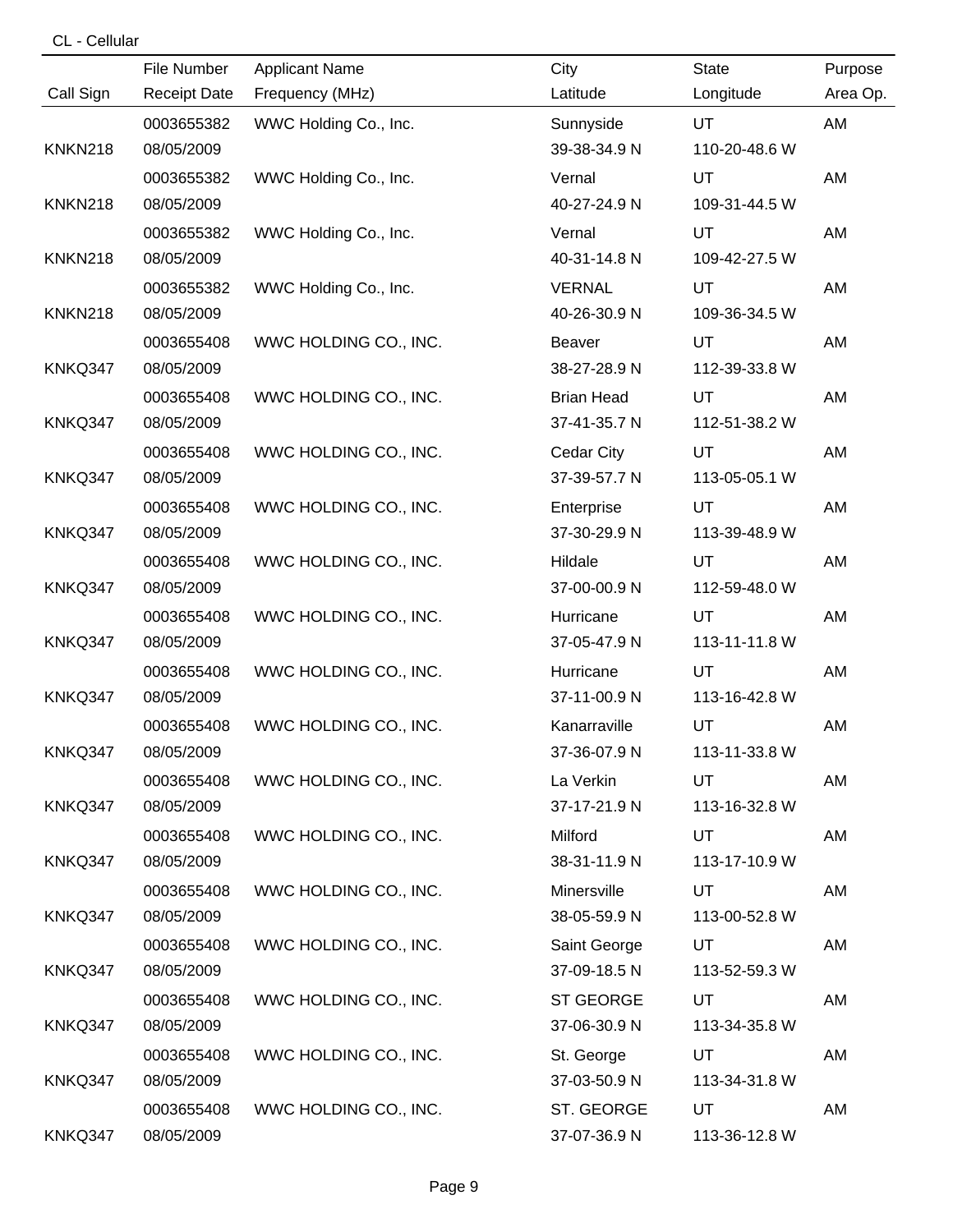CL - Cellular

| Call Sign | File Number / Receipt Date | Applicant Name / Frequency (MHz) | City / Latitude | State / Longitude | Purpose / Area Op. |
|---|---|---|---|---|---|
| KNKN218 | 0003655382 08/05/2009 | WWC Holding Co., Inc. | Sunnyside 39-38-34.9 N | UT 110-20-48.6 W | AM |
| KNKN218 | 0003655382 08/05/2009 | WWC Holding Co., Inc. | Vernal 40-27-24.9 N | UT 109-31-44.5 W | AM |
| KNKN218 | 0003655382 08/05/2009 | WWC Holding Co., Inc. | Vernal 40-31-14.8 N | UT 109-42-27.5 W | AM |
| KNKN218 | 0003655382 08/05/2009 | WWC Holding Co., Inc. | VERNAL 40-26-30.9 N | UT 109-36-34.5 W | AM |
| KNKQ347 | 0003655408 08/05/2009 | WWC HOLDING CO., INC. | Beaver 38-27-28.9 N | UT 112-39-33.8 W | AM |
| KNKQ347 | 0003655408 08/05/2009 | WWC HOLDING CO., INC. | Brian Head 37-41-35.7 N | UT 112-51-38.2 W | AM |
| KNKQ347 | 0003655408 08/05/2009 | WWC HOLDING CO., INC. | Cedar City 37-39-57.7 N | UT 113-05-05.1 W | AM |
| KNKQ347 | 0003655408 08/05/2009 | WWC HOLDING CO., INC. | Enterprise 37-30-29.9 N | UT 113-39-48.9 W | AM |
| KNKQ347 | 0003655408 08/05/2009 | WWC HOLDING CO., INC. | Hildale 37-00-00.9 N | UT 112-59-48.0 W | AM |
| KNKQ347 | 0003655408 08/05/2009 | WWC HOLDING CO., INC. | Hurricane 37-05-47.9 N | UT 113-11-11.8 W | AM |
| KNKQ347 | 0003655408 08/05/2009 | WWC HOLDING CO., INC. | Hurricane 37-11-00.9 N | UT 113-16-42.8 W | AM |
| KNKQ347 | 0003655408 08/05/2009 | WWC HOLDING CO., INC. | Kanarraville 37-36-07.9 N | UT 113-11-33.8 W | AM |
| KNKQ347 | 0003655408 08/05/2009 | WWC HOLDING CO., INC. | La Verkin 37-17-21.9 N | UT 113-16-32.8 W | AM |
| KNKQ347 | 0003655408 08/05/2009 | WWC HOLDING CO., INC. | Milford 38-31-11.9 N | UT 113-17-10.9 W | AM |
| KNKQ347 | 0003655408 08/05/2009 | WWC HOLDING CO., INC. | Minersville 38-05-59.9 N | UT 113-00-52.8 W | AM |
| KNKQ347 | 0003655408 08/05/2009 | WWC HOLDING CO., INC. | Saint George 37-09-18.5 N | UT 113-52-59.3 W | AM |
| KNKQ347 | 0003655408 08/05/2009 | WWC HOLDING CO., INC. | ST GEORGE 37-06-30.9 N | UT 113-34-35.8 W | AM |
| KNKQ347 | 0003655408 08/05/2009 | WWC HOLDING CO., INC. | St. George 37-03-50.9 N | UT 113-34-31.8 W | AM |
| KNKQ347 | 0003655408 08/05/2009 | WWC HOLDING CO., INC. | ST. GEORGE 37-07-36.9 N | UT 113-36-12.8 W | AM |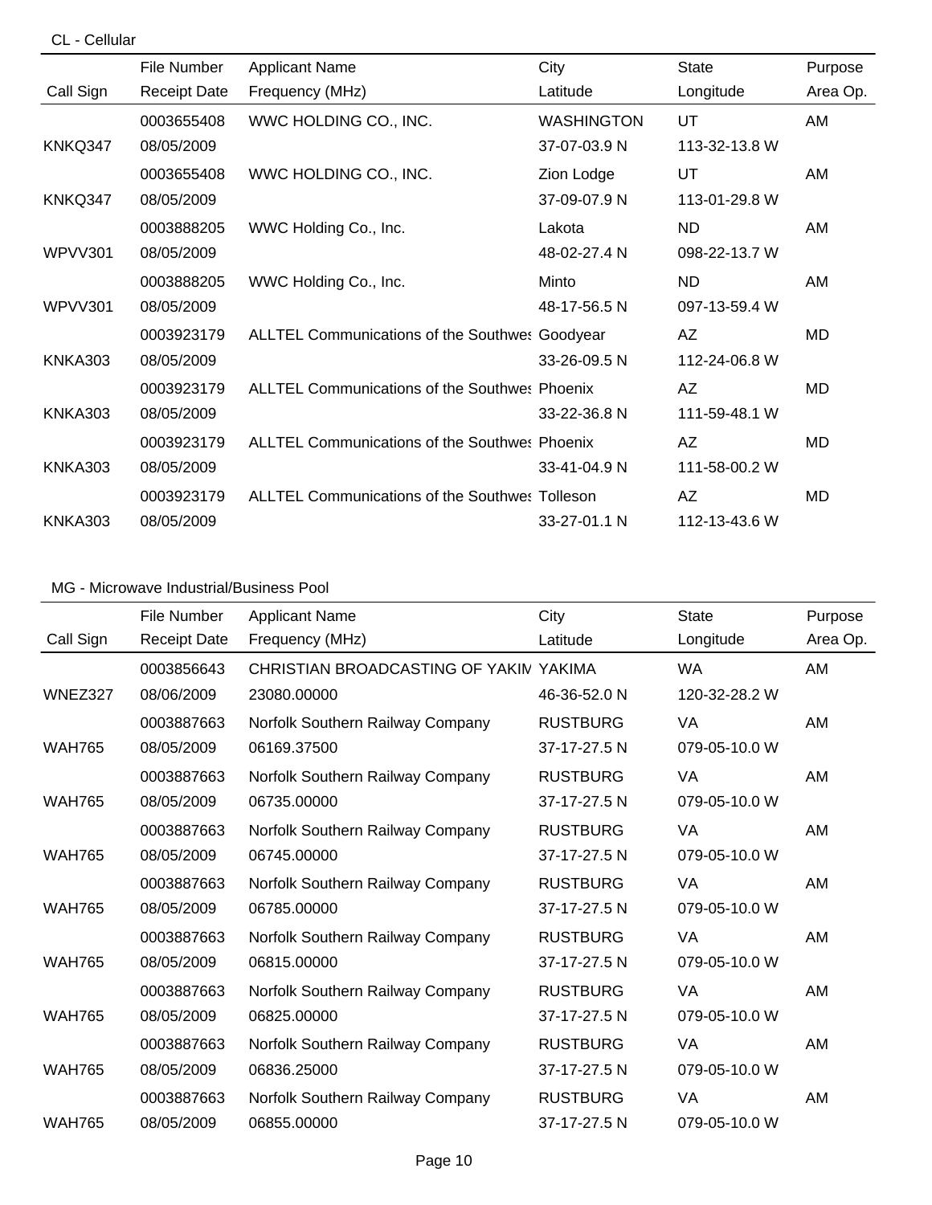## CL - Cellular

| Call Sign | File Number / Receipt Date | Applicant Name / Frequency (MHz) | City / Latitude | State / Longitude | Purpose / Area Op. |
|---|---|---|---|---|---|
| | 0003655408 | WWC HOLDING CO., INC. | WASHINGTON | UT | AM |
| KNKQ347 | 08/05/2009 | | 37-07-03.9 N | 113-32-13.8 W | |
| | 0003655408 | WWC HOLDING CO., INC. | Zion Lodge | UT | AM |
| KNKQ347 | 08/05/2009 | | 37-09-07.9 N | 113-01-29.8 W | |
| | 0003888205 | WWC Holding Co., Inc. | Lakota | ND | AM |
| WPVV301 | 08/05/2009 | | 48-02-27.4 N | 098-22-13.7 W | |
| | 0003888205 | WWC Holding Co., Inc. | Minto | ND | AM |
| WPVV301 | 08/05/2009 | | 48-17-56.5 N | 097-13-59.4 W | |
| | 0003923179 | ALLTEL Communications of the Southwes | Goodyear | AZ | MD |
| KNKA303 | 08/05/2009 | | 33-26-09.5 N | 112-24-06.8 W | |
| | 0003923179 | ALLTEL Communications of the Southwes | Phoenix | AZ | MD |
| KNKA303 | 08/05/2009 | | 33-22-36.8 N | 111-59-48.1 W | |
| | 0003923179 | ALLTEL Communications of the Southwes | Phoenix | AZ | MD |
| KNKA303 | 08/05/2009 | | 33-41-04.9 N | 111-58-00.2 W | |
| | 0003923179 | ALLTEL Communications of the Southwes | Tolleson | AZ | MD |
| KNKA303 | 08/05/2009 | | 33-27-01.1 N | 112-13-43.6 W | |

## MG - Microwave Industrial/Business Pool

| Call Sign | File Number / Receipt Date | Applicant Name / Frequency (MHz) | City / Latitude | State / Longitude | Purpose / Area Op. |
|---|---|---|---|---|---|
| | 0003856643 | CHRISTIAN BROADCASTING OF YAKIM | YAKIMA | WA | AM |
| WNEZ327 | 08/06/2009 | 23080.00000 | 46-36-52.0 N | 120-32-28.2 W | |
| | 0003887663 | Norfolk Southern Railway Company | RUSTBURG | VA | AM |
| WAH765 | 08/05/2009 | 06169.37500 | 37-17-27.5 N | 079-05-10.0 W | |
| | 0003887663 | Norfolk Southern Railway Company | RUSTBURG | VA | AM |
| WAH765 | 08/05/2009 | 06735.00000 | 37-17-27.5 N | 079-05-10.0 W | |
| | 0003887663 | Norfolk Southern Railway Company | RUSTBURG | VA | AM |
| WAH765 | 08/05/2009 | 06745.00000 | 37-17-27.5 N | 079-05-10.0 W | |
| | 0003887663 | Norfolk Southern Railway Company | RUSTBURG | VA | AM |
| WAH765 | 08/05/2009 | 06785.00000 | 37-17-27.5 N | 079-05-10.0 W | |
| | 0003887663 | Norfolk Southern Railway Company | RUSTBURG | VA | AM |
| WAH765 | 08/05/2009 | 06815.00000 | 37-17-27.5 N | 079-05-10.0 W | |
| | 0003887663 | Norfolk Southern Railway Company | RUSTBURG | VA | AM |
| WAH765 | 08/05/2009 | 06825.00000 | 37-17-27.5 N | 079-05-10.0 W | |
| | 0003887663 | Norfolk Southern Railway Company | RUSTBURG | VA | AM |
| WAH765 | 08/05/2009 | 06836.25000 | 37-17-27.5 N | 079-05-10.0 W | |
| | 0003887663 | Norfolk Southern Railway Company | RUSTBURG | VA | AM |
| WAH765 | 08/05/2009 | 06855.00000 | 37-17-27.5 N | 079-05-10.0 W | |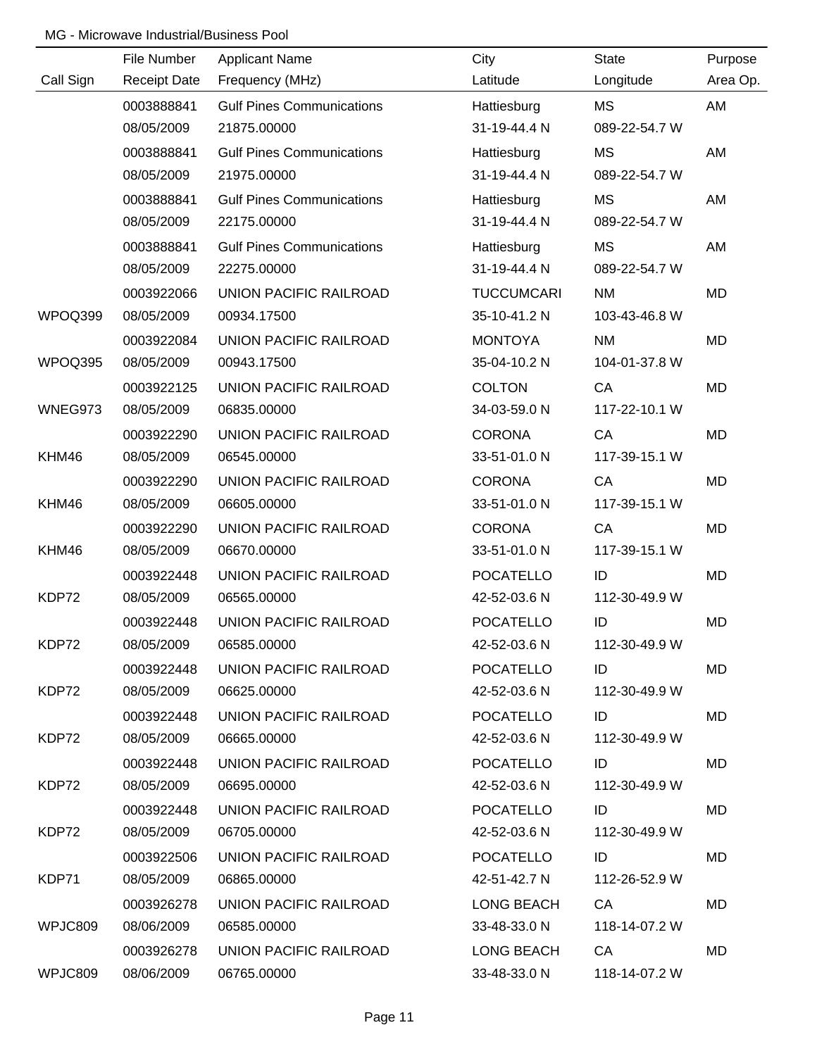MG - Microwave Industrial/Business Pool

| Call Sign | File Number<br>Receipt Date | Applicant Name<br>Frequency (MHz) | City<br>Latitude | State<br>Longitude | Purpose<br>Area Op. |
|---|---|---|---|---|---|
| | 0003888841<br>08/05/2009 | Gulf Pines Communications<br>21875.00000 | Hattiesburg<br>31-19-44.4 N | MS<br>089-22-54.7 W | AM |
| | 0003888841<br>08/05/2009 | Gulf Pines Communications<br>21975.00000 | Hattiesburg<br>31-19-44.4 N | MS<br>089-22-54.7 W | AM |
| | 0003888841<br>08/05/2009 | Gulf Pines Communications<br>22175.00000 | Hattiesburg<br>31-19-44.4 N | MS<br>089-22-54.7 W | AM |
| | 0003888841<br>08/05/2009 | Gulf Pines Communications<br>22275.00000 | Hattiesburg<br>31-19-44.4 N | MS<br>089-22-54.7 W | AM |
| WPOQ399 | 0003922066<br>08/05/2009 | UNION PACIFIC RAILROAD<br>00934.17500 | TUCCUMCARI<br>35-10-41.2 N | NM<br>103-43-46.8 W | MD |
| WPOQ395 | 0003922084<br>08/05/2009 | UNION PACIFIC RAILROAD<br>00943.17500 | MONTOYA<br>35-04-10.2 N | NM<br>104-01-37.8 W | MD |
| WNEG973 | 0003922125<br>08/05/2009 | UNION PACIFIC RAILROAD<br>06835.00000 | COLTON<br>34-03-59.0 N | CA<br>117-22-10.1 W | MD |
| KHM46 | 0003922290<br>08/05/2009 | UNION PACIFIC RAILROAD<br>06545.00000 | CORONA<br>33-51-01.0 N | CA<br>117-39-15.1 W | MD |
| KHM46 | 0003922290<br>08/05/2009 | UNION PACIFIC RAILROAD<br>06605.00000 | CORONA<br>33-51-01.0 N | CA<br>117-39-15.1 W | MD |
| KHM46 | 0003922290<br>08/05/2009 | UNION PACIFIC RAILROAD<br>06670.00000 | CORONA<br>33-51-01.0 N | CA<br>117-39-15.1 W | MD |
| KDP72 | 0003922448<br>08/05/2009 | UNION PACIFIC RAILROAD<br>06565.00000 | POCATELLO<br>42-52-03.6 N | ID<br>112-30-49.9 W | MD |
| KDP72 | 0003922448<br>08/05/2009 | UNION PACIFIC RAILROAD<br>06585.00000 | POCATELLO<br>42-52-03.6 N | ID<br>112-30-49.9 W | MD |
| KDP72 | 0003922448<br>08/05/2009 | UNION PACIFIC RAILROAD<br>06625.00000 | POCATELLO<br>42-52-03.6 N | ID<br>112-30-49.9 W | MD |
| KDP72 | 0003922448<br>08/05/2009 | UNION PACIFIC RAILROAD<br>06665.00000 | POCATELLO<br>42-52-03.6 N | ID<br>112-30-49.9 W | MD |
| KDP72 | 0003922448<br>08/05/2009 | UNION PACIFIC RAILROAD<br>06695.00000 | POCATELLO<br>42-52-03.6 N | ID<br>112-30-49.9 W | MD |
| KDP72 | 0003922448<br>08/05/2009 | UNION PACIFIC RAILROAD<br>06705.00000 | POCATELLO<br>42-52-03.6 N | ID<br>112-30-49.9 W | MD |
| KDP71 | 0003922506<br>08/05/2009 | UNION PACIFIC RAILROAD<br>06865.00000 | POCATELLO<br>42-51-42.7 N | ID<br>112-26-52.9 W | MD |
| WPJC809 | 0003926278<br>08/06/2009 | UNION PACIFIC RAILROAD<br>06585.00000 | LONG BEACH<br>33-48-33.0 N | CA<br>118-14-07.2 W | MD |
| WPJC809 | 0003926278<br>08/06/2009 | UNION PACIFIC RAILROAD<br>06765.00000 | LONG BEACH<br>33-48-33.0 N | CA<br>118-14-07.2 W | MD |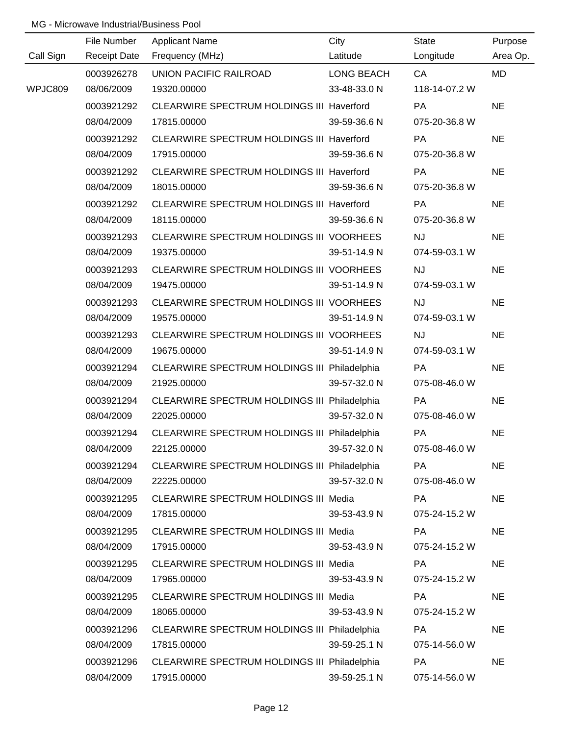MG - Microwave Industrial/Business Pool

| Call Sign | File Number<br>Receipt Date | Applicant Name<br>Frequency (MHz) | City<br>Latitude | State<br>Longitude | Purpose<br>Area Op. |
|---|---|---|---|---|---|
| WPJC809 | 0003926278<br>08/06/2009 | UNION PACIFIC RAILROAD<br>19320.00000 | LONG BEACH<br>33-48-33.0 N | CA<br>118-14-07.2 W | MD |
| | 0003921292<br>08/04/2009 | CLEARWIRE SPECTRUM HOLDINGS III<br>17815.00000 | Haverford<br>39-59-36.6 N | PA<br>075-20-36.8 W | NE |
| | 0003921292<br>08/04/2009 | CLEARWIRE SPECTRUM HOLDINGS III<br>17915.00000 | Haverford<br>39-59-36.6 N | PA<br>075-20-36.8 W | NE |
| | 0003921292<br>08/04/2009 | CLEARWIRE SPECTRUM HOLDINGS III<br>18015.00000 | Haverford<br>39-59-36.6 N | PA<br>075-20-36.8 W | NE |
| | 0003921292<br>08/04/2009 | CLEARWIRE SPECTRUM HOLDINGS III<br>18115.00000 | Haverford<br>39-59-36.6 N | PA<br>075-20-36.8 W | NE |
| | 0003921293<br>08/04/2009 | CLEARWIRE SPECTRUM HOLDINGS III<br>19375.00000 | VOORHEES<br>39-51-14.9 N | NJ<br>074-59-03.1 W | NE |
| | 0003921293<br>08/04/2009 | CLEARWIRE SPECTRUM HOLDINGS III<br>19475.00000 | VOORHEES<br>39-51-14.9 N | NJ<br>074-59-03.1 W | NE |
| | 0003921293<br>08/04/2009 | CLEARWIRE SPECTRUM HOLDINGS III<br>19575.00000 | VOORHEES<br>39-51-14.9 N | NJ<br>074-59-03.1 W | NE |
| | 0003921293<br>08/04/2009 | CLEARWIRE SPECTRUM HOLDINGS III<br>19675.00000 | VOORHEES<br>39-51-14.9 N | NJ<br>074-59-03.1 W | NE |
| | 0003921294<br>08/04/2009 | CLEARWIRE SPECTRUM HOLDINGS III<br>21925.00000 | Philadelphia<br>39-57-32.0 N | PA<br>075-08-46.0 W | NE |
| | 0003921294<br>08/04/2009 | CLEARWIRE SPECTRUM HOLDINGS III<br>22025.00000 | Philadelphia<br>39-57-32.0 N | PA<br>075-08-46.0 W | NE |
| | 0003921294<br>08/04/2009 | CLEARWIRE SPECTRUM HOLDINGS III<br>22125.00000 | Philadelphia<br>39-57-32.0 N | PA<br>075-08-46.0 W | NE |
| | 0003921294<br>08/04/2009 | CLEARWIRE SPECTRUM HOLDINGS III<br>22225.00000 | Philadelphia<br>39-57-32.0 N | PA<br>075-08-46.0 W | NE |
| | 0003921295<br>08/04/2009 | CLEARWIRE SPECTRUM HOLDINGS III<br>17815.00000 | Media<br>39-53-43.9 N | PA<br>075-24-15.2 W | NE |
| | 0003921295<br>08/04/2009 | CLEARWIRE SPECTRUM HOLDINGS III<br>17915.00000 | Media<br>39-53-43.9 N | PA<br>075-24-15.2 W | NE |
| | 0003921295<br>08/04/2009 | CLEARWIRE SPECTRUM HOLDINGS III<br>17965.00000 | Media<br>39-53-43.9 N | PA<br>075-24-15.2 W | NE |
| | 0003921295<br>08/04/2009 | CLEARWIRE SPECTRUM HOLDINGS III<br>18065.00000 | Media<br>39-53-43.9 N | PA<br>075-24-15.2 W | NE |
| | 0003921296<br>08/04/2009 | CLEARWIRE SPECTRUM HOLDINGS III<br>17815.00000 | Philadelphia<br>39-59-25.1 N | PA<br>075-14-56.0 W | NE |
| | 0003921296<br>08/04/2009 | CLEARWIRE SPECTRUM HOLDINGS III<br>17915.00000 | Philadelphia<br>39-59-25.1 N | PA<br>075-14-56.0 W | NE |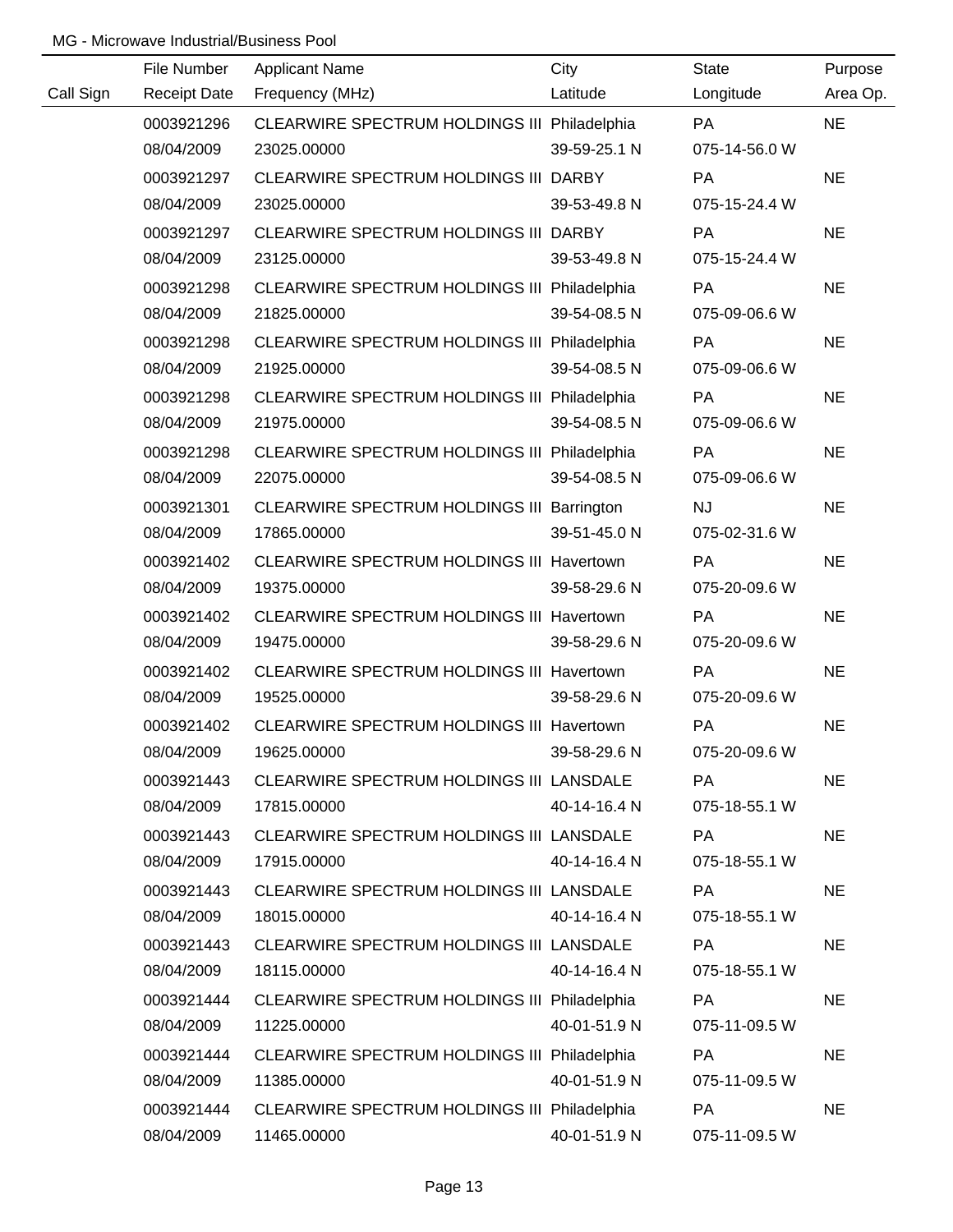MG - Microwave Industrial/Business Pool

| Call Sign | File Number<br>Receipt Date | Applicant Name<br>Frequency (MHz) | City<br>Latitude | State<br>Longitude | Purpose<br>Area Op. |
|---|---|---|---|---|---|
| | 0003921296<br>08/04/2009 | CLEARWIRE SPECTRUM HOLDINGS III<br>23025.00000 | Philadelphia<br>39-59-25.1 N | PA<br>075-14-56.0 W | NE |
| | 0003921297<br>08/04/2009 | CLEARWIRE SPECTRUM HOLDINGS III<br>23025.00000 | DARBY<br>39-53-49.8 N | PA<br>075-15-24.4 W | NE |
| | 0003921297<br>08/04/2009 | CLEARWIRE SPECTRUM HOLDINGS III<br>23125.00000 | DARBY<br>39-53-49.8 N | PA<br>075-15-24.4 W | NE |
| | 0003921298<br>08/04/2009 | CLEARWIRE SPECTRUM HOLDINGS III<br>21825.00000 | Philadelphia<br>39-54-08.5 N | PA<br>075-09-06.6 W | NE |
| | 0003921298<br>08/04/2009 | CLEARWIRE SPECTRUM HOLDINGS III<br>21925.00000 | Philadelphia<br>39-54-08.5 N | PA<br>075-09-06.6 W | NE |
| | 0003921298<br>08/04/2009 | CLEARWIRE SPECTRUM HOLDINGS III<br>21975.00000 | Philadelphia<br>39-54-08.5 N | PA<br>075-09-06.6 W | NE |
| | 0003921298<br>08/04/2009 | CLEARWIRE SPECTRUM HOLDINGS III<br>22075.00000 | Philadelphia<br>39-54-08.5 N | PA<br>075-09-06.6 W | NE |
| | 0003921301<br>08/04/2009 | CLEARWIRE SPECTRUM HOLDINGS III<br>17865.00000 | Barrington<br>39-51-45.0 N | NJ<br>075-02-31.6 W | NE |
| | 0003921402<br>08/04/2009 | CLEARWIRE SPECTRUM HOLDINGS III<br>19375.00000 | Havertown<br>39-58-29.6 N | PA<br>075-20-09.6 W | NE |
| | 0003921402<br>08/04/2009 | CLEARWIRE SPECTRUM HOLDINGS III<br>19475.00000 | Havertown<br>39-58-29.6 N | PA<br>075-20-09.6 W | NE |
| | 0003921402<br>08/04/2009 | CLEARWIRE SPECTRUM HOLDINGS III<br>19525.00000 | Havertown<br>39-58-29.6 N | PA<br>075-20-09.6 W | NE |
| | 0003921402<br>08/04/2009 | CLEARWIRE SPECTRUM HOLDINGS III<br>19625.00000 | Havertown<br>39-58-29.6 N | PA<br>075-20-09.6 W | NE |
| | 0003921443<br>08/04/2009 | CLEARWIRE SPECTRUM HOLDINGS III<br>17815.00000 | LANSDALE<br>40-14-16.4 N | PA<br>075-18-55.1 W | NE |
| | 0003921443<br>08/04/2009 | CLEARWIRE SPECTRUM HOLDINGS III<br>17915.00000 | LANSDALE<br>40-14-16.4 N | PA<br>075-18-55.1 W | NE |
| | 0003921443<br>08/04/2009 | CLEARWIRE SPECTRUM HOLDINGS III<br>18015.00000 | LANSDALE<br>40-14-16.4 N | PA<br>075-18-55.1 W | NE |
| | 0003921443<br>08/04/2009 | CLEARWIRE SPECTRUM HOLDINGS III<br>18115.00000 | LANSDALE<br>40-14-16.4 N | PA<br>075-18-55.1 W | NE |
| | 0003921444<br>08/04/2009 | CLEARWIRE SPECTRUM HOLDINGS III<br>11225.00000 | Philadelphia<br>40-01-51.9 N | PA<br>075-11-09.5 W | NE |
| | 0003921444<br>08/04/2009 | CLEARWIRE SPECTRUM HOLDINGS III<br>11385.00000 | Philadelphia<br>40-01-51.9 N | PA<br>075-11-09.5 W | NE |
| | 0003921444<br>08/04/2009 | CLEARWIRE SPECTRUM HOLDINGS III<br>11465.00000 | Philadelphia<br>40-01-51.9 N | PA<br>075-11-09.5 W | NE |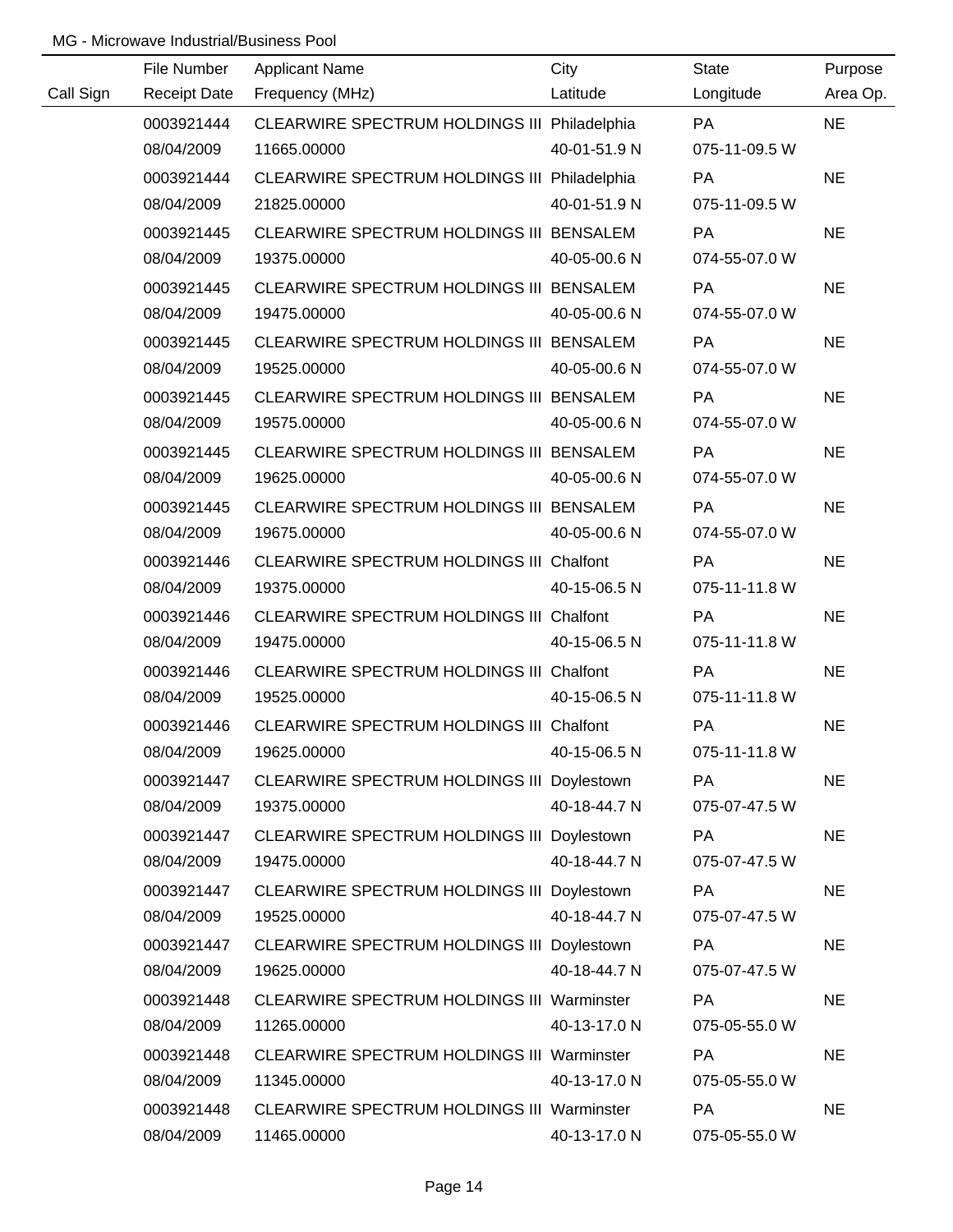MG - Microwave Industrial/Business Pool

| Call Sign | File Number<br>Receipt Date | Applicant Name<br>Frequency (MHz) | City<br>Latitude | State<br>Longitude | Purpose<br>Area Op. |
|---|---|---|---|---|---|
| | 0003921444<br>08/04/2009 | CLEARWIRE SPECTRUM HOLDINGS III<br>11665.00000 | Philadelphia<br>40-01-51.9 N | PA<br>075-11-09.5 W | NE |
| | 0003921444<br>08/04/2009 | CLEARWIRE SPECTRUM HOLDINGS III<br>21825.00000 | Philadelphia<br>40-01-51.9 N | PA<br>075-11-09.5 W | NE |
| | 0003921445<br>08/04/2009 | CLEARWIRE SPECTRUM HOLDINGS III<br>19375.00000 | BENSALEM<br>40-05-00.6 N | PA<br>074-55-07.0 W | NE |
| | 0003921445<br>08/04/2009 | CLEARWIRE SPECTRUM HOLDINGS III<br>19475.00000 | BENSALEM<br>40-05-00.6 N | PA<br>074-55-07.0 W | NE |
| | 0003921445<br>08/04/2009 | CLEARWIRE SPECTRUM HOLDINGS III<br>19525.00000 | BENSALEM<br>40-05-00.6 N | PA<br>074-55-07.0 W | NE |
| | 0003921445<br>08/04/2009 | CLEARWIRE SPECTRUM HOLDINGS III<br>19575.00000 | BENSALEM<br>40-05-00.6 N | PA<br>074-55-07.0 W | NE |
| | 0003921445<br>08/04/2009 | CLEARWIRE SPECTRUM HOLDINGS III<br>19625.00000 | BENSALEM<br>40-05-00.6 N | PA<br>074-55-07.0 W | NE |
| | 0003921445<br>08/04/2009 | CLEARWIRE SPECTRUM HOLDINGS III<br>19675.00000 | BENSALEM<br>40-05-00.6 N | PA<br>074-55-07.0 W | NE |
| | 0003921446<br>08/04/2009 | CLEARWIRE SPECTRUM HOLDINGS III<br>19375.00000 | Chalfont<br>40-15-06.5 N | PA<br>075-11-11.8 W | NE |
| | 0003921446<br>08/04/2009 | CLEARWIRE SPECTRUM HOLDINGS III<br>19475.00000 | Chalfont<br>40-15-06.5 N | PA<br>075-11-11.8 W | NE |
| | 0003921446<br>08/04/2009 | CLEARWIRE SPECTRUM HOLDINGS III<br>19525.00000 | Chalfont<br>40-15-06.5 N | PA<br>075-11-11.8 W | NE |
| | 0003921446<br>08/04/2009 | CLEARWIRE SPECTRUM HOLDINGS III<br>19625.00000 | Chalfont<br>40-15-06.5 N | PA<br>075-11-11.8 W | NE |
| | 0003921447<br>08/04/2009 | CLEARWIRE SPECTRUM HOLDINGS III<br>19375.00000 | Doylestown<br>40-18-44.7 N | PA<br>075-07-47.5 W | NE |
| | 0003921447<br>08/04/2009 | CLEARWIRE SPECTRUM HOLDINGS III<br>19475.00000 | Doylestown<br>40-18-44.7 N | PA<br>075-07-47.5 W | NE |
| | 0003921447<br>08/04/2009 | CLEARWIRE SPECTRUM HOLDINGS III<br>19525.00000 | Doylestown<br>40-18-44.7 N | PA<br>075-07-47.5 W | NE |
| | 0003921447<br>08/04/2009 | CLEARWIRE SPECTRUM HOLDINGS III<br>19625.00000 | Doylestown<br>40-18-44.7 N | PA<br>075-07-47.5 W | NE |
| | 0003921448<br>08/04/2009 | CLEARWIRE SPECTRUM HOLDINGS III<br>11265.00000 | Warminster<br>40-13-17.0 N | PA<br>075-05-55.0 W | NE |
| | 0003921448<br>08/04/2009 | CLEARWIRE SPECTRUM HOLDINGS III<br>11345.00000 | Warminster<br>40-13-17.0 N | PA<br>075-05-55.0 W | NE |
| | 0003921448<br>08/04/2009 | CLEARWIRE SPECTRUM HOLDINGS III<br>11465.00000 | Warminster<br>40-13-17.0 N | PA<br>075-05-55.0 W | NE |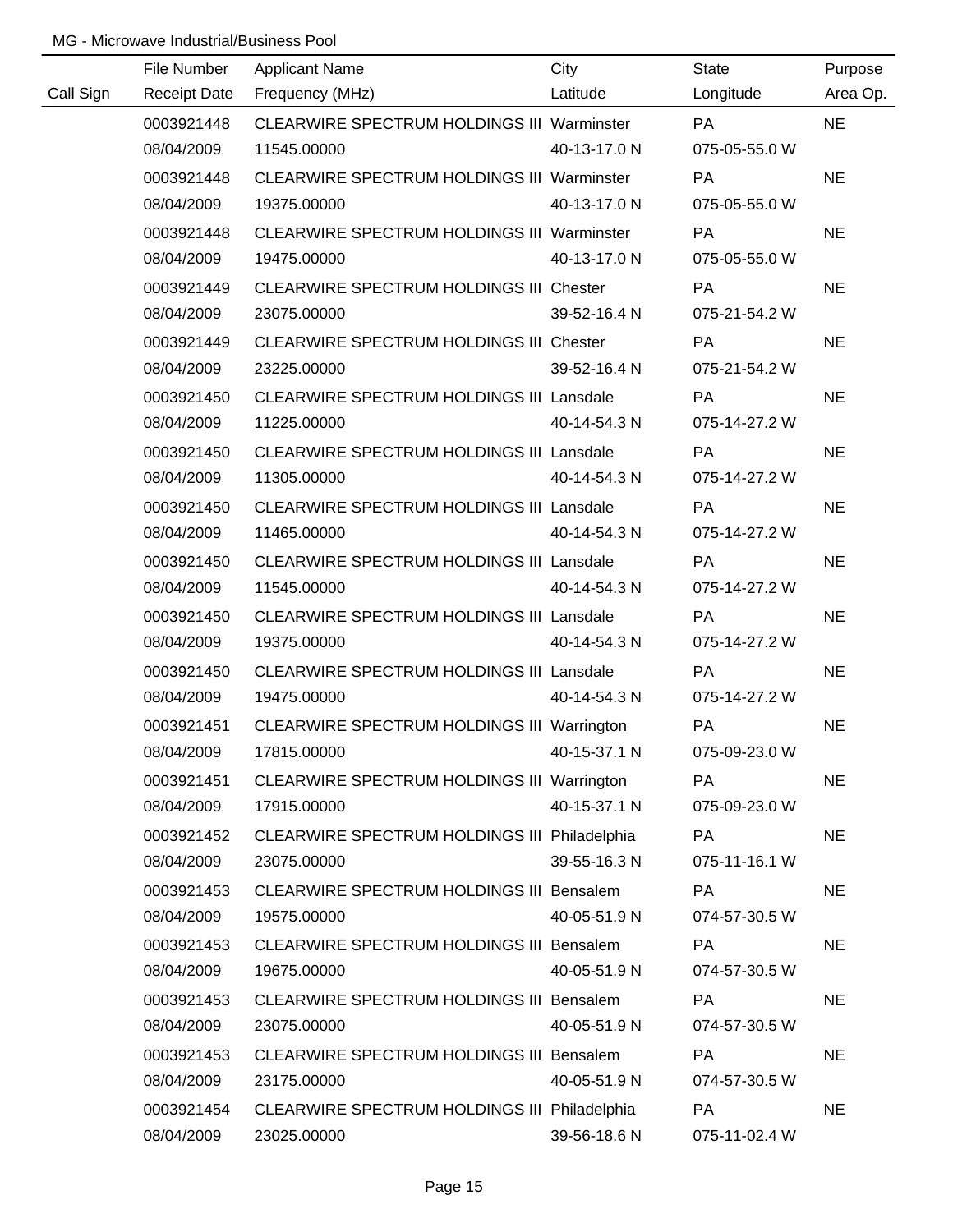MG - Microwave Industrial/Business Pool

| Call Sign | File Number<br>Receipt Date | Applicant Name<br>Frequency (MHz) | City<br>Latitude | State<br>Longitude | Purpose<br>Area Op. |
|---|---|---|---|---|---|
| | 0003921448<br>08/04/2009 | CLEARWIRE SPECTRUM HOLDINGS III<br>11545.00000 | Warminster<br>40-13-17.0 N | PA<br>075-05-55.0 W | NE |
| | 0003921448<br>08/04/2009 | CLEARWIRE SPECTRUM HOLDINGS III<br>19375.00000 | Warminster<br>40-13-17.0 N | PA<br>075-05-55.0 W | NE |
| | 0003921448<br>08/04/2009 | CLEARWIRE SPECTRUM HOLDINGS III<br>19475.00000 | Warminster<br>40-13-17.0 N | PA<br>075-05-55.0 W | NE |
| | 0003921449<br>08/04/2009 | CLEARWIRE SPECTRUM HOLDINGS III<br>23075.00000 | Chester<br>39-52-16.4 N | PA<br>075-21-54.2 W | NE |
| | 0003921449<br>08/04/2009 | CLEARWIRE SPECTRUM HOLDINGS III<br>23225.00000 | Chester<br>39-52-16.4 N | PA<br>075-21-54.2 W | NE |
| | 0003921450<br>08/04/2009 | CLEARWIRE SPECTRUM HOLDINGS III<br>11225.00000 | Lansdale<br>40-14-54.3 N | PA<br>075-14-27.2 W | NE |
| | 0003921450<br>08/04/2009 | CLEARWIRE SPECTRUM HOLDINGS III<br>11305.00000 | Lansdale<br>40-14-54.3 N | PA<br>075-14-27.2 W | NE |
| | 0003921450<br>08/04/2009 | CLEARWIRE SPECTRUM HOLDINGS III<br>11465.00000 | Lansdale<br>40-14-54.3 N | PA<br>075-14-27.2 W | NE |
| | 0003921450<br>08/04/2009 | CLEARWIRE SPECTRUM HOLDINGS III<br>11545.00000 | Lansdale<br>40-14-54.3 N | PA<br>075-14-27.2 W | NE |
| | 0003921450<br>08/04/2009 | CLEARWIRE SPECTRUM HOLDINGS III<br>19375.00000 | Lansdale<br>40-14-54.3 N | PA<br>075-14-27.2 W | NE |
| | 0003921450<br>08/04/2009 | CLEARWIRE SPECTRUM HOLDINGS III<br>19475.00000 | Lansdale<br>40-14-54.3 N | PA<br>075-14-27.2 W | NE |
| | 0003921451<br>08/04/2009 | CLEARWIRE SPECTRUM HOLDINGS III<br>17815.00000 | Warrington<br>40-15-37.1 N | PA<br>075-09-23.0 W | NE |
| | 0003921451<br>08/04/2009 | CLEARWIRE SPECTRUM HOLDINGS III<br>17915.00000 | Warrington<br>40-15-37.1 N | PA<br>075-09-23.0 W | NE |
| | 0003921452<br>08/04/2009 | CLEARWIRE SPECTRUM HOLDINGS III<br>23075.00000 | Philadelphia<br>39-55-16.3 N | PA<br>075-11-16.1 W | NE |
| | 0003921453<br>08/04/2009 | CLEARWIRE SPECTRUM HOLDINGS III<br>19575.00000 | Bensalem<br>40-05-51.9 N | PA<br>074-57-30.5 W | NE |
| | 0003921453<br>08/04/2009 | CLEARWIRE SPECTRUM HOLDINGS III<br>19675.00000 | Bensalem<br>40-05-51.9 N | PA<br>074-57-30.5 W | NE |
| | 0003921453<br>08/04/2009 | CLEARWIRE SPECTRUM HOLDINGS III<br>23075.00000 | Bensalem<br>40-05-51.9 N | PA<br>074-57-30.5 W | NE |
| | 0003921453<br>08/04/2009 | CLEARWIRE SPECTRUM HOLDINGS III<br>23175.00000 | Bensalem<br>40-05-51.9 N | PA<br>074-57-30.5 W | NE |
| | 0003921454<br>08/04/2009 | CLEARWIRE SPECTRUM HOLDINGS III<br>23025.00000 | Philadelphia<br>39-56-18.6 N | PA<br>075-11-02.4 W | NE |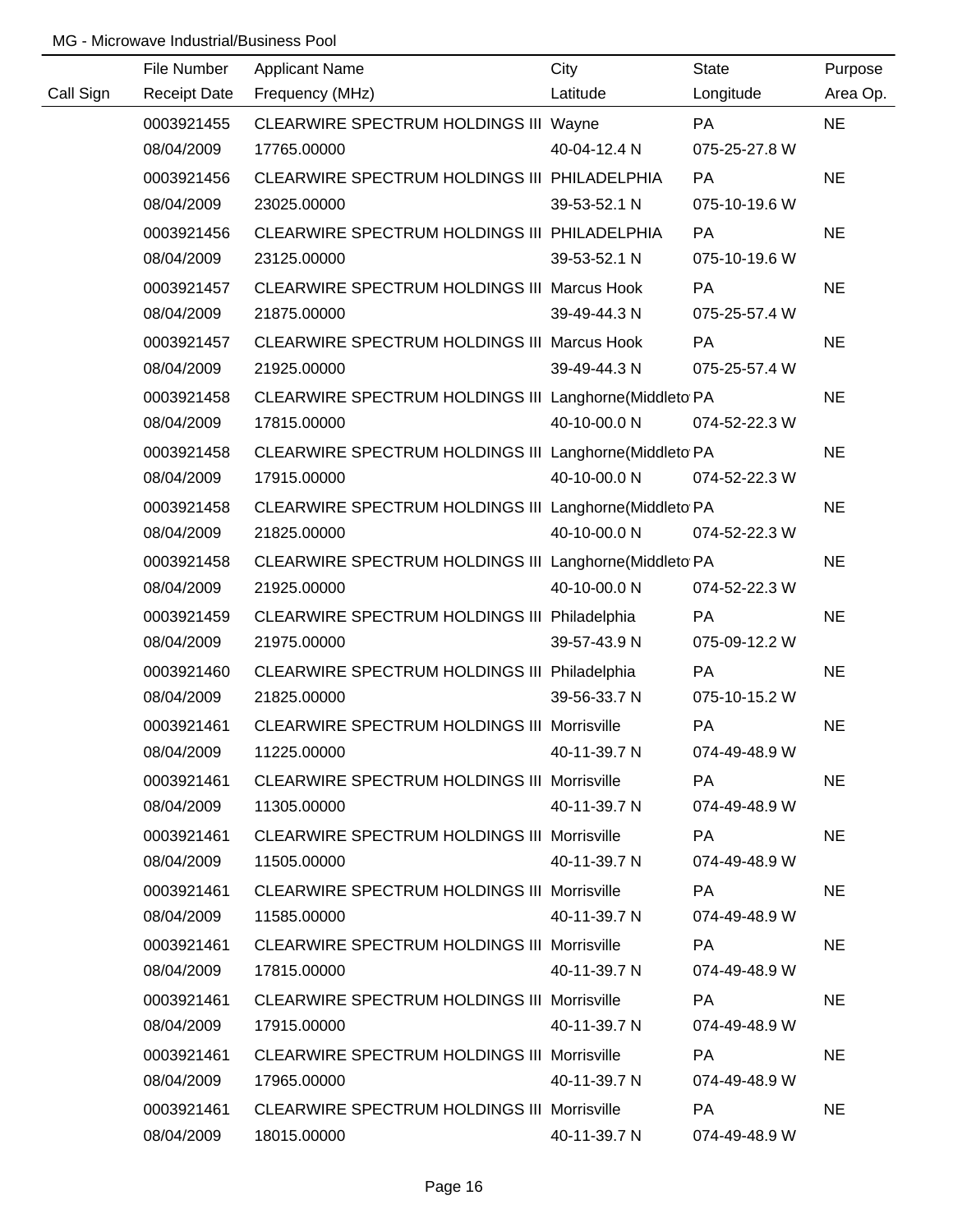MG - Microwave Industrial/Business Pool

| Call Sign | File Number / Receipt Date | Applicant Name / Frequency (MHz) | City / Latitude | State / Longitude | Purpose / Area Op. |
|---|---|---|---|---|---|
| | 0003921455 | CLEARWIRE SPECTRUM HOLDINGS III | Wayne | PA | NE |
| | 08/04/2009 | 17765.00000 | 40-04-12.4 N | 075-25-27.8 W | |
| | 0003921456 | CLEARWIRE SPECTRUM HOLDINGS III | PHILADELPHIA | PA | NE |
| | 08/04/2009 | 23025.00000 | 39-53-52.1 N | 075-10-19.6 W | |
| | 0003921456 | CLEARWIRE SPECTRUM HOLDINGS III | PHILADELPHIA | PA | NE |
| | 08/04/2009 | 23125.00000 | 39-53-52.1 N | 075-10-19.6 W | |
| | 0003921457 | CLEARWIRE SPECTRUM HOLDINGS III | Marcus Hook | PA | NE |
| | 08/04/2009 | 21875.00000 | 39-49-44.3 N | 075-25-57.4 W | |
| | 0003921457 | CLEARWIRE SPECTRUM HOLDINGS III | Marcus Hook | PA | NE |
| | 08/04/2009 | 21925.00000 | 39-49-44.3 N | 075-25-57.4 W | |
| | 0003921458 | CLEARWIRE SPECTRUM HOLDINGS III | Langhorne(Middleto | PA | NE |
| | 08/04/2009 | 17815.00000 | 40-10-00.0 N | 074-52-22.3 W | |
| | 0003921458 | CLEARWIRE SPECTRUM HOLDINGS III | Langhorne(Middleto | PA | NE |
| | 08/04/2009 | 17915.00000 | 40-10-00.0 N | 074-52-22.3 W | |
| | 0003921458 | CLEARWIRE SPECTRUM HOLDINGS III | Langhorne(Middleto | PA | NE |
| | 08/04/2009 | 21825.00000 | 40-10-00.0 N | 074-52-22.3 W | |
| | 0003921458 | CLEARWIRE SPECTRUM HOLDINGS III | Langhorne(Middleto | PA | NE |
| | 08/04/2009 | 21925.00000 | 40-10-00.0 N | 074-52-22.3 W | |
| | 0003921459 | CLEARWIRE SPECTRUM HOLDINGS III | Philadelphia | PA | NE |
| | 08/04/2009 | 21975.00000 | 39-57-43.9 N | 075-09-12.2 W | |
| | 0003921460 | CLEARWIRE SPECTRUM HOLDINGS III | Philadelphia | PA | NE |
| | 08/04/2009 | 21825.00000 | 39-56-33.7 N | 075-10-15.2 W | |
| | 0003921461 | CLEARWIRE SPECTRUM HOLDINGS III | Morrisville | PA | NE |
| | 08/04/2009 | 11225.00000 | 40-11-39.7 N | 074-49-48.9 W | |
| | 0003921461 | CLEARWIRE SPECTRUM HOLDINGS III | Morrisville | PA | NE |
| | 08/04/2009 | 11305.00000 | 40-11-39.7 N | 074-49-48.9 W | |
| | 0003921461 | CLEARWIRE SPECTRUM HOLDINGS III | Morrisville | PA | NE |
| | 08/04/2009 | 11505.00000 | 40-11-39.7 N | 074-49-48.9 W | |
| | 0003921461 | CLEARWIRE SPECTRUM HOLDINGS III | Morrisville | PA | NE |
| | 08/04/2009 | 11585.00000 | 40-11-39.7 N | 074-49-48.9 W | |
| | 0003921461 | CLEARWIRE SPECTRUM HOLDINGS III | Morrisville | PA | NE |
| | 08/04/2009 | 17815.00000 | 40-11-39.7 N | 074-49-48.9 W | |
| | 0003921461 | CLEARWIRE SPECTRUM HOLDINGS III | Morrisville | PA | NE |
| | 08/04/2009 | 17915.00000 | 40-11-39.7 N | 074-49-48.9 W | |
| | 0003921461 | CLEARWIRE SPECTRUM HOLDINGS III | Morrisville | PA | NE |
| | 08/04/2009 | 17965.00000 | 40-11-39.7 N | 074-49-48.9 W | |
| | 0003921461 | CLEARWIRE SPECTRUM HOLDINGS III | Morrisville | PA | NE |
| | 08/04/2009 | 18015.00000 | 40-11-39.7 N | 074-49-48.9 W | |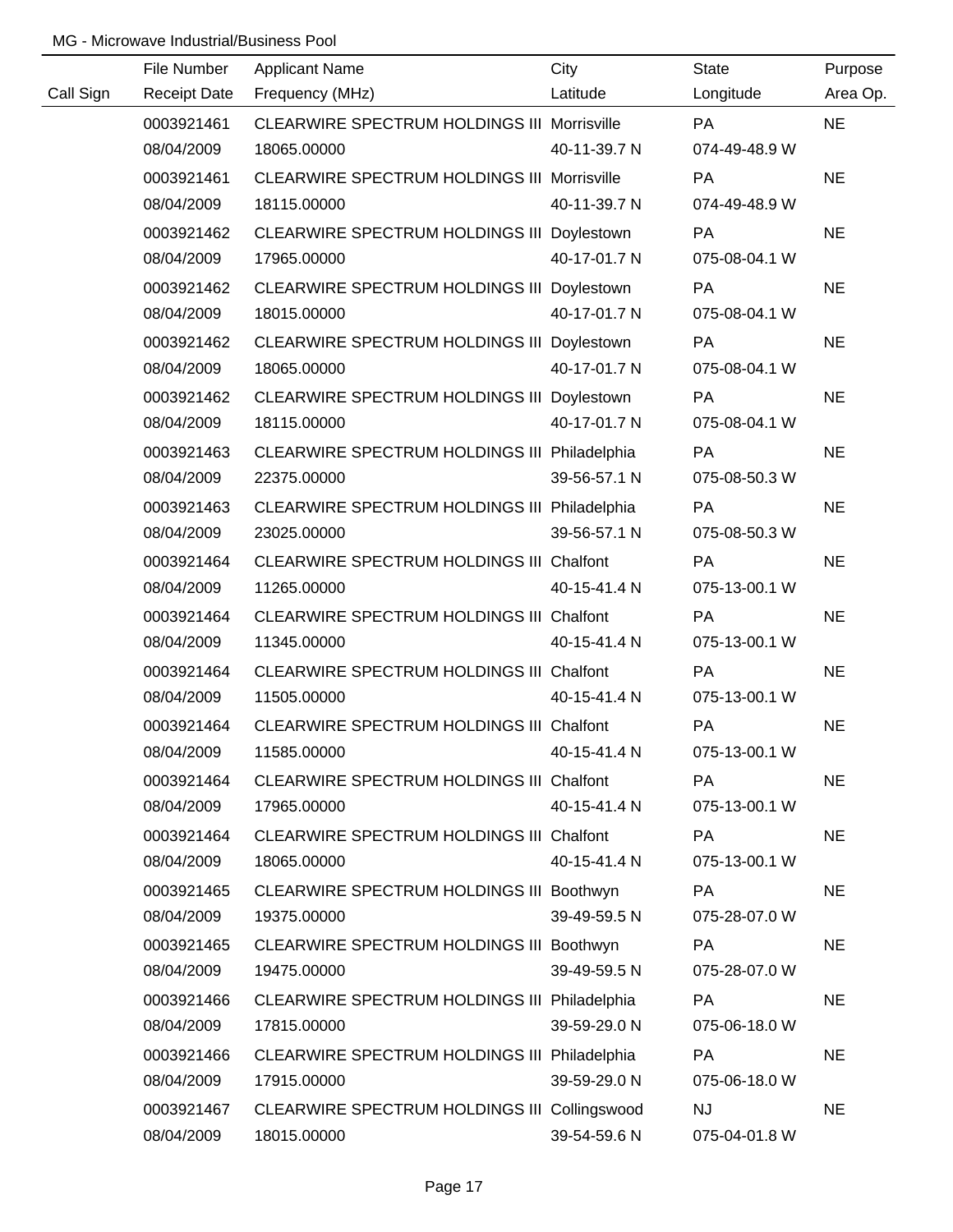MG - Microwave Industrial/Business Pool

| Call Sign | File Number<br>Receipt Date | Applicant Name<br>Frequency (MHz) | City<br>Latitude | State<br>Longitude | Purpose<br>Area Op. |
|---|---|---|---|---|---|
| | 0003921461<br>08/04/2009 | CLEARWIRE SPECTRUM HOLDINGS III<br>18065.00000 | Morrisville<br>40-11-39.7 N | PA<br>074-49-48.9 W | NE |
| | 0003921461<br>08/04/2009 | CLEARWIRE SPECTRUM HOLDINGS III<br>18115.00000 | Morrisville<br>40-11-39.7 N | PA<br>074-49-48.9 W | NE |
| | 0003921462<br>08/04/2009 | CLEARWIRE SPECTRUM HOLDINGS III<br>17965.00000 | Doylestown<br>40-17-01.7 N | PA<br>075-08-04.1 W | NE |
| | 0003921462<br>08/04/2009 | CLEARWIRE SPECTRUM HOLDINGS III<br>18015.00000 | Doylestown<br>40-17-01.7 N | PA<br>075-08-04.1 W | NE |
| | 0003921462<br>08/04/2009 | CLEARWIRE SPECTRUM HOLDINGS III<br>18065.00000 | Doylestown<br>40-17-01.7 N | PA<br>075-08-04.1 W | NE |
| | 0003921462<br>08/04/2009 | CLEARWIRE SPECTRUM HOLDINGS III<br>18115.00000 | Doylestown<br>40-17-01.7 N | PA<br>075-08-04.1 W | NE |
| | 0003921463<br>08/04/2009 | CLEARWIRE SPECTRUM HOLDINGS III<br>22375.00000 | Philadelphia<br>39-56-57.1 N | PA<br>075-08-50.3 W | NE |
| | 0003921463<br>08/04/2009 | CLEARWIRE SPECTRUM HOLDINGS III<br>23025.00000 | Philadelphia<br>39-56-57.1 N | PA<br>075-08-50.3 W | NE |
| | 0003921464<br>08/04/2009 | CLEARWIRE SPECTRUM HOLDINGS III<br>11265.00000 | Chalfont<br>40-15-41.4 N | PA<br>075-13-00.1 W | NE |
| | 0003921464<br>08/04/2009 | CLEARWIRE SPECTRUM HOLDINGS III<br>11345.00000 | Chalfont<br>40-15-41.4 N | PA<br>075-13-00.1 W | NE |
| | 0003921464<br>08/04/2009 | CLEARWIRE SPECTRUM HOLDINGS III<br>11505.00000 | Chalfont<br>40-15-41.4 N | PA<br>075-13-00.1 W | NE |
| | 0003921464<br>08/04/2009 | CLEARWIRE SPECTRUM HOLDINGS III<br>11585.00000 | Chalfont<br>40-15-41.4 N | PA<br>075-13-00.1 W | NE |
| | 0003921464<br>08/04/2009 | CLEARWIRE SPECTRUM HOLDINGS III<br>17965.00000 | Chalfont<br>40-15-41.4 N | PA<br>075-13-00.1 W | NE |
| | 0003921464<br>08/04/2009 | CLEARWIRE SPECTRUM HOLDINGS III<br>18065.00000 | Chalfont<br>40-15-41.4 N | PA<br>075-13-00.1 W | NE |
| | 0003921465<br>08/04/2009 | CLEARWIRE SPECTRUM HOLDINGS III<br>19375.00000 | Boothwyn<br>39-49-59.5 N | PA<br>075-28-07.0 W | NE |
| | 0003921465<br>08/04/2009 | CLEARWIRE SPECTRUM HOLDINGS III<br>19475.00000 | Boothwyn<br>39-49-59.5 N | PA<br>075-28-07.0 W | NE |
| | 0003921466<br>08/04/2009 | CLEARWIRE SPECTRUM HOLDINGS III<br>17815.00000 | Philadelphia<br>39-59-29.0 N | PA<br>075-06-18.0 W | NE |
| | 0003921466<br>08/04/2009 | CLEARWIRE SPECTRUM HOLDINGS III<br>17915.00000 | Philadelphia<br>39-59-29.0 N | PA<br>075-06-18.0 W | NE |
| | 0003921467<br>08/04/2009 | CLEARWIRE SPECTRUM HOLDINGS III<br>18015.00000 | Collingswood<br>39-54-59.6 N | NJ<br>075-04-01.8 W | NE |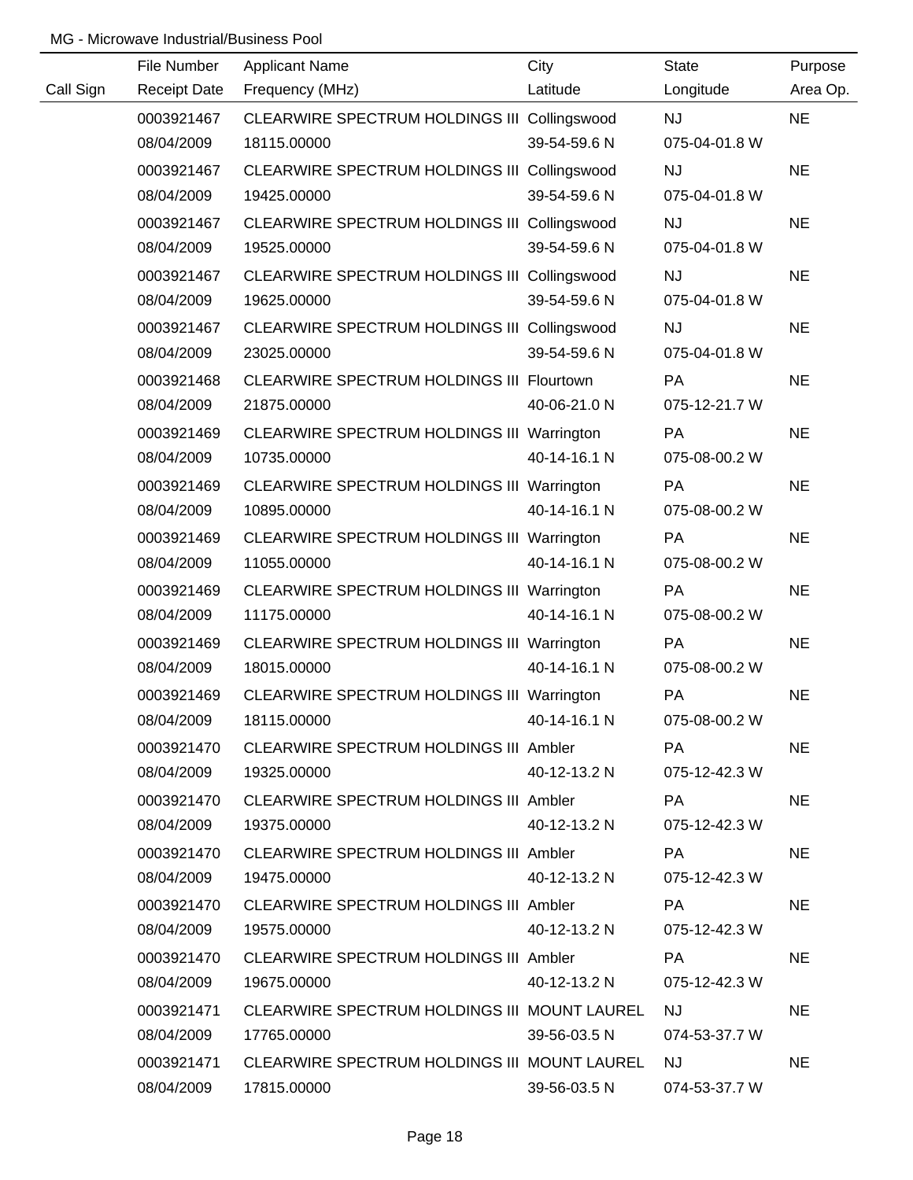MG - Microwave Industrial/Business Pool

| Call Sign | File Number<br>Receipt Date | Applicant Name<br>Frequency (MHz) | City<br>Latitude | State<br>Longitude | Purpose<br>Area Op. |
|---|---|---|---|---|---|
| | 0003921467<br>08/04/2009 | CLEARWIRE SPECTRUM HOLDINGS III<br>18115.00000 | Collingswood<br>39-54-59.6 N | NJ<br>075-04-01.8 W | NE |
| | 0003921467<br>08/04/2009 | CLEARWIRE SPECTRUM HOLDINGS III<br>19425.00000 | Collingswood<br>39-54-59.6 N | NJ<br>075-04-01.8 W | NE |
| | 0003921467<br>08/04/2009 | CLEARWIRE SPECTRUM HOLDINGS III<br>19525.00000 | Collingswood<br>39-54-59.6 N | NJ<br>075-04-01.8 W | NE |
| | 0003921467<br>08/04/2009 | CLEARWIRE SPECTRUM HOLDINGS III<br>19625.00000 | Collingswood<br>39-54-59.6 N | NJ<br>075-04-01.8 W | NE |
| | 0003921467<br>08/04/2009 | CLEARWIRE SPECTRUM HOLDINGS III<br>23025.00000 | Collingswood<br>39-54-59.6 N | NJ<br>075-04-01.8 W | NE |
| | 0003921468<br>08/04/2009 | CLEARWIRE SPECTRUM HOLDINGS III<br>21875.00000 | Flourtown<br>40-06-21.0 N | PA<br>075-12-21.7 W | NE |
| | 0003921469<br>08/04/2009 | CLEARWIRE SPECTRUM HOLDINGS III<br>10735.00000 | Warrington<br>40-14-16.1 N | PA<br>075-08-00.2 W | NE |
| | 0003921469<br>08/04/2009 | CLEARWIRE SPECTRUM HOLDINGS III<br>10895.00000 | Warrington<br>40-14-16.1 N | PA<br>075-08-00.2 W | NE |
| | 0003921469<br>08/04/2009 | CLEARWIRE SPECTRUM HOLDINGS III<br>11055.00000 | Warrington<br>40-14-16.1 N | PA<br>075-08-00.2 W | NE |
| | 0003921469<br>08/04/2009 | CLEARWIRE SPECTRUM HOLDINGS III<br>11175.00000 | Warrington<br>40-14-16.1 N | PA<br>075-08-00.2 W | NE |
| | 0003921469<br>08/04/2009 | CLEARWIRE SPECTRUM HOLDINGS III<br>18015.00000 | Warrington<br>40-14-16.1 N | PA<br>075-08-00.2 W | NE |
| | 0003921469<br>08/04/2009 | CLEARWIRE SPECTRUM HOLDINGS III<br>18115.00000 | Warrington<br>40-14-16.1 N | PA<br>075-08-00.2 W | NE |
| | 0003921470<br>08/04/2009 | CLEARWIRE SPECTRUM HOLDINGS III<br>19325.00000 | Ambler<br>40-12-13.2 N | PA<br>075-12-42.3 W | NE |
| | 0003921470<br>08/04/2009 | CLEARWIRE SPECTRUM HOLDINGS III<br>19375.00000 | Ambler<br>40-12-13.2 N | PA<br>075-12-42.3 W | NE |
| | 0003921470<br>08/04/2009 | CLEARWIRE SPECTRUM HOLDINGS III<br>19475.00000 | Ambler<br>40-12-13.2 N | PA<br>075-12-42.3 W | NE |
| | 0003921470<br>08/04/2009 | CLEARWIRE SPECTRUM HOLDINGS III<br>19575.00000 | Ambler<br>40-12-13.2 N | PA<br>075-12-42.3 W | NE |
| | 0003921470<br>08/04/2009 | CLEARWIRE SPECTRUM HOLDINGS III<br>19675.00000 | Ambler<br>40-12-13.2 N | PA<br>075-12-42.3 W | NE |
| | 0003921471<br>08/04/2009 | CLEARWIRE SPECTRUM HOLDINGS III<br>17765.00000 | MOUNT LAUREL<br>39-56-03.5 N | NJ<br>074-53-37.7 W | NE |
| | 0003921471<br>08/04/2009 | CLEARWIRE SPECTRUM HOLDINGS III<br>17815.00000 | MOUNT LAUREL<br>39-56-03.5 N | NJ<br>074-53-37.7 W | NE |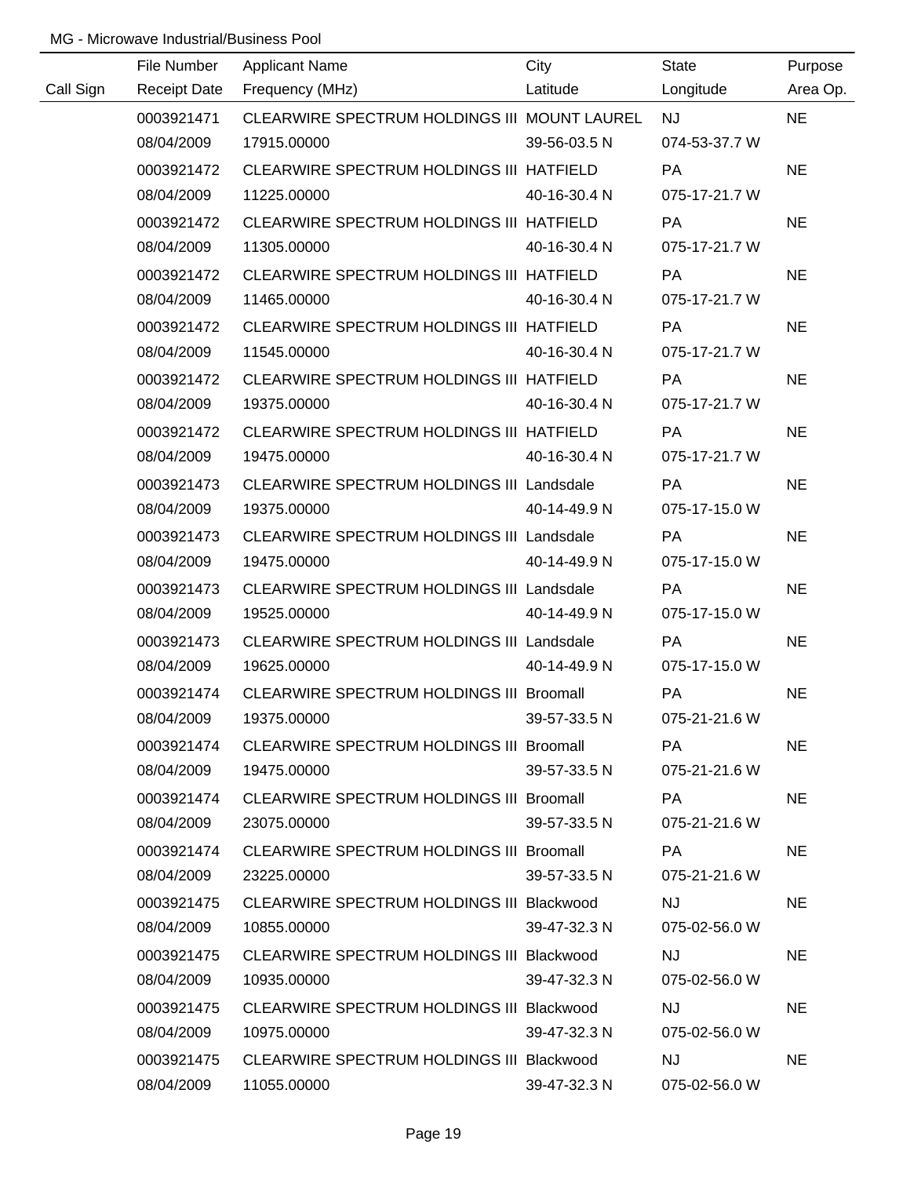MG - Microwave Industrial/Business Pool

| Call Sign | File Number<br>Receipt Date | Applicant Name<br>Frequency (MHz) | City<br>Latitude | State<br>Longitude | Purpose<br>Area Op. |
|---|---|---|---|---|---|
| | 0003921471<br>08/04/2009 | CLEARWIRE SPECTRUM HOLDINGS III<br>17915.00000 | MOUNT LAUREL<br>39-56-03.5 N | NJ<br>074-53-37.7 W | NE |
| | 0003921472<br>08/04/2009 | CLEARWIRE SPECTRUM HOLDINGS III<br>11225.00000 | HATFIELD<br>40-16-30.4 N | PA<br>075-17-21.7 W | NE |
| | 0003921472<br>08/04/2009 | CLEARWIRE SPECTRUM HOLDINGS III<br>11305.00000 | HATFIELD<br>40-16-30.4 N | PA<br>075-17-21.7 W | NE |
| | 0003921472<br>08/04/2009 | CLEARWIRE SPECTRUM HOLDINGS III<br>11465.00000 | HATFIELD<br>40-16-30.4 N | PA<br>075-17-21.7 W | NE |
| | 0003921472<br>08/04/2009 | CLEARWIRE SPECTRUM HOLDINGS III<br>11545.00000 | HATFIELD<br>40-16-30.4 N | PA<br>075-17-21.7 W | NE |
| | 0003921472<br>08/04/2009 | CLEARWIRE SPECTRUM HOLDINGS III<br>19375.00000 | HATFIELD<br>40-16-30.4 N | PA<br>075-17-21.7 W | NE |
| | 0003921472<br>08/04/2009 | CLEARWIRE SPECTRUM HOLDINGS III<br>19475.00000 | HATFIELD<br>40-16-30.4 N | PA<br>075-17-21.7 W | NE |
| | 0003921473<br>08/04/2009 | CLEARWIRE SPECTRUM HOLDINGS III<br>19375.00000 | Landsdale<br>40-14-49.9 N | PA<br>075-17-15.0 W | NE |
| | 0003921473<br>08/04/2009 | CLEARWIRE SPECTRUM HOLDINGS III<br>19475.00000 | Landsdale<br>40-14-49.9 N | PA<br>075-17-15.0 W | NE |
| | 0003921473<br>08/04/2009 | CLEARWIRE SPECTRUM HOLDINGS III<br>19525.00000 | Landsdale<br>40-14-49.9 N | PA<br>075-17-15.0 W | NE |
| | 0003921473<br>08/04/2009 | CLEARWIRE SPECTRUM HOLDINGS III<br>19625.00000 | Landsdale<br>40-14-49.9 N | PA<br>075-17-15.0 W | NE |
| | 0003921474<br>08/04/2009 | CLEARWIRE SPECTRUM HOLDINGS III<br>19375.00000 | Broomall<br>39-57-33.5 N | PA<br>075-21-21.6 W | NE |
| | 0003921474<br>08/04/2009 | CLEARWIRE SPECTRUM HOLDINGS III<br>19475.00000 | Broomall<br>39-57-33.5 N | PA<br>075-21-21.6 W | NE |
| | 0003921474<br>08/04/2009 | CLEARWIRE SPECTRUM HOLDINGS III<br>23075.00000 | Broomall<br>39-57-33.5 N | PA<br>075-21-21.6 W | NE |
| | 0003921474<br>08/04/2009 | CLEARWIRE SPECTRUM HOLDINGS III<br>23225.00000 | Broomall<br>39-57-33.5 N | PA<br>075-21-21.6 W | NE |
| | 0003921475<br>08/04/2009 | CLEARWIRE SPECTRUM HOLDINGS III<br>10855.00000 | Blackwood<br>39-47-32.3 N | NJ<br>075-02-56.0 W | NE |
| | 0003921475<br>08/04/2009 | CLEARWIRE SPECTRUM HOLDINGS III<br>10935.00000 | Blackwood<br>39-47-32.3 N | NJ<br>075-02-56.0 W | NE |
| | 0003921475<br>08/04/2009 | CLEARWIRE SPECTRUM HOLDINGS III<br>10975.00000 | Blackwood<br>39-47-32.3 N | NJ<br>075-02-56.0 W | NE |
| | 0003921475<br>08/04/2009 | CLEARWIRE SPECTRUM HOLDINGS III<br>11055.00000 | Blackwood<br>39-47-32.3 N | NJ<br>075-02-56.0 W | NE |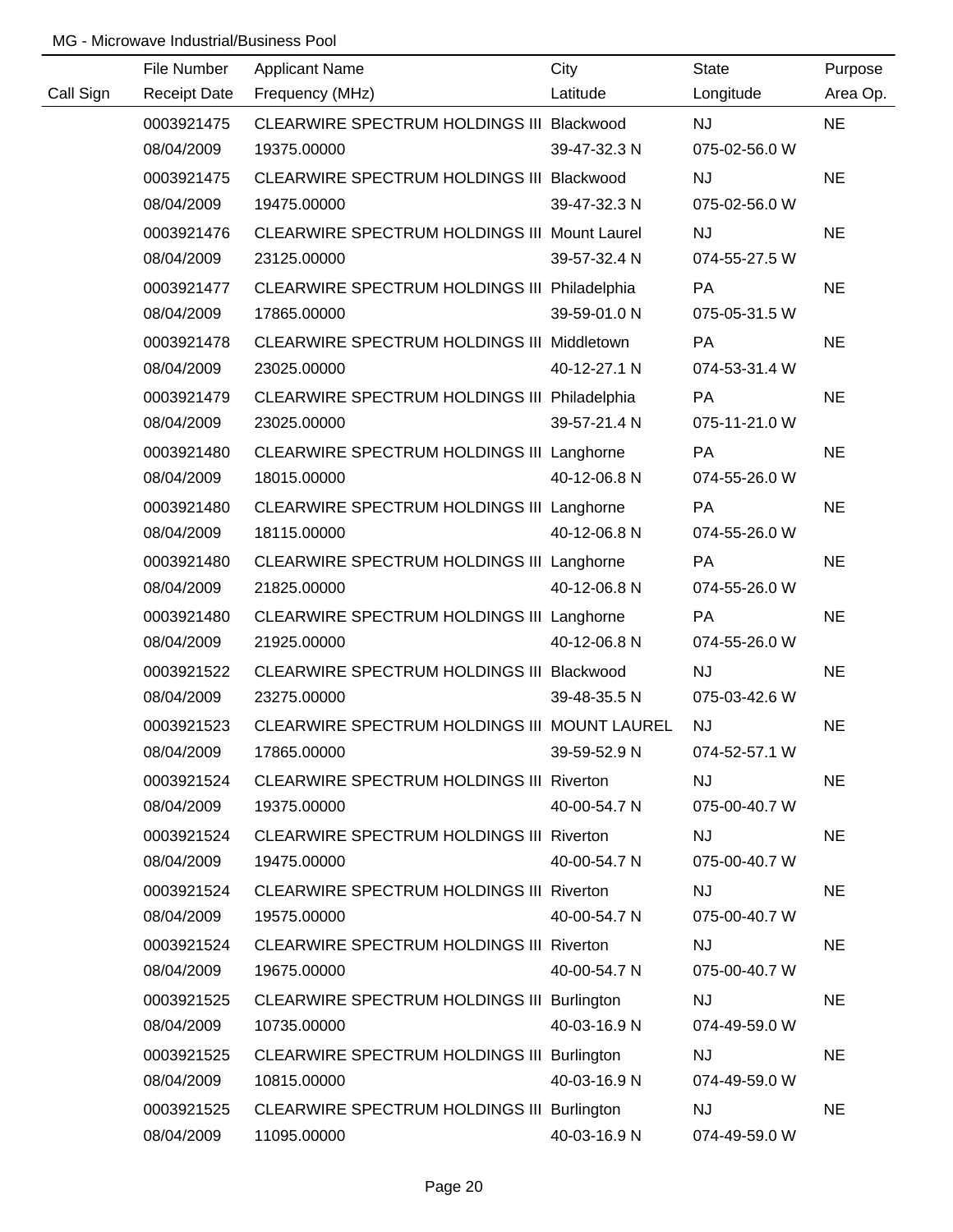MG - Microwave Industrial/Business Pool

| Call Sign | File Number<br>Receipt Date | Applicant Name<br>Frequency (MHz) | City<br>Latitude | State<br>Longitude | Purpose<br>Area Op. |
|---|---|---|---|---|---|
| | 0003921475<br>08/04/2009 | CLEARWIRE SPECTRUM HOLDINGS III<br>19375.00000 | Blackwood<br>39-47-32.3 N | NJ<br>075-02-56.0 W | NE |
| | 0003921475<br>08/04/2009 | CLEARWIRE SPECTRUM HOLDINGS III<br>19475.00000 | Blackwood<br>39-47-32.3 N | NJ<br>075-02-56.0 W | NE |
| | 0003921476<br>08/04/2009 | CLEARWIRE SPECTRUM HOLDINGS III<br>23125.00000 | Mount Laurel<br>39-57-32.4 N | NJ<br>074-55-27.5 W | NE |
| | 0003921477<br>08/04/2009 | CLEARWIRE SPECTRUM HOLDINGS III<br>17865.00000 | Philadelphia<br>39-59-01.0 N | PA<br>075-05-31.5 W | NE |
| | 0003921478<br>08/04/2009 | CLEARWIRE SPECTRUM HOLDINGS III<br>23025.00000 | Middletown<br>40-12-27.1 N | PA<br>074-53-31.4 W | NE |
| | 0003921479<br>08/04/2009 | CLEARWIRE SPECTRUM HOLDINGS III<br>23025.00000 | Philadelphia<br>39-57-21.4 N | PA<br>075-11-21.0 W | NE |
| | 0003921480<br>08/04/2009 | CLEARWIRE SPECTRUM HOLDINGS III<br>18015.00000 | Langhorne<br>40-12-06.8 N | PA<br>074-55-26.0 W | NE |
| | 0003921480<br>08/04/2009 | CLEARWIRE SPECTRUM HOLDINGS III<br>18115.00000 | Langhorne<br>40-12-06.8 N | PA<br>074-55-26.0 W | NE |
| | 0003921480<br>08/04/2009 | CLEARWIRE SPECTRUM HOLDINGS III<br>21825.00000 | Langhorne<br>40-12-06.8 N | PA<br>074-55-26.0 W | NE |
| | 0003921480<br>08/04/2009 | CLEARWIRE SPECTRUM HOLDINGS III<br>21925.00000 | Langhorne<br>40-12-06.8 N | PA<br>074-55-26.0 W | NE |
| | 0003921522<br>08/04/2009 | CLEARWIRE SPECTRUM HOLDINGS III<br>23275.00000 | Blackwood<br>39-48-35.5 N | NJ<br>075-03-42.6 W | NE |
| | 0003921523<br>08/04/2009 | CLEARWIRE SPECTRUM HOLDINGS III<br>17865.00000 | MOUNT LAUREL<br>39-59-52.9 N | NJ<br>074-52-57.1 W | NE |
| | 0003921524<br>08/04/2009 | CLEARWIRE SPECTRUM HOLDINGS III<br>19375.00000 | Riverton<br>40-00-54.7 N | NJ<br>075-00-40.7 W | NE |
| | 0003921524<br>08/04/2009 | CLEARWIRE SPECTRUM HOLDINGS III<br>19475.00000 | Riverton<br>40-00-54.7 N | NJ<br>075-00-40.7 W | NE |
| | 0003921524<br>08/04/2009 | CLEARWIRE SPECTRUM HOLDINGS III<br>19575.00000 | Riverton<br>40-00-54.7 N | NJ<br>075-00-40.7 W | NE |
| | 0003921524<br>08/04/2009 | CLEARWIRE SPECTRUM HOLDINGS III<br>19675.00000 | Riverton<br>40-00-54.7 N | NJ<br>075-00-40.7 W | NE |
| | 0003921525<br>08/04/2009 | CLEARWIRE SPECTRUM HOLDINGS III<br>10735.00000 | Burlington<br>40-03-16.9 N | NJ<br>074-49-59.0 W | NE |
| | 0003921525<br>08/04/2009 | CLEARWIRE SPECTRUM HOLDINGS III<br>10815.00000 | Burlington<br>40-03-16.9 N | NJ<br>074-49-59.0 W | NE |
| | 0003921525<br>08/04/2009 | CLEARWIRE SPECTRUM HOLDINGS III<br>11095.00000 | Burlington<br>40-03-16.9 N | NJ<br>074-49-59.0 W | NE |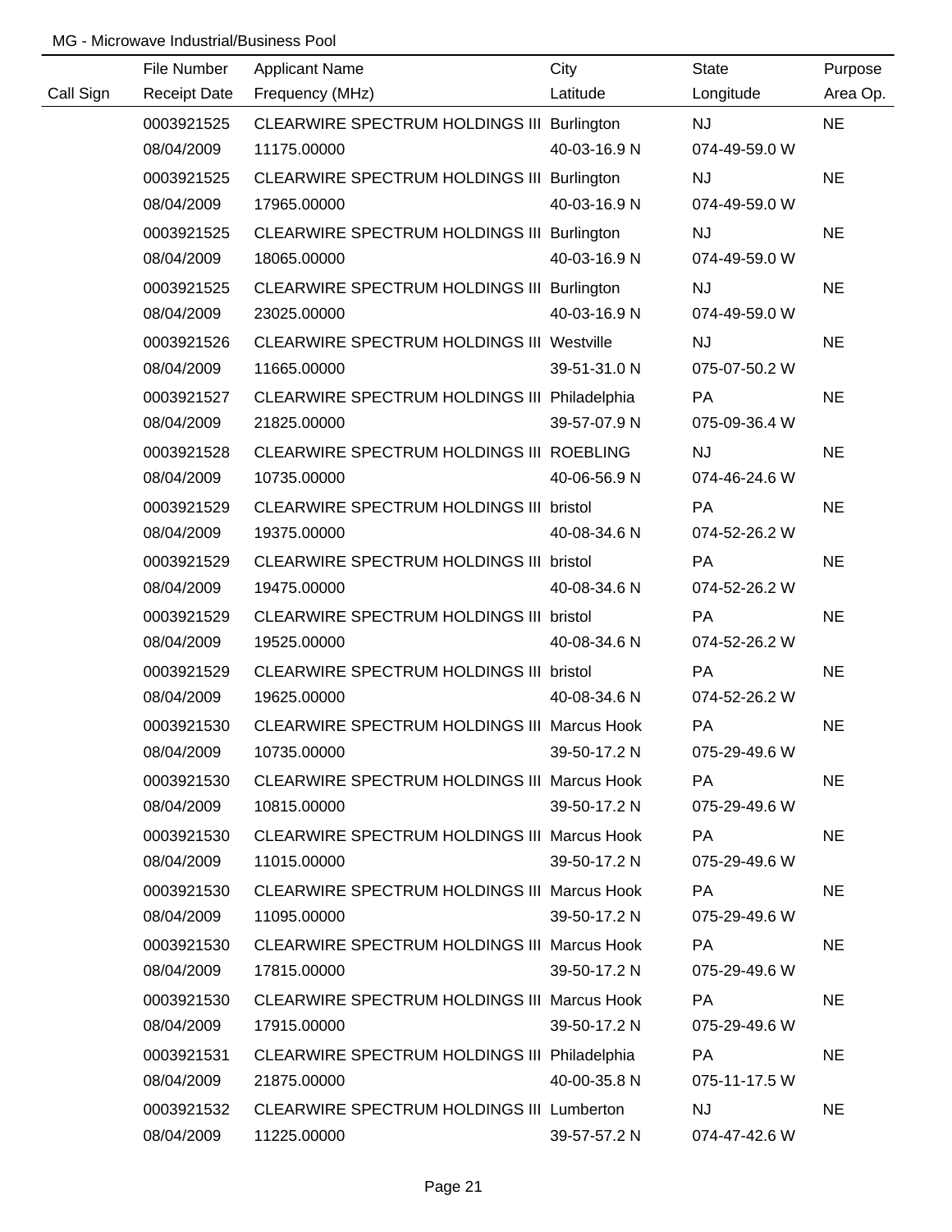MG - Microwave Industrial/Business Pool

| Call Sign | File Number / Receipt Date | Applicant Name / Frequency (MHz) | City / Latitude | State / Longitude | Purpose / Area Op. |
|---|---|---|---|---|---|
| | 0003921525 | CLEARWIRE SPECTRUM HOLDINGS III | Burlington | NJ | NE |
| | 08/04/2009 | 11175.00000 | 40-03-16.9 N | 074-49-59.0 W | |
| | 0003921525 | CLEARWIRE SPECTRUM HOLDINGS III | Burlington | NJ | NE |
| | 08/04/2009 | 17965.00000 | 40-03-16.9 N | 074-49-59.0 W | |
| | 0003921525 | CLEARWIRE SPECTRUM HOLDINGS III | Burlington | NJ | NE |
| | 08/04/2009 | 18065.00000 | 40-03-16.9 N | 074-49-59.0 W | |
| | 0003921525 | CLEARWIRE SPECTRUM HOLDINGS III | Burlington | NJ | NE |
| | 08/04/2009 | 23025.00000 | 40-03-16.9 N | 074-49-59.0 W | |
| | 0003921526 | CLEARWIRE SPECTRUM HOLDINGS III | Westville | NJ | NE |
| | 08/04/2009 | 11665.00000 | 39-51-31.0 N | 075-07-50.2 W | |
| | 0003921527 | CLEARWIRE SPECTRUM HOLDINGS III | Philadelphia | PA | NE |
| | 08/04/2009 | 21825.00000 | 39-57-07.9 N | 075-09-36.4 W | |
| | 0003921528 | CLEARWIRE SPECTRUM HOLDINGS III | ROEBLING | NJ | NE |
| | 08/04/2009 | 10735.00000 | 40-06-56.9 N | 074-46-24.6 W | |
| | 0003921529 | CLEARWIRE SPECTRUM HOLDINGS III | bristol | PA | NE |
| | 08/04/2009 | 19375.00000 | 40-08-34.6 N | 074-52-26.2 W | |
| | 0003921529 | CLEARWIRE SPECTRUM HOLDINGS III | bristol | PA | NE |
| | 08/04/2009 | 19475.00000 | 40-08-34.6 N | 074-52-26.2 W | |
| | 0003921529 | CLEARWIRE SPECTRUM HOLDINGS III | bristol | PA | NE |
| | 08/04/2009 | 19525.00000 | 40-08-34.6 N | 074-52-26.2 W | |
| | 0003921529 | CLEARWIRE SPECTRUM HOLDINGS III | bristol | PA | NE |
| | 08/04/2009 | 19625.00000 | 40-08-34.6 N | 074-52-26.2 W | |
| | 0003921530 | CLEARWIRE SPECTRUM HOLDINGS III | Marcus Hook | PA | NE |
| | 08/04/2009 | 10735.00000 | 39-50-17.2 N | 075-29-49.6 W | |
| | 0003921530 | CLEARWIRE SPECTRUM HOLDINGS III | Marcus Hook | PA | NE |
| | 08/04/2009 | 10815.00000 | 39-50-17.2 N | 075-29-49.6 W | |
| | 0003921530 | CLEARWIRE SPECTRUM HOLDINGS III | Marcus Hook | PA | NE |
| | 08/04/2009 | 11015.00000 | 39-50-17.2 N | 075-29-49.6 W | |
| | 0003921530 | CLEARWIRE SPECTRUM HOLDINGS III | Marcus Hook | PA | NE |
| | 08/04/2009 | 11095.00000 | 39-50-17.2 N | 075-29-49.6 W | |
| | 0003921530 | CLEARWIRE SPECTRUM HOLDINGS III | Marcus Hook | PA | NE |
| | 08/04/2009 | 17815.00000 | 39-50-17.2 N | 075-29-49.6 W | |
| | 0003921530 | CLEARWIRE SPECTRUM HOLDINGS III | Marcus Hook | PA | NE |
| | 08/04/2009 | 17915.00000 | 39-50-17.2 N | 075-29-49.6 W | |
| | 0003921531 | CLEARWIRE SPECTRUM HOLDINGS III | Philadelphia | PA | NE |
| | 08/04/2009 | 21875.00000 | 40-00-35.8 N | 075-11-17.5 W | |
| | 0003921532 | CLEARWIRE SPECTRUM HOLDINGS III | Lumberton | NJ | NE |
| | 08/04/2009 | 11225.00000 | 39-57-57.2 N | 074-47-42.6 W | |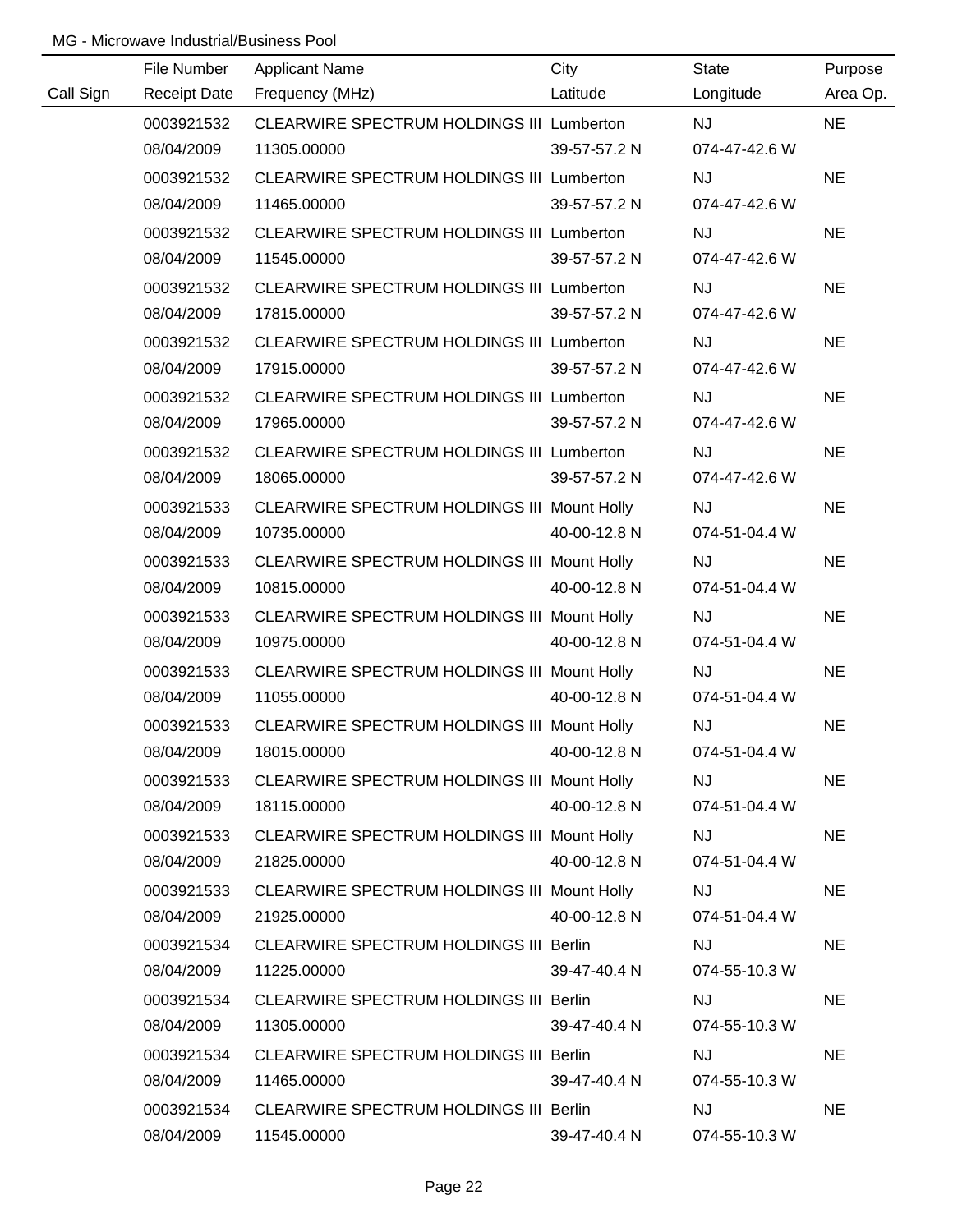MG - Microwave Industrial/Business Pool

| Call Sign | File Number / Receipt Date | Applicant Name / Frequency (MHz) | City / Latitude | State / Longitude | Purpose / Area Op. |
|---|---|---|---|---|---|
| | 0003921532 | CLEARWIRE SPECTRUM HOLDINGS III | Lumberton | NJ | NE |
| | 08/04/2009 | 11305.00000 | 39-57-57.2 N | 074-47-42.6 W | |
| | 0003921532 | CLEARWIRE SPECTRUM HOLDINGS III | Lumberton | NJ | NE |
| | 08/04/2009 | 11465.00000 | 39-57-57.2 N | 074-47-42.6 W | |
| | 0003921532 | CLEARWIRE SPECTRUM HOLDINGS III | Lumberton | NJ | NE |
| | 08/04/2009 | 11545.00000 | 39-57-57.2 N | 074-47-42.6 W | |
| | 0003921532 | CLEARWIRE SPECTRUM HOLDINGS III | Lumberton | NJ | NE |
| | 08/04/2009 | 17815.00000 | 39-57-57.2 N | 074-47-42.6 W | |
| | 0003921532 | CLEARWIRE SPECTRUM HOLDINGS III | Lumberton | NJ | NE |
| | 08/04/2009 | 17915.00000 | 39-57-57.2 N | 074-47-42.6 W | |
| | 0003921532 | CLEARWIRE SPECTRUM HOLDINGS III | Lumberton | NJ | NE |
| | 08/04/2009 | 17965.00000 | 39-57-57.2 N | 074-47-42.6 W | |
| | 0003921532 | CLEARWIRE SPECTRUM HOLDINGS III | Lumberton | NJ | NE |
| | 08/04/2009 | 18065.00000 | 39-57-57.2 N | 074-47-42.6 W | |
| | 0003921533 | CLEARWIRE SPECTRUM HOLDINGS III | Mount Holly | NJ | NE |
| | 08/04/2009 | 10735.00000 | 40-00-12.8 N | 074-51-04.4 W | |
| | 0003921533 | CLEARWIRE SPECTRUM HOLDINGS III | Mount Holly | NJ | NE |
| | 08/04/2009 | 10815.00000 | 40-00-12.8 N | 074-51-04.4 W | |
| | 0003921533 | CLEARWIRE SPECTRUM HOLDINGS III | Mount Holly | NJ | NE |
| | 08/04/2009 | 10975.00000 | 40-00-12.8 N | 074-51-04.4 W | |
| | 0003921533 | CLEARWIRE SPECTRUM HOLDINGS III | Mount Holly | NJ | NE |
| | 08/04/2009 | 11055.00000 | 40-00-12.8 N | 074-51-04.4 W | |
| | 0003921533 | CLEARWIRE SPECTRUM HOLDINGS III | Mount Holly | NJ | NE |
| | 08/04/2009 | 18015.00000 | 40-00-12.8 N | 074-51-04.4 W | |
| | 0003921533 | CLEARWIRE SPECTRUM HOLDINGS III | Mount Holly | NJ | NE |
| | 08/04/2009 | 18115.00000 | 40-00-12.8 N | 074-51-04.4 W | |
| | 0003921533 | CLEARWIRE SPECTRUM HOLDINGS III | Mount Holly | NJ | NE |
| | 08/04/2009 | 21825.00000 | 40-00-12.8 N | 074-51-04.4 W | |
| | 0003921533 | CLEARWIRE SPECTRUM HOLDINGS III | Mount Holly | NJ | NE |
| | 08/04/2009 | 21925.00000 | 40-00-12.8 N | 074-51-04.4 W | |
| | 0003921534 | CLEARWIRE SPECTRUM HOLDINGS III | Berlin | NJ | NE |
| | 08/04/2009 | 11225.00000 | 39-47-40.4 N | 074-55-10.3 W | |
| | 0003921534 | CLEARWIRE SPECTRUM HOLDINGS III | Berlin | NJ | NE |
| | 08/04/2009 | 11305.00000 | 39-47-40.4 N | 074-55-10.3 W | |
| | 0003921534 | CLEARWIRE SPECTRUM HOLDINGS III | Berlin | NJ | NE |
| | 08/04/2009 | 11465.00000 | 39-47-40.4 N | 074-55-10.3 W | |
| | 0003921534 | CLEARWIRE SPECTRUM HOLDINGS III | Berlin | NJ | NE |
| | 08/04/2009 | 11545.00000 | 39-47-40.4 N | 074-55-10.3 W | |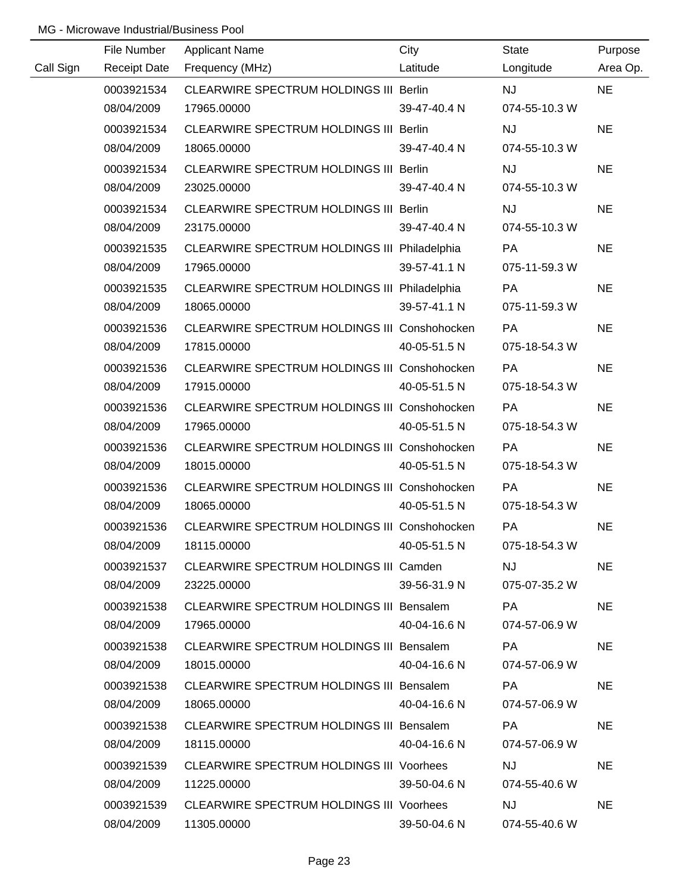MG - Microwave Industrial/Business Pool

| Call Sign | File Number<br>Receipt Date | Applicant Name<br>Frequency (MHz) | City<br>Latitude | State<br>Longitude | Purpose<br>Area Op. |
|---|---|---|---|---|---|
| | 0003921534<br>08/04/2009 | CLEARWIRE SPECTRUM HOLDINGS III<br>17965.00000 | Berlin<br>39-47-40.4 N | NJ<br>074-55-10.3 W | NE |
| | 0003921534<br>08/04/2009 | CLEARWIRE SPECTRUM HOLDINGS III<br>18065.00000 | Berlin<br>39-47-40.4 N | NJ<br>074-55-10.3 W | NE |
| | 0003921534<br>08/04/2009 | CLEARWIRE SPECTRUM HOLDINGS III<br>23025.00000 | Berlin<br>39-47-40.4 N | NJ<br>074-55-10.3 W | NE |
| | 0003921534<br>08/04/2009 | CLEARWIRE SPECTRUM HOLDINGS III<br>23175.00000 | Berlin<br>39-47-40.4 N | NJ<br>074-55-10.3 W | NE |
| | 0003921535<br>08/04/2009 | CLEARWIRE SPECTRUM HOLDINGS III<br>17965.00000 | Philadelphia<br>39-57-41.1 N | PA<br>075-11-59.3 W | NE |
| | 0003921535<br>08/04/2009 | CLEARWIRE SPECTRUM HOLDINGS III<br>18065.00000 | Philadelphia<br>39-57-41.1 N | PA<br>075-11-59.3 W | NE |
| | 0003921536<br>08/04/2009 | CLEARWIRE SPECTRUM HOLDINGS III<br>17815.00000 | Conshohocken<br>40-05-51.5 N | PA<br>075-18-54.3 W | NE |
| | 0003921536<br>08/04/2009 | CLEARWIRE SPECTRUM HOLDINGS III<br>17915.00000 | Conshohocken<br>40-05-51.5 N | PA<br>075-18-54.3 W | NE |
| | 0003921536<br>08/04/2009 | CLEARWIRE SPECTRUM HOLDINGS III<br>17965.00000 | Conshohocken<br>40-05-51.5 N | PA<br>075-18-54.3 W | NE |
| | 0003921536<br>08/04/2009 | CLEARWIRE SPECTRUM HOLDINGS III<br>18015.00000 | Conshohocken<br>40-05-51.5 N | PA<br>075-18-54.3 W | NE |
| | 0003921536<br>08/04/2009 | CLEARWIRE SPECTRUM HOLDINGS III<br>18065.00000 | Conshohocken<br>40-05-51.5 N | PA<br>075-18-54.3 W | NE |
| | 0003921536<br>08/04/2009 | CLEARWIRE SPECTRUM HOLDINGS III<br>18115.00000 | Conshohocken<br>40-05-51.5 N | PA<br>075-18-54.3 W | NE |
| | 0003921537<br>08/04/2009 | CLEARWIRE SPECTRUM HOLDINGS III<br>23225.00000 | Camden<br>39-56-31.9 N | NJ<br>075-07-35.2 W | NE |
| | 0003921538<br>08/04/2009 | CLEARWIRE SPECTRUM HOLDINGS III<br>17965.00000 | Bensalem<br>40-04-16.6 N | PA<br>074-57-06.9 W | NE |
| | 0003921538<br>08/04/2009 | CLEARWIRE SPECTRUM HOLDINGS III<br>18015.00000 | Bensalem<br>40-04-16.6 N | PA<br>074-57-06.9 W | NE |
| | 0003921538<br>08/04/2009 | CLEARWIRE SPECTRUM HOLDINGS III<br>18065.00000 | Bensalem<br>40-04-16.6 N | PA<br>074-57-06.9 W | NE |
| | 0003921538<br>08/04/2009 | CLEARWIRE SPECTRUM HOLDINGS III<br>18115.00000 | Bensalem<br>40-04-16.6 N | PA<br>074-57-06.9 W | NE |
| | 0003921539<br>08/04/2009 | CLEARWIRE SPECTRUM HOLDINGS III<br>11225.00000 | Voorhees<br>39-50-04.6 N | NJ<br>074-55-40.6 W | NE |
| | 0003921539<br>08/04/2009 | CLEARWIRE SPECTRUM HOLDINGS III<br>11305.00000 | Voorhees<br>39-50-04.6 N | NJ<br>074-55-40.6 W | NE |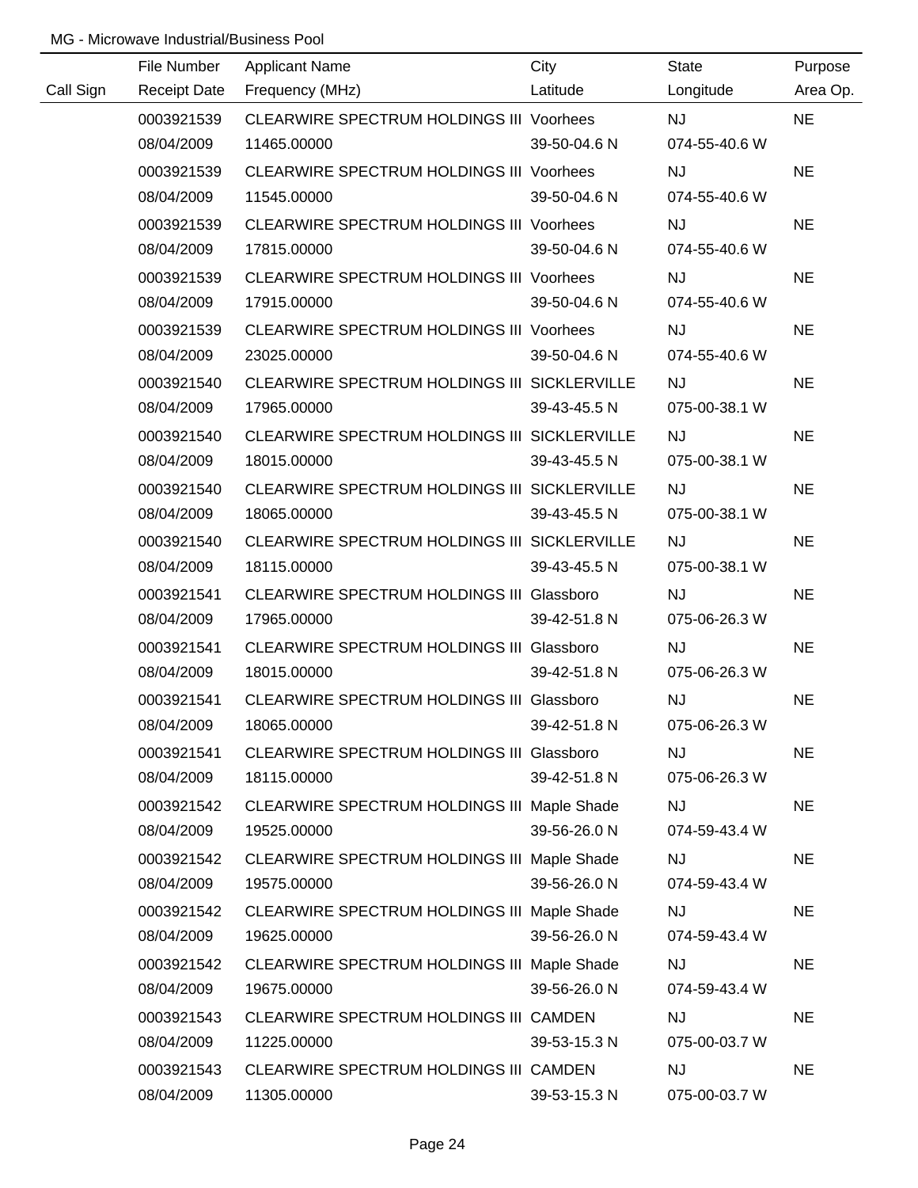MG - Microwave Industrial/Business Pool

| Call Sign | File Number<br>Receipt Date | Applicant Name<br>Frequency (MHz) | City<br>Latitude | State<br>Longitude | Purpose<br>Area Op. |
|---|---|---|---|---|---|
| | 0003921539<br>08/04/2009 | CLEARWIRE SPECTRUM HOLDINGS III<br>11465.00000 | Voorhees<br>39-50-04.6 N | NJ<br>074-55-40.6 W | NE |
| | 0003921539<br>08/04/2009 | CLEARWIRE SPECTRUM HOLDINGS III<br>11545.00000 | Voorhees<br>39-50-04.6 N | NJ<br>074-55-40.6 W | NE |
| | 0003921539<br>08/04/2009 | CLEARWIRE SPECTRUM HOLDINGS III<br>17815.00000 | Voorhees<br>39-50-04.6 N | NJ<br>074-55-40.6 W | NE |
| | 0003921539<br>08/04/2009 | CLEARWIRE SPECTRUM HOLDINGS III<br>17915.00000 | Voorhees<br>39-50-04.6 N | NJ<br>074-55-40.6 W | NE |
| | 0003921539<br>08/04/2009 | CLEARWIRE SPECTRUM HOLDINGS III<br>23025.00000 | Voorhees<br>39-50-04.6 N | NJ<br>074-55-40.6 W | NE |
| | 0003921540<br>08/04/2009 | CLEARWIRE SPECTRUM HOLDINGS III<br>17965.00000 | SICKLERVILLE<br>39-43-45.5 N | NJ<br>075-00-38.1 W | NE |
| | 0003921540<br>08/04/2009 | CLEARWIRE SPECTRUM HOLDINGS III<br>18015.00000 | SICKLERVILLE<br>39-43-45.5 N | NJ<br>075-00-38.1 W | NE |
| | 0003921540<br>08/04/2009 | CLEARWIRE SPECTRUM HOLDINGS III<br>18065.00000 | SICKLERVILLE<br>39-43-45.5 N | NJ<br>075-00-38.1 W | NE |
| | 0003921540<br>08/04/2009 | CLEARWIRE SPECTRUM HOLDINGS III<br>18115.00000 | SICKLERVILLE<br>39-43-45.5 N | NJ<br>075-00-38.1 W | NE |
| | 0003921541<br>08/04/2009 | CLEARWIRE SPECTRUM HOLDINGS III<br>17965.00000 | Glassboro<br>39-42-51.8 N | NJ<br>075-06-26.3 W | NE |
| | 0003921541<br>08/04/2009 | CLEARWIRE SPECTRUM HOLDINGS III<br>18015.00000 | Glassboro<br>39-42-51.8 N | NJ<br>075-06-26.3 W | NE |
| | 0003921541<br>08/04/2009 | CLEARWIRE SPECTRUM HOLDINGS III<br>18065.00000 | Glassboro<br>39-42-51.8 N | NJ<br>075-06-26.3 W | NE |
| | 0003921541<br>08/04/2009 | CLEARWIRE SPECTRUM HOLDINGS III<br>18115.00000 | Glassboro<br>39-42-51.8 N | NJ<br>075-06-26.3 W | NE |
| | 0003921542<br>08/04/2009 | CLEARWIRE SPECTRUM HOLDINGS III<br>19525.00000 | Maple Shade<br>39-56-26.0 N | NJ<br>074-59-43.4 W | NE |
| | 0003921542<br>08/04/2009 | CLEARWIRE SPECTRUM HOLDINGS III<br>19575.00000 | Maple Shade<br>39-56-26.0 N | NJ<br>074-59-43.4 W | NE |
| | 0003921542<br>08/04/2009 | CLEARWIRE SPECTRUM HOLDINGS III<br>19625.00000 | Maple Shade<br>39-56-26.0 N | NJ<br>074-59-43.4 W | NE |
| | 0003921542<br>08/04/2009 | CLEARWIRE SPECTRUM HOLDINGS III<br>19675.00000 | Maple Shade<br>39-56-26.0 N | NJ<br>074-59-43.4 W | NE |
| | 0003921543<br>08/04/2009 | CLEARWIRE SPECTRUM HOLDINGS III<br>11225.00000 | CAMDEN<br>39-53-15.3 N | NJ<br>075-00-03.7 W | NE |
| | 0003921543<br>08/04/2009 | CLEARWIRE SPECTRUM HOLDINGS III<br>11305.00000 | CAMDEN<br>39-53-15.3 N | NJ<br>075-00-03.7 W | NE |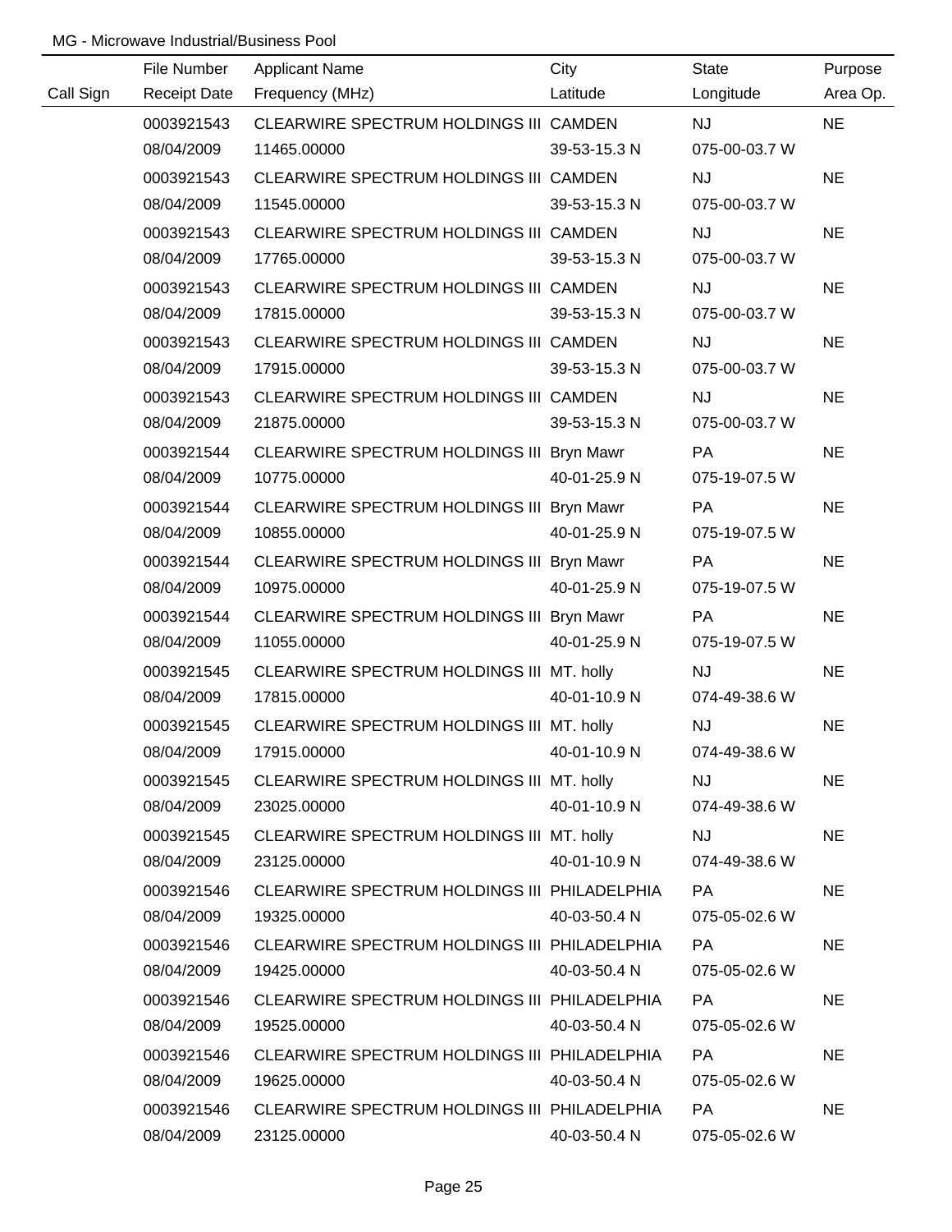MG - Microwave Industrial/Business Pool

| Call Sign | File Number<br>Receipt Date | Applicant Name<br>Frequency (MHz) | City<br>Latitude | State<br>Longitude | Purpose<br>Area Op. |
|---|---|---|---|---|---|
| | 0003921543<br>08/04/2009 | CLEARWIRE SPECTRUM HOLDINGS III<br>11465.00000 | CAMDEN<br>39-53-15.3 N | NJ<br>075-00-03.7 W | NE |
| | 0003921543<br>08/04/2009 | CLEARWIRE SPECTRUM HOLDINGS III<br>11545.00000 | CAMDEN<br>39-53-15.3 N | NJ<br>075-00-03.7 W | NE |
| | 0003921543<br>08/04/2009 | CLEARWIRE SPECTRUM HOLDINGS III<br>17765.00000 | CAMDEN<br>39-53-15.3 N | NJ<br>075-00-03.7 W | NE |
| | 0003921543<br>08/04/2009 | CLEARWIRE SPECTRUM HOLDINGS III<br>17815.00000 | CAMDEN<br>39-53-15.3 N | NJ<br>075-00-03.7 W | NE |
| | 0003921543<br>08/04/2009 | CLEARWIRE SPECTRUM HOLDINGS III<br>17915.00000 | CAMDEN<br>39-53-15.3 N | NJ<br>075-00-03.7 W | NE |
| | 0003921543<br>08/04/2009 | CLEARWIRE SPECTRUM HOLDINGS III<br>21875.00000 | CAMDEN<br>39-53-15.3 N | NJ<br>075-00-03.7 W | NE |
| | 0003921544<br>08/04/2009 | CLEARWIRE SPECTRUM HOLDINGS III<br>10775.00000 | Bryn Mawr<br>40-01-25.9 N | PA<br>075-19-07.5 W | NE |
| | 0003921544<br>08/04/2009 | CLEARWIRE SPECTRUM HOLDINGS III<br>10855.00000 | Bryn Mawr<br>40-01-25.9 N | PA<br>075-19-07.5 W | NE |
| | 0003921544<br>08/04/2009 | CLEARWIRE SPECTRUM HOLDINGS III<br>10975.00000 | Bryn Mawr<br>40-01-25.9 N | PA<br>075-19-07.5 W | NE |
| | 0003921544<br>08/04/2009 | CLEARWIRE SPECTRUM HOLDINGS III<br>11055.00000 | Bryn Mawr<br>40-01-25.9 N | PA<br>075-19-07.5 W | NE |
| | 0003921545<br>08/04/2009 | CLEARWIRE SPECTRUM HOLDINGS III<br>17815.00000 | MT. holly<br>40-01-10.9 N | NJ<br>074-49-38.6 W | NE |
| | 0003921545<br>08/04/2009 | CLEARWIRE SPECTRUM HOLDINGS III<br>17915.00000 | MT. holly<br>40-01-10.9 N | NJ<br>074-49-38.6 W | NE |
| | 0003921545<br>08/04/2009 | CLEARWIRE SPECTRUM HOLDINGS III<br>23025.00000 | MT. holly<br>40-01-10.9 N | NJ<br>074-49-38.6 W | NE |
| | 0003921545<br>08/04/2009 | CLEARWIRE SPECTRUM HOLDINGS III<br>23125.00000 | MT. holly<br>40-01-10.9 N | NJ<br>074-49-38.6 W | NE |
| | 0003921546<br>08/04/2009 | CLEARWIRE SPECTRUM HOLDINGS III<br>19325.00000 | PHILADELPHIA<br>40-03-50.4 N | PA<br>075-05-02.6 W | NE |
| | 0003921546<br>08/04/2009 | CLEARWIRE SPECTRUM HOLDINGS III<br>19425.00000 | PHILADELPHIA<br>40-03-50.4 N | PA<br>075-05-02.6 W | NE |
| | 0003921546<br>08/04/2009 | CLEARWIRE SPECTRUM HOLDINGS III<br>19525.00000 | PHILADELPHIA<br>40-03-50.4 N | PA<br>075-05-02.6 W | NE |
| | 0003921546<br>08/04/2009 | CLEARWIRE SPECTRUM HOLDINGS III<br>19625.00000 | PHILADELPHIA<br>40-03-50.4 N | PA<br>075-05-02.6 W | NE |
| | 0003921546<br>08/04/2009 | CLEARWIRE SPECTRUM HOLDINGS III<br>23125.00000 | PHILADELPHIA<br>40-03-50.4 N | PA<br>075-05-02.6 W | NE |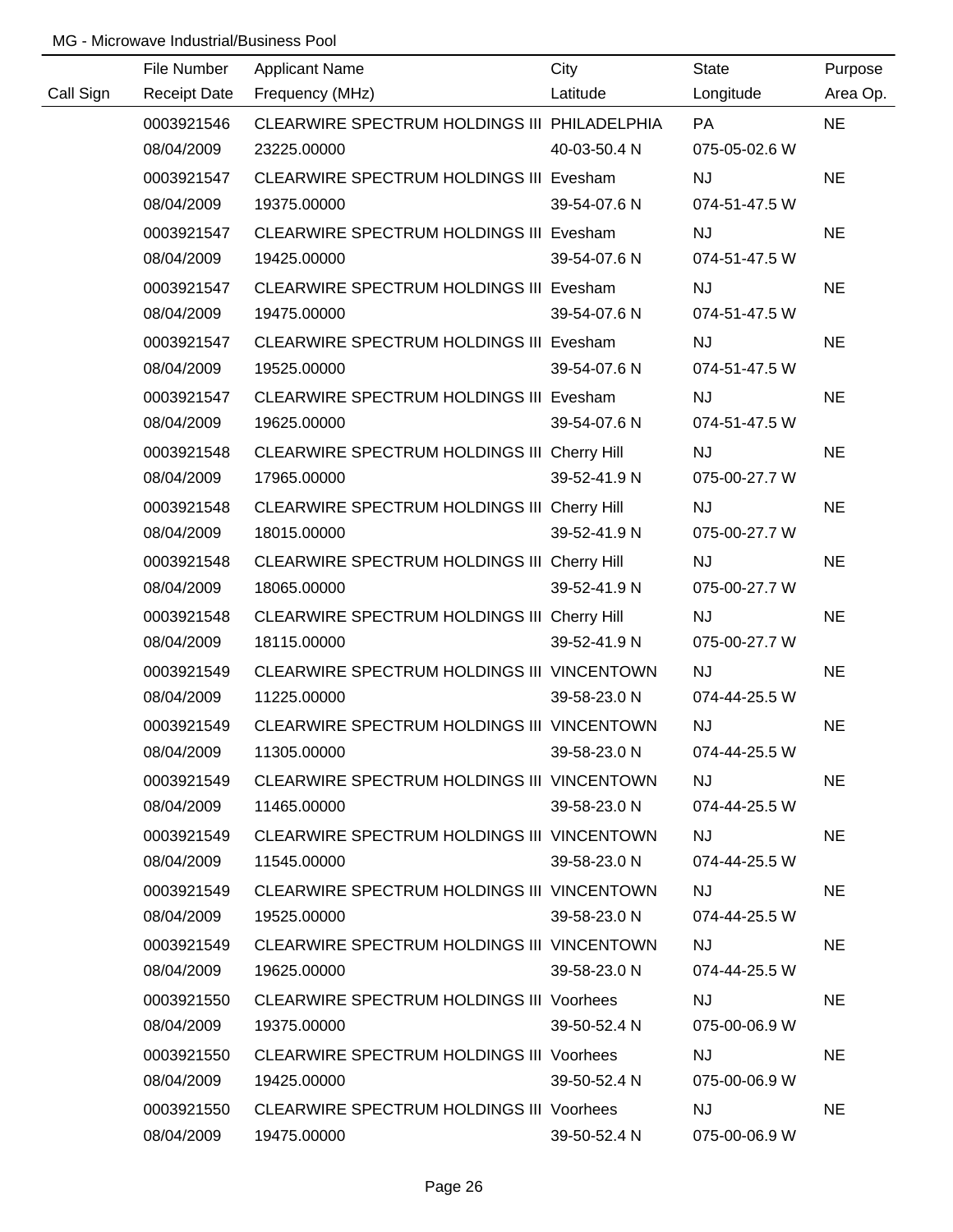MG - Microwave Industrial/Business Pool

| Call Sign | File Number / Receipt Date | Applicant Name / Frequency (MHz) | City / Latitude | State / Longitude | Purpose / Area Op. |
|---|---|---|---|---|---|
| | 0003921546 | CLEARWIRE SPECTRUM HOLDINGS III | PHILADELPHIA | PA | NE |
| | 08/04/2009 | 23225.00000 | 40-03-50.4 N | 075-05-02.6 W | |
| | 0003921547 | CLEARWIRE SPECTRUM HOLDINGS III | Evesham | NJ | NE |
| | 08/04/2009 | 19375.00000 | 39-54-07.6 N | 074-51-47.5 W | |
| | 0003921547 | CLEARWIRE SPECTRUM HOLDINGS III | Evesham | NJ | NE |
| | 08/04/2009 | 19425.00000 | 39-54-07.6 N | 074-51-47.5 W | |
| | 0003921547 | CLEARWIRE SPECTRUM HOLDINGS III | Evesham | NJ | NE |
| | 08/04/2009 | 19475.00000 | 39-54-07.6 N | 074-51-47.5 W | |
| | 0003921547 | CLEARWIRE SPECTRUM HOLDINGS III | Evesham | NJ | NE |
| | 08/04/2009 | 19525.00000 | 39-54-07.6 N | 074-51-47.5 W | |
| | 0003921547 | CLEARWIRE SPECTRUM HOLDINGS III | Evesham | NJ | NE |
| | 08/04/2009 | 19625.00000 | 39-54-07.6 N | 074-51-47.5 W | |
| | 0003921548 | CLEARWIRE SPECTRUM HOLDINGS III | Cherry Hill | NJ | NE |
| | 08/04/2009 | 17965.00000 | 39-52-41.9 N | 075-00-27.7 W | |
| | 0003921548 | CLEARWIRE SPECTRUM HOLDINGS III | Cherry Hill | NJ | NE |
| | 08/04/2009 | 18015.00000 | 39-52-41.9 N | 075-00-27.7 W | |
| | 0003921548 | CLEARWIRE SPECTRUM HOLDINGS III | Cherry Hill | NJ | NE |
| | 08/04/2009 | 18065.00000 | 39-52-41.9 N | 075-00-27.7 W | |
| | 0003921548 | CLEARWIRE SPECTRUM HOLDINGS III | Cherry Hill | NJ | NE |
| | 08/04/2009 | 18115.00000 | 39-52-41.9 N | 075-00-27.7 W | |
| | 0003921549 | CLEARWIRE SPECTRUM HOLDINGS III | VINCENTOWN | NJ | NE |
| | 08/04/2009 | 11225.00000 | 39-58-23.0 N | 074-44-25.5 W | |
| | 0003921549 | CLEARWIRE SPECTRUM HOLDINGS III | VINCENTOWN | NJ | NE |
| | 08/04/2009 | 11305.00000 | 39-58-23.0 N | 074-44-25.5 W | |
| | 0003921549 | CLEARWIRE SPECTRUM HOLDINGS III | VINCENTOWN | NJ | NE |
| | 08/04/2009 | 11465.00000 | 39-58-23.0 N | 074-44-25.5 W | |
| | 0003921549 | CLEARWIRE SPECTRUM HOLDINGS III | VINCENTOWN | NJ | NE |
| | 08/04/2009 | 11545.00000 | 39-58-23.0 N | 074-44-25.5 W | |
| | 0003921549 | CLEARWIRE SPECTRUM HOLDINGS III | VINCENTOWN | NJ | NE |
| | 08/04/2009 | 19525.00000 | 39-58-23.0 N | 074-44-25.5 W | |
| | 0003921549 | CLEARWIRE SPECTRUM HOLDINGS III | VINCENTOWN | NJ | NE |
| | 08/04/2009 | 19625.00000 | 39-58-23.0 N | 074-44-25.5 W | |
| | 0003921550 | CLEARWIRE SPECTRUM HOLDINGS III | Voorhees | NJ | NE |
| | 08/04/2009 | 19375.00000 | 39-50-52.4 N | 075-00-06.9 W | |
| | 0003921550 | CLEARWIRE SPECTRUM HOLDINGS III | Voorhees | NJ | NE |
| | 08/04/2009 | 19425.00000 | 39-50-52.4 N | 075-00-06.9 W | |
| | 0003921550 | CLEARWIRE SPECTRUM HOLDINGS III | Voorhees | NJ | NE |
| | 08/04/2009 | 19475.00000 | 39-50-52.4 N | 075-00-06.9 W | |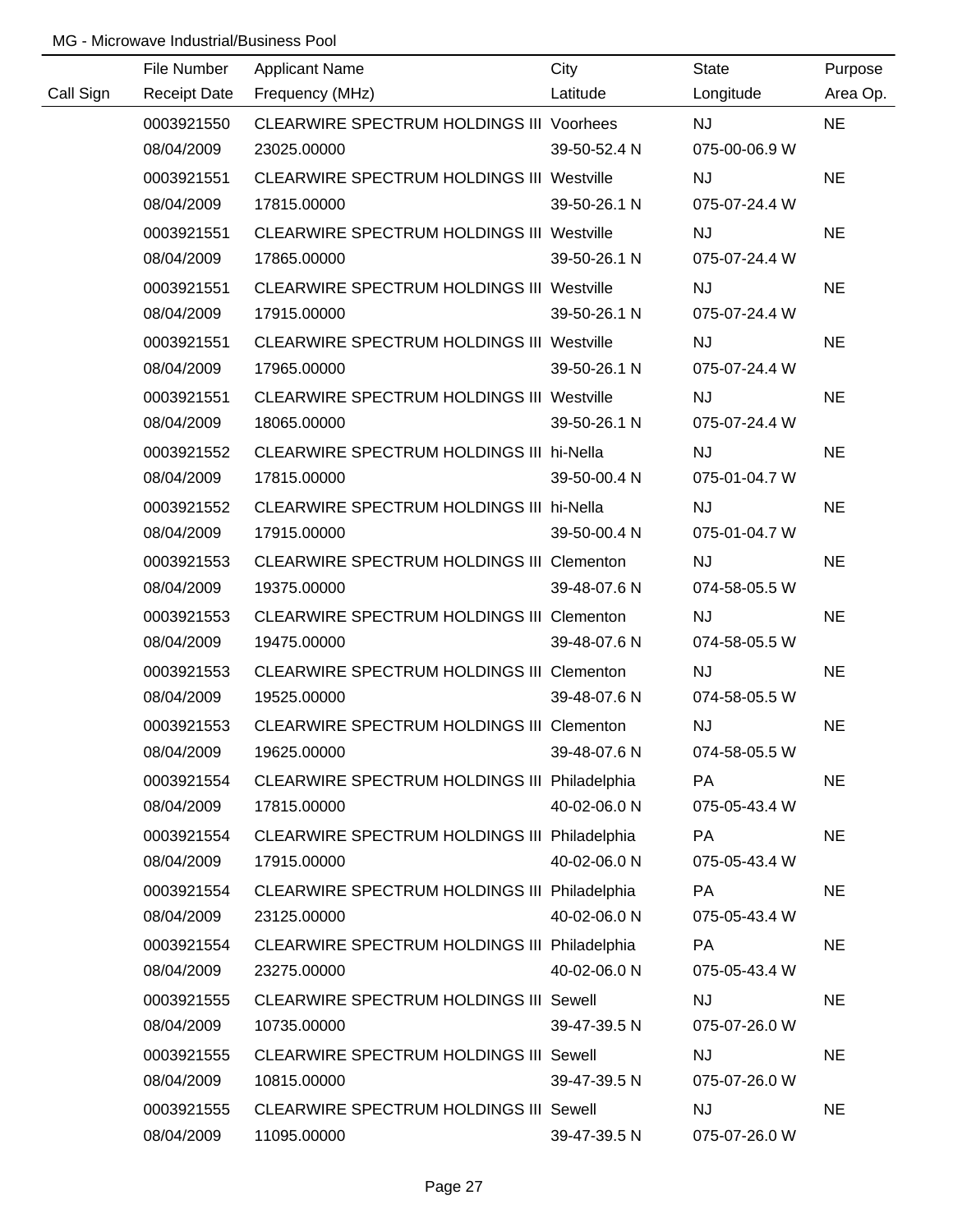MG - Microwave Industrial/Business Pool

| Call Sign | File Number<br>Receipt Date | Applicant Name<br>Frequency (MHz) | City<br>Latitude | State<br>Longitude | Purpose<br>Area Op. |
|---|---|---|---|---|---|
| | 0003921550<br>08/04/2009 | CLEARWIRE SPECTRUM HOLDINGS III<br>23025.00000 | Voorhees<br>39-50-52.4 N | NJ<br>075-00-06.9 W | NE |
| | 0003921551<br>08/04/2009 | CLEARWIRE SPECTRUM HOLDINGS III<br>17815.00000 | Westville<br>39-50-26.1 N | NJ<br>075-07-24.4 W | NE |
| | 0003921551<br>08/04/2009 | CLEARWIRE SPECTRUM HOLDINGS III<br>17865.00000 | Westville<br>39-50-26.1 N | NJ<br>075-07-24.4 W | NE |
| | 0003921551<br>08/04/2009 | CLEARWIRE SPECTRUM HOLDINGS III<br>17915.00000 | Westville<br>39-50-26.1 N | NJ<br>075-07-24.4 W | NE |
| | 0003921551<br>08/04/2009 | CLEARWIRE SPECTRUM HOLDINGS III<br>17965.00000 | Westville<br>39-50-26.1 N | NJ<br>075-07-24.4 W | NE |
| | 0003921551<br>08/04/2009 | CLEARWIRE SPECTRUM HOLDINGS III<br>18065.00000 | Westville<br>39-50-26.1 N | NJ<br>075-07-24.4 W | NE |
| | 0003921552<br>08/04/2009 | CLEARWIRE SPECTRUM HOLDINGS III<br>17815.00000 | hi-Nella<br>39-50-00.4 N | NJ<br>075-01-04.7 W | NE |
| | 0003921552<br>08/04/2009 | CLEARWIRE SPECTRUM HOLDINGS III<br>17915.00000 | hi-Nella<br>39-50-00.4 N | NJ<br>075-01-04.7 W | NE |
| | 0003921553<br>08/04/2009 | CLEARWIRE SPECTRUM HOLDINGS III<br>19375.00000 | Clementon<br>39-48-07.6 N | NJ<br>074-58-05.5 W | NE |
| | 0003921553<br>08/04/2009 | CLEARWIRE SPECTRUM HOLDINGS III<br>19475.00000 | Clementon<br>39-48-07.6 N | NJ<br>074-58-05.5 W | NE |
| | 0003921553<br>08/04/2009 | CLEARWIRE SPECTRUM HOLDINGS III<br>19525.00000 | Clementon<br>39-48-07.6 N | NJ<br>074-58-05.5 W | NE |
| | 0003921553<br>08/04/2009 | CLEARWIRE SPECTRUM HOLDINGS III<br>19625.00000 | Clementon<br>39-48-07.6 N | NJ<br>074-58-05.5 W | NE |
| | 0003921554<br>08/04/2009 | CLEARWIRE SPECTRUM HOLDINGS III<br>17815.00000 | Philadelphia<br>40-02-06.0 N | PA<br>075-05-43.4 W | NE |
| | 0003921554<br>08/04/2009 | CLEARWIRE SPECTRUM HOLDINGS III<br>17915.00000 | Philadelphia<br>40-02-06.0 N | PA<br>075-05-43.4 W | NE |
| | 0003921554<br>08/04/2009 | CLEARWIRE SPECTRUM HOLDINGS III<br>23125.00000 | Philadelphia<br>40-02-06.0 N | PA<br>075-05-43.4 W | NE |
| | 0003921554<br>08/04/2009 | CLEARWIRE SPECTRUM HOLDINGS III<br>23275.00000 | Philadelphia<br>40-02-06.0 N | PA<br>075-05-43.4 W | NE |
| | 0003921555<br>08/04/2009 | CLEARWIRE SPECTRUM HOLDINGS III<br>10735.00000 | Sewell<br>39-47-39.5 N | NJ<br>075-07-26.0 W | NE |
| | 0003921555<br>08/04/2009 | CLEARWIRE SPECTRUM HOLDINGS III<br>10815.00000 | Sewell<br>39-47-39.5 N | NJ<br>075-07-26.0 W | NE |
| | 0003921555<br>08/04/2009 | CLEARWIRE SPECTRUM HOLDINGS III<br>11095.00000 | Sewell<br>39-47-39.5 N | NJ<br>075-07-26.0 W | NE |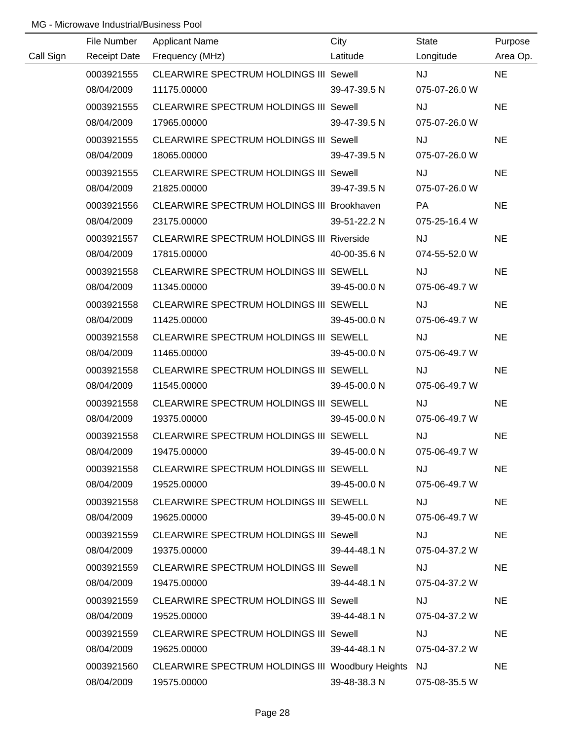MG - Microwave Industrial/Business Pool

| Call Sign | File Number / Receipt Date | Applicant Name / Frequency (MHz) | City / Latitude | State / Longitude | Purpose / Area Op. |
|---|---|---|---|---|---|
| | 0003921555 | CLEARWIRE SPECTRUM HOLDINGS III | Sewell | NJ | NE |
| | 08/04/2009 | 11175.00000 | 39-47-39.5 N | 075-07-26.0 W | |
| | 0003921555 | CLEARWIRE SPECTRUM HOLDINGS III | Sewell | NJ | NE |
| | 08/04/2009 | 17965.00000 | 39-47-39.5 N | 075-07-26.0 W | |
| | 0003921555 | CLEARWIRE SPECTRUM HOLDINGS III | Sewell | NJ | NE |
| | 08/04/2009 | 18065.00000 | 39-47-39.5 N | 075-07-26.0 W | |
| | 0003921555 | CLEARWIRE SPECTRUM HOLDINGS III | Sewell | NJ | NE |
| | 08/04/2009 | 21825.00000 | 39-47-39.5 N | 075-07-26.0 W | |
| | 0003921556 | CLEARWIRE SPECTRUM HOLDINGS III | Brookhaven | PA | NE |
| | 08/04/2009 | 23175.00000 | 39-51-22.2 N | 075-25-16.4 W | |
| | 0003921557 | CLEARWIRE SPECTRUM HOLDINGS III | Riverside | NJ | NE |
| | 08/04/2009 | 17815.00000 | 40-00-35.6 N | 074-55-52.0 W | |
| | 0003921558 | CLEARWIRE SPECTRUM HOLDINGS III | SEWELL | NJ | NE |
| | 08/04/2009 | 11345.00000 | 39-45-00.0 N | 075-06-49.7 W | |
| | 0003921558 | CLEARWIRE SPECTRUM HOLDINGS III | SEWELL | NJ | NE |
| | 08/04/2009 | 11425.00000 | 39-45-00.0 N | 075-06-49.7 W | |
| | 0003921558 | CLEARWIRE SPECTRUM HOLDINGS III | SEWELL | NJ | NE |
| | 08/04/2009 | 11465.00000 | 39-45-00.0 N | 075-06-49.7 W | |
| | 0003921558 | CLEARWIRE SPECTRUM HOLDINGS III | SEWELL | NJ | NE |
| | 08/04/2009 | 11545.00000 | 39-45-00.0 N | 075-06-49.7 W | |
| | 0003921558 | CLEARWIRE SPECTRUM HOLDINGS III | SEWELL | NJ | NE |
| | 08/04/2009 | 19375.00000 | 39-45-00.0 N | 075-06-49.7 W | |
| | 0003921558 | CLEARWIRE SPECTRUM HOLDINGS III | SEWELL | NJ | NE |
| | 08/04/2009 | 19475.00000 | 39-45-00.0 N | 075-06-49.7 W | |
| | 0003921558 | CLEARWIRE SPECTRUM HOLDINGS III | SEWELL | NJ | NE |
| | 08/04/2009 | 19525.00000 | 39-45-00.0 N | 075-06-49.7 W | |
| | 0003921558 | CLEARWIRE SPECTRUM HOLDINGS III | SEWELL | NJ | NE |
| | 08/04/2009 | 19625.00000 | 39-45-00.0 N | 075-06-49.7 W | |
| | 0003921559 | CLEARWIRE SPECTRUM HOLDINGS III | Sewell | NJ | NE |
| | 08/04/2009 | 19375.00000 | 39-44-48.1 N | 075-04-37.2 W | |
| | 0003921559 | CLEARWIRE SPECTRUM HOLDINGS III | Sewell | NJ | NE |
| | 08/04/2009 | 19475.00000 | 39-44-48.1 N | 075-04-37.2 W | |
| | 0003921559 | CLEARWIRE SPECTRUM HOLDINGS III | Sewell | NJ | NE |
| | 08/04/2009 | 19525.00000 | 39-44-48.1 N | 075-04-37.2 W | |
| | 0003921559 | CLEARWIRE SPECTRUM HOLDINGS III | Sewell | NJ | NE |
| | 08/04/2009 | 19625.00000 | 39-44-48.1 N | 075-04-37.2 W | |
| | 0003921560 | CLEARWIRE SPECTRUM HOLDINGS III | Woodbury Heights | NJ | NE |
| | 08/04/2009 | 19575.00000 | 39-48-38.3 N | 075-08-35.5 W | |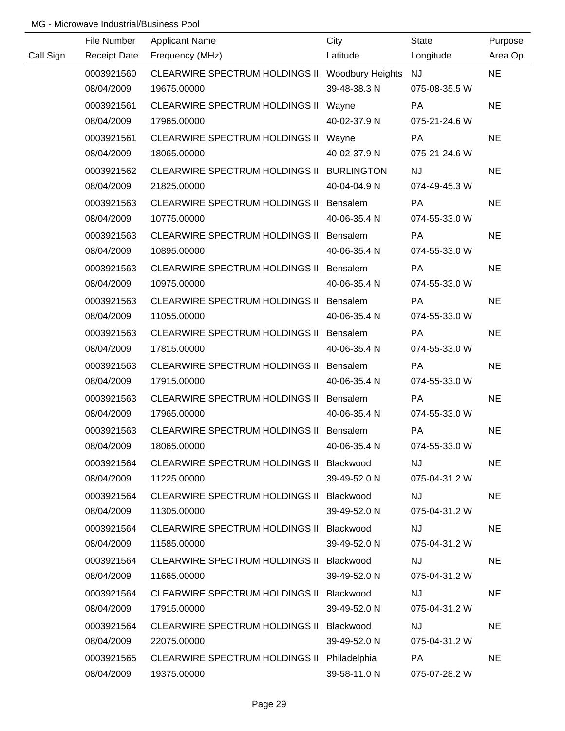MG - Microwave Industrial/Business Pool

| Call Sign | File Number / Receipt Date | Applicant Name / Frequency (MHz) | City / Latitude | State / Longitude | Purpose / Area Op. |
|---|---|---|---|---|---|
| | 0003921560 | CLEARWIRE SPECTRUM HOLDINGS III | Woodbury Heights | NJ | NE |
| | 08/04/2009 | 19675.00000 | 39-48-38.3 N | 075-08-35.5 W | |
| | 0003921561 | CLEARWIRE SPECTRUM HOLDINGS III | Wayne | PA | NE |
| | 08/04/2009 | 17965.00000 | 40-02-37.9 N | 075-21-24.6 W | |
| | 0003921561 | CLEARWIRE SPECTRUM HOLDINGS III | Wayne | PA | NE |
| | 08/04/2009 | 18065.00000 | 40-02-37.9 N | 075-21-24.6 W | |
| | 0003921562 | CLEARWIRE SPECTRUM HOLDINGS III | BURLINGTON | NJ | NE |
| | 08/04/2009 | 21825.00000 | 40-04-04.9 N | 074-49-45.3 W | |
| | 0003921563 | CLEARWIRE SPECTRUM HOLDINGS III | Bensalem | PA | NE |
| | 08/04/2009 | 10775.00000 | 40-06-35.4 N | 074-55-33.0 W | |
| | 0003921563 | CLEARWIRE SPECTRUM HOLDINGS III | Bensalem | PA | NE |
| | 08/04/2009 | 10895.00000 | 40-06-35.4 N | 074-55-33.0 W | |
| | 0003921563 | CLEARWIRE SPECTRUM HOLDINGS III | Bensalem | PA | NE |
| | 08/04/2009 | 10975.00000 | 40-06-35.4 N | 074-55-33.0 W | |
| | 0003921563 | CLEARWIRE SPECTRUM HOLDINGS III | Bensalem | PA | NE |
| | 08/04/2009 | 11055.00000 | 40-06-35.4 N | 074-55-33.0 W | |
| | 0003921563 | CLEARWIRE SPECTRUM HOLDINGS III | Bensalem | PA | NE |
| | 08/04/2009 | 17815.00000 | 40-06-35.4 N | 074-55-33.0 W | |
| | 0003921563 | CLEARWIRE SPECTRUM HOLDINGS III | Bensalem | PA | NE |
| | 08/04/2009 | 17915.00000 | 40-06-35.4 N | 074-55-33.0 W | |
| | 0003921563 | CLEARWIRE SPECTRUM HOLDINGS III | Bensalem | PA | NE |
| | 08/04/2009 | 17965.00000 | 40-06-35.4 N | 074-55-33.0 W | |
| | 0003921563 | CLEARWIRE SPECTRUM HOLDINGS III | Bensalem | PA | NE |
| | 08/04/2009 | 18065.00000 | 40-06-35.4 N | 074-55-33.0 W | |
| | 0003921564 | CLEARWIRE SPECTRUM HOLDINGS III | Blackwood | NJ | NE |
| | 08/04/2009 | 11225.00000 | 39-49-52.0 N | 075-04-31.2 W | |
| | 0003921564 | CLEARWIRE SPECTRUM HOLDINGS III | Blackwood | NJ | NE |
| | 08/04/2009 | 11305.00000 | 39-49-52.0 N | 075-04-31.2 W | |
| | 0003921564 | CLEARWIRE SPECTRUM HOLDINGS III | Blackwood | NJ | NE |
| | 08/04/2009 | 11585.00000 | 39-49-52.0 N | 075-04-31.2 W | |
| | 0003921564 | CLEARWIRE SPECTRUM HOLDINGS III | Blackwood | NJ | NE |
| | 08/04/2009 | 11665.00000 | 39-49-52.0 N | 075-04-31.2 W | |
| | 0003921564 | CLEARWIRE SPECTRUM HOLDINGS III | Blackwood | NJ | NE |
| | 08/04/2009 | 17915.00000 | 39-49-52.0 N | 075-04-31.2 W | |
| | 0003921564 | CLEARWIRE SPECTRUM HOLDINGS III | Blackwood | NJ | NE |
| | 08/04/2009 | 22075.00000 | 39-49-52.0 N | 075-04-31.2 W | |
| | 0003921565 | CLEARWIRE SPECTRUM HOLDINGS III | Philadelphia | PA | NE |
| | 08/04/2009 | 19375.00000 | 39-58-11.0 N | 075-07-28.2 W | |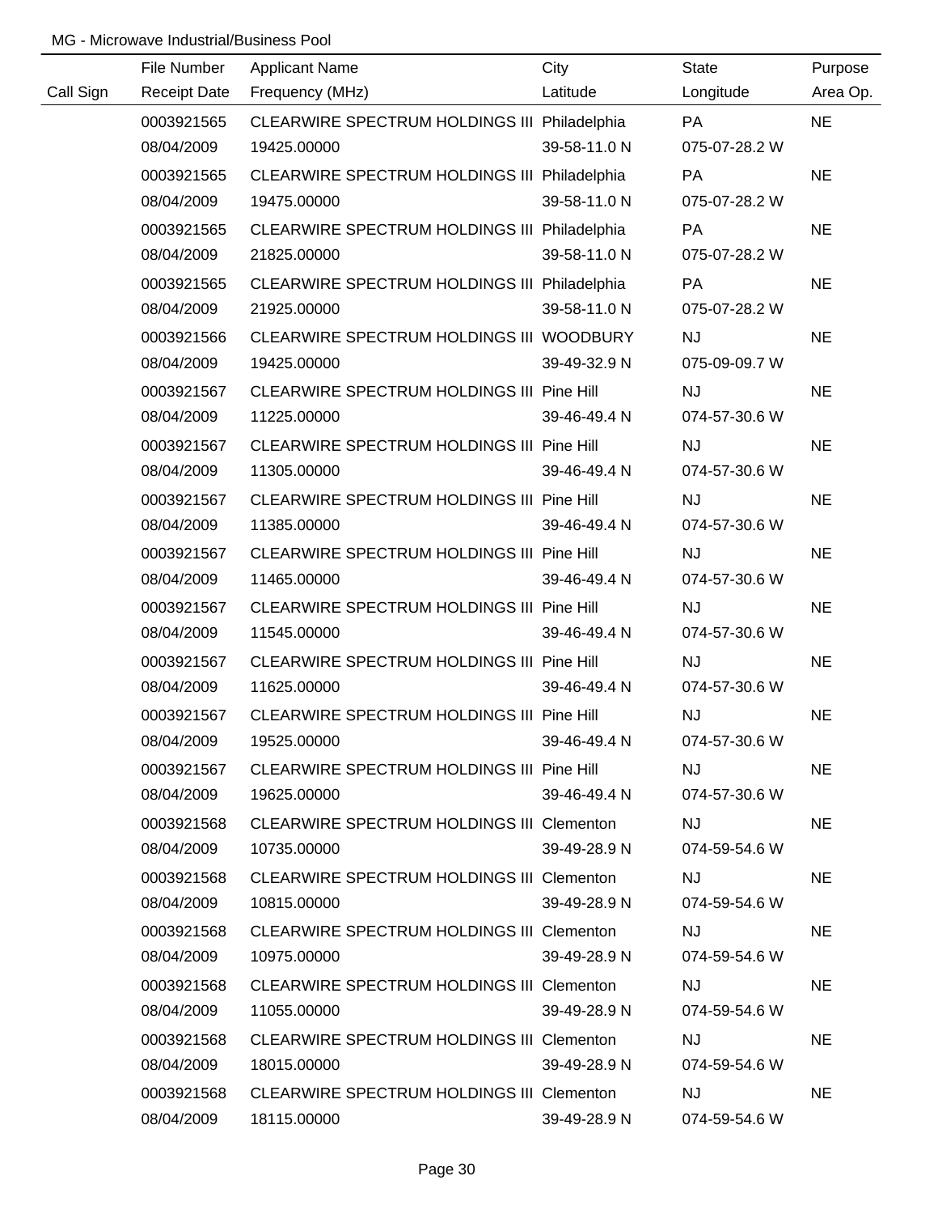MG - Microwave Industrial/Business Pool

| Call Sign | File Number<br>Receipt Date | Applicant Name<br>Frequency (MHz) | City<br>Latitude | State<br>Longitude | Purpose<br>Area Op. |
|---|---|---|---|---|---|
| | 0003921565<br>08/04/2009 | CLEARWIRE SPECTRUM HOLDINGS III<br>19425.00000 | Philadelphia<br>39-58-11.0 N | PA<br>075-07-28.2 W | NE |
| | 0003921565<br>08/04/2009 | CLEARWIRE SPECTRUM HOLDINGS III<br>19475.00000 | Philadelphia<br>39-58-11.0 N | PA<br>075-07-28.2 W | NE |
| | 0003921565<br>08/04/2009 | CLEARWIRE SPECTRUM HOLDINGS III<br>21825.00000 | Philadelphia<br>39-58-11.0 N | PA<br>075-07-28.2 W | NE |
| | 0003921565<br>08/04/2009 | CLEARWIRE SPECTRUM HOLDINGS III<br>21925.00000 | Philadelphia<br>39-58-11.0 N | PA<br>075-07-28.2 W | NE |
| | 0003921566<br>08/04/2009 | CLEARWIRE SPECTRUM HOLDINGS III<br>19425.00000 | WOODBURY<br>39-49-32.9 N | NJ<br>075-09-09.7 W | NE |
| | 0003921567<br>08/04/2009 | CLEARWIRE SPECTRUM HOLDINGS III<br>11225.00000 | Pine Hill<br>39-46-49.4 N | NJ<br>074-57-30.6 W | NE |
| | 0003921567<br>08/04/2009 | CLEARWIRE SPECTRUM HOLDINGS III<br>11305.00000 | Pine Hill<br>39-46-49.4 N | NJ<br>074-57-30.6 W | NE |
| | 0003921567<br>08/04/2009 | CLEARWIRE SPECTRUM HOLDINGS III<br>11385.00000 | Pine Hill<br>39-46-49.4 N | NJ<br>074-57-30.6 W | NE |
| | 0003921567<br>08/04/2009 | CLEARWIRE SPECTRUM HOLDINGS III<br>11465.00000 | Pine Hill<br>39-46-49.4 N | NJ<br>074-57-30.6 W | NE |
| | 0003921567<br>08/04/2009 | CLEARWIRE SPECTRUM HOLDINGS III<br>11545.00000 | Pine Hill<br>39-46-49.4 N | NJ<br>074-57-30.6 W | NE |
| | 0003921567<br>08/04/2009 | CLEARWIRE SPECTRUM HOLDINGS III<br>11625.00000 | Pine Hill<br>39-46-49.4 N | NJ<br>074-57-30.6 W | NE |
| | 0003921567<br>08/04/2009 | CLEARWIRE SPECTRUM HOLDINGS III<br>19525.00000 | Pine Hill<br>39-46-49.4 N | NJ<br>074-57-30.6 W | NE |
| | 0003921567<br>08/04/2009 | CLEARWIRE SPECTRUM HOLDINGS III<br>19625.00000 | Pine Hill<br>39-46-49.4 N | NJ<br>074-57-30.6 W | NE |
| | 0003921568<br>08/04/2009 | CLEARWIRE SPECTRUM HOLDINGS III<br>10735.00000 | Clementon<br>39-49-28.9 N | NJ<br>074-59-54.6 W | NE |
| | 0003921568<br>08/04/2009 | CLEARWIRE SPECTRUM HOLDINGS III<br>10815.00000 | Clementon<br>39-49-28.9 N | NJ<br>074-59-54.6 W | NE |
| | 0003921568<br>08/04/2009 | CLEARWIRE SPECTRUM HOLDINGS III<br>10975.00000 | Clementon<br>39-49-28.9 N | NJ<br>074-59-54.6 W | NE |
| | 0003921568<br>08/04/2009 | CLEARWIRE SPECTRUM HOLDINGS III<br>11055.00000 | Clementon<br>39-49-28.9 N | NJ<br>074-59-54.6 W | NE |
| | 0003921568<br>08/04/2009 | CLEARWIRE SPECTRUM HOLDINGS III<br>18015.00000 | Clementon<br>39-49-28.9 N | NJ<br>074-59-54.6 W | NE |
| | 0003921568<br>08/04/2009 | CLEARWIRE SPECTRUM HOLDINGS III<br>18115.00000 | Clementon<br>39-49-28.9 N | NJ<br>074-59-54.6 W | NE |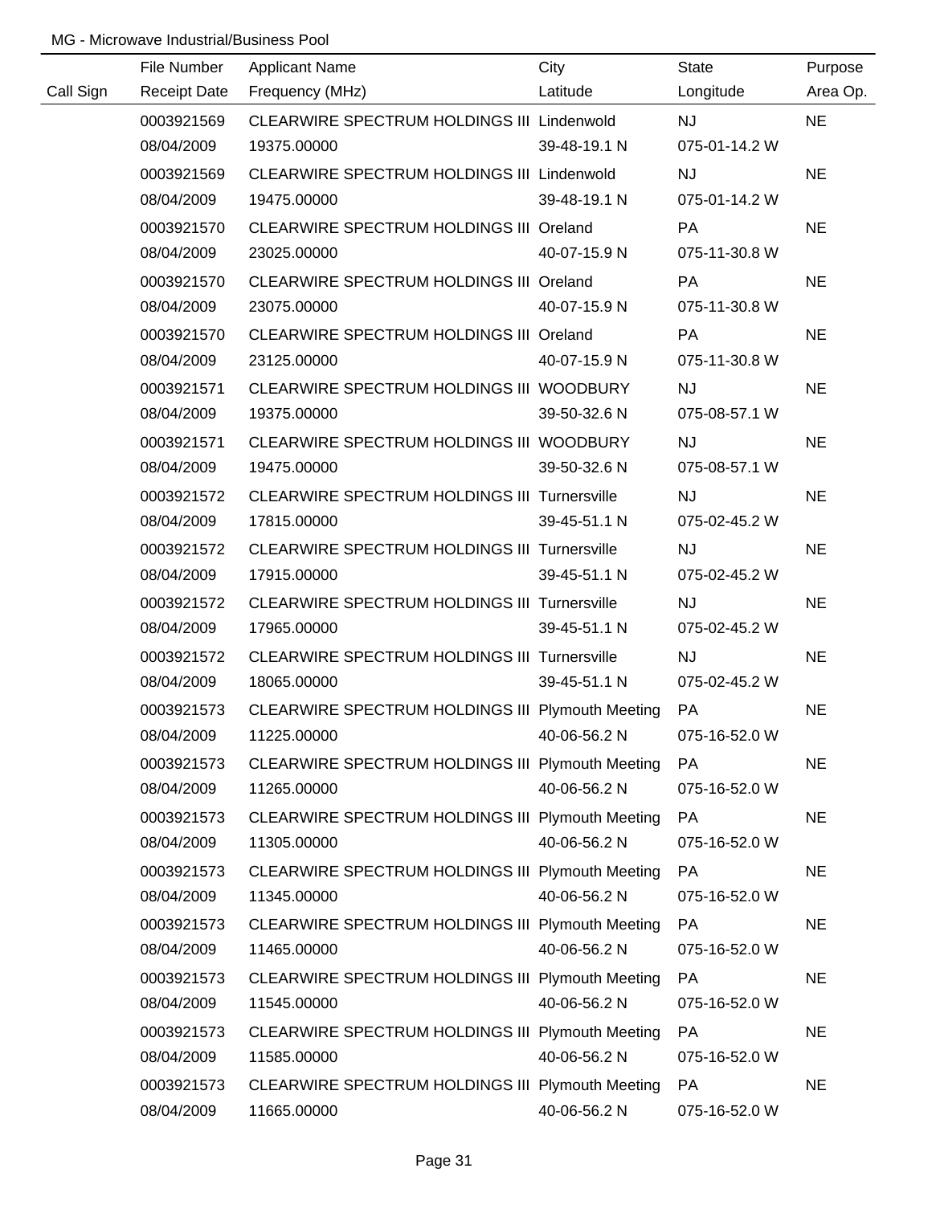MG - Microwave Industrial/Business Pool

| Call Sign | File Number<br>Receipt Date | Applicant Name<br>Frequency (MHz) | City<br>Latitude | State<br>Longitude | Purpose<br>Area Op. |
|---|---|---|---|---|---|
| | 0003921569<br>08/04/2009 | CLEARWIRE SPECTRUM HOLDINGS III<br>19375.00000 | Lindenwold<br>39-48-19.1 N | NJ<br>075-01-14.2 W | NE |
| | 0003921569<br>08/04/2009 | CLEARWIRE SPECTRUM HOLDINGS III<br>19475.00000 | Lindenwold<br>39-48-19.1 N | NJ<br>075-01-14.2 W | NE |
| | 0003921570<br>08/04/2009 | CLEARWIRE SPECTRUM HOLDINGS III<br>23025.00000 | Oreland<br>40-07-15.9 N | PA<br>075-11-30.8 W | NE |
| | 0003921570<br>08/04/2009 | CLEARWIRE SPECTRUM HOLDINGS III<br>23075.00000 | Oreland<br>40-07-15.9 N | PA<br>075-11-30.8 W | NE |
| | 0003921570<br>08/04/2009 | CLEARWIRE SPECTRUM HOLDINGS III<br>23125.00000 | Oreland<br>40-07-15.9 N | PA<br>075-11-30.8 W | NE |
| | 0003921571<br>08/04/2009 | CLEARWIRE SPECTRUM HOLDINGS III<br>19375.00000 | WOODBURY<br>39-50-32.6 N | NJ<br>075-08-57.1 W | NE |
| | 0003921571<br>08/04/2009 | CLEARWIRE SPECTRUM HOLDINGS III<br>19475.00000 | WOODBURY<br>39-50-32.6 N | NJ<br>075-08-57.1 W | NE |
| | 0003921572<br>08/04/2009 | CLEARWIRE SPECTRUM HOLDINGS III<br>17815.00000 | Turnersville<br>39-45-51.1 N | NJ<br>075-02-45.2 W | NE |
| | 0003921572<br>08/04/2009 | CLEARWIRE SPECTRUM HOLDINGS III<br>17915.00000 | Turnersville<br>39-45-51.1 N | NJ<br>075-02-45.2 W | NE |
| | 0003921572<br>08/04/2009 | CLEARWIRE SPECTRUM HOLDINGS III<br>17965.00000 | Turnersville<br>39-45-51.1 N | NJ<br>075-02-45.2 W | NE |
| | 0003921572<br>08/04/2009 | CLEARWIRE SPECTRUM HOLDINGS III<br>18065.00000 | Turnersville<br>39-45-51.1 N | NJ<br>075-02-45.2 W | NE |
| | 0003921573<br>08/04/2009 | CLEARWIRE SPECTRUM HOLDINGS III<br>11225.00000 | Plymouth Meeting<br>40-06-56.2 N | PA<br>075-16-52.0 W | NE |
| | 0003921573<br>08/04/2009 | CLEARWIRE SPECTRUM HOLDINGS III<br>11265.00000 | Plymouth Meeting<br>40-06-56.2 N | PA<br>075-16-52.0 W | NE |
| | 0003921573<br>08/04/2009 | CLEARWIRE SPECTRUM HOLDINGS III<br>11305.00000 | Plymouth Meeting<br>40-06-56.2 N | PA<br>075-16-52.0 W | NE |
| | 0003921573<br>08/04/2009 | CLEARWIRE SPECTRUM HOLDINGS III<br>11345.00000 | Plymouth Meeting<br>40-06-56.2 N | PA<br>075-16-52.0 W | NE |
| | 0003921573<br>08/04/2009 | CLEARWIRE SPECTRUM HOLDINGS III<br>11465.00000 | Plymouth Meeting<br>40-06-56.2 N | PA<br>075-16-52.0 W | NE |
| | 0003921573<br>08/04/2009 | CLEARWIRE SPECTRUM HOLDINGS III<br>11545.00000 | Plymouth Meeting<br>40-06-56.2 N | PA<br>075-16-52.0 W | NE |
| | 0003921573<br>08/04/2009 | CLEARWIRE SPECTRUM HOLDINGS III<br>11585.00000 | Plymouth Meeting<br>40-06-56.2 N | PA<br>075-16-52.0 W | NE |
| | 0003921573<br>08/04/2009 | CLEARWIRE SPECTRUM HOLDINGS III<br>11665.00000 | Plymouth Meeting<br>40-06-56.2 N | PA<br>075-16-52.0 W | NE |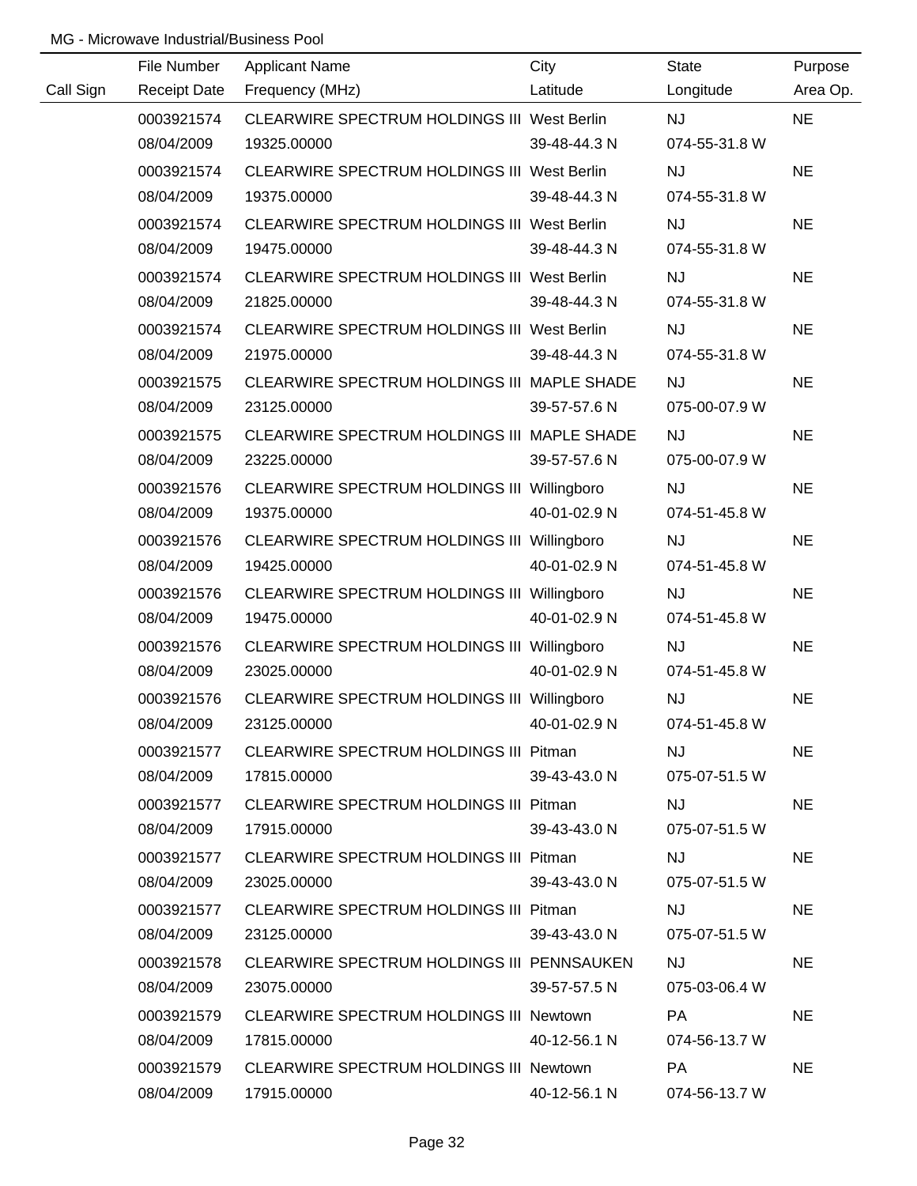MG - Microwave Industrial/Business Pool

| Call Sign | File Number<br>Receipt Date | Applicant Name<br>Frequency (MHz) | City<br>Latitude | State<br>Longitude | Purpose<br>Area Op. |
|---|---|---|---|---|---|
| | 0003921574<br>08/04/2009 | CLEARWIRE SPECTRUM HOLDINGS III<br>19325.00000 | West Berlin<br>39-48-44.3 N | NJ<br>074-55-31.8 W | NE |
| | 0003921574<br>08/04/2009 | CLEARWIRE SPECTRUM HOLDINGS III<br>19375.00000 | West Berlin<br>39-48-44.3 N | NJ<br>074-55-31.8 W | NE |
| | 0003921574<br>08/04/2009 | CLEARWIRE SPECTRUM HOLDINGS III<br>19475.00000 | West Berlin<br>39-48-44.3 N | NJ<br>074-55-31.8 W | NE |
| | 0003921574<br>08/04/2009 | CLEARWIRE SPECTRUM HOLDINGS III<br>21825.00000 | West Berlin<br>39-48-44.3 N | NJ<br>074-55-31.8 W | NE |
| | 0003921574<br>08/04/2009 | CLEARWIRE SPECTRUM HOLDINGS III<br>21975.00000 | West Berlin<br>39-48-44.3 N | NJ<br>074-55-31.8 W | NE |
| | 0003921575<br>08/04/2009 | CLEARWIRE SPECTRUM HOLDINGS III<br>23125.00000 | MAPLE SHADE<br>39-57-57.6 N | NJ<br>075-00-07.9 W | NE |
| | 0003921575<br>08/04/2009 | CLEARWIRE SPECTRUM HOLDINGS III<br>23225.00000 | MAPLE SHADE<br>39-57-57.6 N | NJ<br>075-00-07.9 W | NE |
| | 0003921576<br>08/04/2009 | CLEARWIRE SPECTRUM HOLDINGS III<br>19375.00000 | Willingboro<br>40-01-02.9 N | NJ<br>074-51-45.8 W | NE |
| | 0003921576<br>08/04/2009 | CLEARWIRE SPECTRUM HOLDINGS III<br>19425.00000 | Willingboro<br>40-01-02.9 N | NJ<br>074-51-45.8 W | NE |
| | 0003921576<br>08/04/2009 | CLEARWIRE SPECTRUM HOLDINGS III<br>19475.00000 | Willingboro<br>40-01-02.9 N | NJ<br>074-51-45.8 W | NE |
| | 0003921576<br>08/04/2009 | CLEARWIRE SPECTRUM HOLDINGS III<br>23025.00000 | Willingboro<br>40-01-02.9 N | NJ<br>074-51-45.8 W | NE |
| | 0003921576<br>08/04/2009 | CLEARWIRE SPECTRUM HOLDINGS III<br>23125.00000 | Willingboro<br>40-01-02.9 N | NJ<br>074-51-45.8 W | NE |
| | 0003921577<br>08/04/2009 | CLEARWIRE SPECTRUM HOLDINGS III<br>17815.00000 | Pitman<br>39-43-43.0 N | NJ<br>075-07-51.5 W | NE |
| | 0003921577<br>08/04/2009 | CLEARWIRE SPECTRUM HOLDINGS III<br>17915.00000 | Pitman<br>39-43-43.0 N | NJ<br>075-07-51.5 W | NE |
| | 0003921577<br>08/04/2009 | CLEARWIRE SPECTRUM HOLDINGS III<br>23025.00000 | Pitman<br>39-43-43.0 N | NJ<br>075-07-51.5 W | NE |
| | 0003921577<br>08/04/2009 | CLEARWIRE SPECTRUM HOLDINGS III<br>23125.00000 | Pitman<br>39-43-43.0 N | NJ<br>075-07-51.5 W | NE |
| | 0003921578<br>08/04/2009 | CLEARWIRE SPECTRUM HOLDINGS III<br>23075.00000 | PENNSAUKEN<br>39-57-57.5 N | NJ<br>075-03-06.4 W | NE |
| | 0003921579<br>08/04/2009 | CLEARWIRE SPECTRUM HOLDINGS III<br>17815.00000 | Newtown<br>40-12-56.1 N | PA<br>074-56-13.7 W | NE |
| | 0003921579<br>08/04/2009 | CLEARWIRE SPECTRUM HOLDINGS III<br>17915.00000 | Newtown<br>40-12-56.1 N | PA<br>074-56-13.7 W | NE |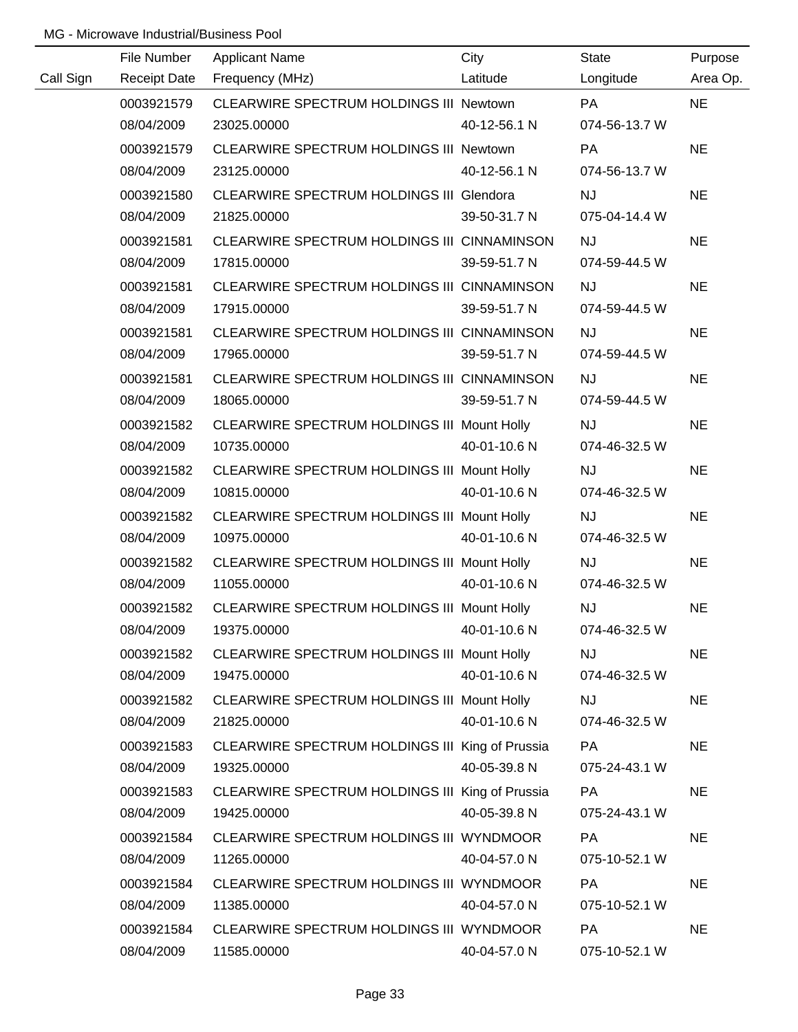MG - Microwave Industrial/Business Pool

| Call Sign | File Number<br>Receipt Date | Applicant Name<br>Frequency (MHz) | City<br>Latitude | State<br>Longitude | Purpose<br>Area Op. |
|---|---|---|---|---|---|
| | 0003921579<br>08/04/2009 | CLEARWIRE SPECTRUM HOLDINGS III<br>23025.00000 | Newtown<br>40-12-56.1 N | PA<br>074-56-13.7 W | NE |
| | 0003921579<br>08/04/2009 | CLEARWIRE SPECTRUM HOLDINGS III<br>23125.00000 | Newtown<br>40-12-56.1 N | PA<br>074-56-13.7 W | NE |
| | 0003921580<br>08/04/2009 | CLEARWIRE SPECTRUM HOLDINGS III<br>21825.00000 | Glendora<br>39-50-31.7 N | NJ<br>075-04-14.4 W | NE |
| | 0003921581<br>08/04/2009 | CLEARWIRE SPECTRUM HOLDINGS III<br>17815.00000 | CINNAMINSON<br>39-59-51.7 N | NJ<br>074-59-44.5 W | NE |
| | 0003921581<br>08/04/2009 | CLEARWIRE SPECTRUM HOLDINGS III<br>17915.00000 | CINNAMINSON<br>39-59-51.7 N | NJ<br>074-59-44.5 W | NE |
| | 0003921581<br>08/04/2009 | CLEARWIRE SPECTRUM HOLDINGS III<br>17965.00000 | CINNAMINSON<br>39-59-51.7 N | NJ<br>074-59-44.5 W | NE |
| | 0003921581<br>08/04/2009 | CLEARWIRE SPECTRUM HOLDINGS III<br>18065.00000 | CINNAMINSON<br>39-59-51.7 N | NJ<br>074-59-44.5 W | NE |
| | 0003921582<br>08/04/2009 | CLEARWIRE SPECTRUM HOLDINGS III<br>10735.00000 | Mount Holly<br>40-01-10.6 N | NJ<br>074-46-32.5 W | NE |
| | 0003921582<br>08/04/2009 | CLEARWIRE SPECTRUM HOLDINGS III<br>10815.00000 | Mount Holly<br>40-01-10.6 N | NJ<br>074-46-32.5 W | NE |
| | 0003921582<br>08/04/2009 | CLEARWIRE SPECTRUM HOLDINGS III<br>10975.00000 | Mount Holly<br>40-01-10.6 N | NJ<br>074-46-32.5 W | NE |
| | 0003921582<br>08/04/2009 | CLEARWIRE SPECTRUM HOLDINGS III<br>11055.00000 | Mount Holly<br>40-01-10.6 N | NJ<br>074-46-32.5 W | NE |
| | 0003921582<br>08/04/2009 | CLEARWIRE SPECTRUM HOLDINGS III<br>19375.00000 | Mount Holly<br>40-01-10.6 N | NJ<br>074-46-32.5 W | NE |
| | 0003921582<br>08/04/2009 | CLEARWIRE SPECTRUM HOLDINGS III<br>19475.00000 | Mount Holly<br>40-01-10.6 N | NJ<br>074-46-32.5 W | NE |
| | 0003921582<br>08/04/2009 | CLEARWIRE SPECTRUM HOLDINGS III<br>21825.00000 | Mount Holly<br>40-01-10.6 N | NJ<br>074-46-32.5 W | NE |
| | 0003921583<br>08/04/2009 | CLEARWIRE SPECTRUM HOLDINGS III<br>19325.00000 | King of Prussia<br>40-05-39.8 N | PA<br>075-24-43.1 W | NE |
| | 0003921583<br>08/04/2009 | CLEARWIRE SPECTRUM HOLDINGS III<br>19425.00000 | King of Prussia<br>40-05-39.8 N | PA<br>075-24-43.1 W | NE |
| | 0003921584<br>08/04/2009 | CLEARWIRE SPECTRUM HOLDINGS III<br>11265.00000 | WYNDMOOR<br>40-04-57.0 N | PA<br>075-10-52.1 W | NE |
| | 0003921584<br>08/04/2009 | CLEARWIRE SPECTRUM HOLDINGS III<br>11385.00000 | WYNDMOOR<br>40-04-57.0 N | PA<br>075-10-52.1 W | NE |
| | 0003921584<br>08/04/2009 | CLEARWIRE SPECTRUM HOLDINGS III<br>11585.00000 | WYNDMOOR<br>40-04-57.0 N | PA<br>075-10-52.1 W | NE |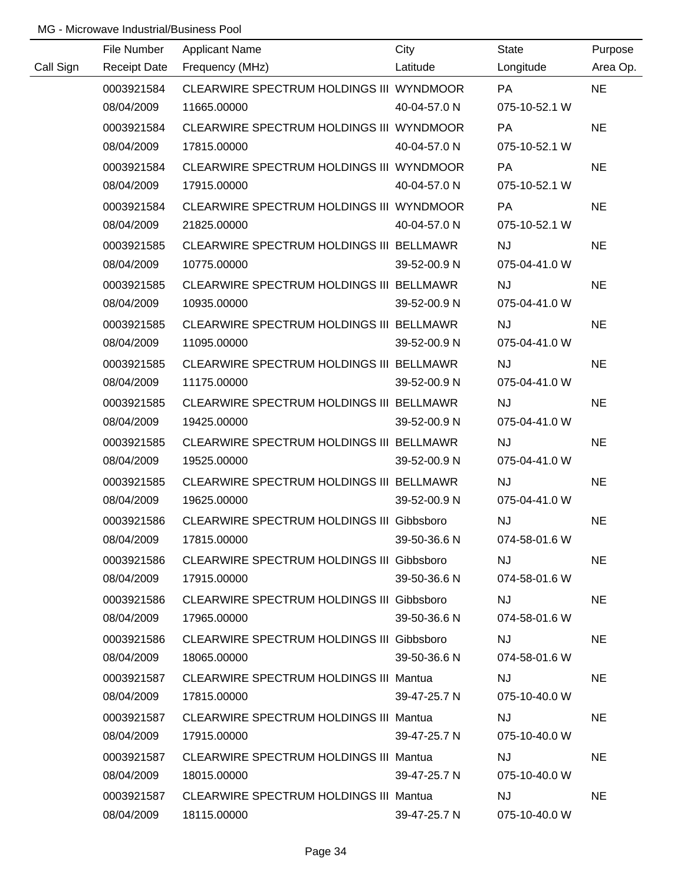MG - Microwave Industrial/Business Pool

| Call Sign | File Number<br>Receipt Date | Applicant Name<br>Frequency (MHz) | City<br>Latitude | State<br>Longitude | Purpose<br>Area Op. |
|---|---|---|---|---|---|
| | 0003921584<br>08/04/2009 | CLEARWIRE SPECTRUM HOLDINGS III<br>11665.00000 | WYNDMOOR<br>40-04-57.0 N | PA<br>075-10-52.1 W | NE |
| | 0003921584<br>08/04/2009 | CLEARWIRE SPECTRUM HOLDINGS III<br>17815.00000 | WYNDMOOR<br>40-04-57.0 N | PA<br>075-10-52.1 W | NE |
| | 0003921584<br>08/04/2009 | CLEARWIRE SPECTRUM HOLDINGS III<br>17915.00000 | WYNDMOOR<br>40-04-57.0 N | PA<br>075-10-52.1 W | NE |
| | 0003921584<br>08/04/2009 | CLEARWIRE SPECTRUM HOLDINGS III<br>21825.00000 | WYNDMOOR<br>40-04-57.0 N | PA<br>075-10-52.1 W | NE |
| | 0003921585<br>08/04/2009 | CLEARWIRE SPECTRUM HOLDINGS III<br>10775.00000 | BELLMAWR<br>39-52-00.9 N | NJ<br>075-04-41.0 W | NE |
| | 0003921585<br>08/04/2009 | CLEARWIRE SPECTRUM HOLDINGS III<br>10935.00000 | BELLMAWR<br>39-52-00.9 N | NJ<br>075-04-41.0 W | NE |
| | 0003921585<br>08/04/2009 | CLEARWIRE SPECTRUM HOLDINGS III<br>11095.00000 | BELLMAWR<br>39-52-00.9 N | NJ<br>075-04-41.0 W | NE |
| | 0003921585<br>08/04/2009 | CLEARWIRE SPECTRUM HOLDINGS III<br>11175.00000 | BELLMAWR<br>39-52-00.9 N | NJ<br>075-04-41.0 W | NE |
| | 0003921585<br>08/04/2009 | CLEARWIRE SPECTRUM HOLDINGS III<br>19425.00000 | BELLMAWR<br>39-52-00.9 N | NJ<br>075-04-41.0 W | NE |
| | 0003921585<br>08/04/2009 | CLEARWIRE SPECTRUM HOLDINGS III<br>19525.00000 | BELLMAWR<br>39-52-00.9 N | NJ<br>075-04-41.0 W | NE |
| | 0003921585<br>08/04/2009 | CLEARWIRE SPECTRUM HOLDINGS III<br>19625.00000 | BELLMAWR<br>39-52-00.9 N | NJ<br>075-04-41.0 W | NE |
| | 0003921586<br>08/04/2009 | CLEARWIRE SPECTRUM HOLDINGS III<br>17815.00000 | Gibbsboro<br>39-50-36.6 N | NJ<br>074-58-01.6 W | NE |
| | 0003921586<br>08/04/2009 | CLEARWIRE SPECTRUM HOLDINGS III<br>17915.00000 | Gibbsboro<br>39-50-36.6 N | NJ<br>074-58-01.6 W | NE |
| | 0003921586<br>08/04/2009 | CLEARWIRE SPECTRUM HOLDINGS III<br>17965.00000 | Gibbsboro<br>39-50-36.6 N | NJ<br>074-58-01.6 W | NE |
| | 0003921586<br>08/04/2009 | CLEARWIRE SPECTRUM HOLDINGS III<br>18065.00000 | Gibbsboro<br>39-50-36.6 N | NJ<br>074-58-01.6 W | NE |
| | 0003921587<br>08/04/2009 | CLEARWIRE SPECTRUM HOLDINGS III<br>17815.00000 | Mantua<br>39-47-25.7 N | NJ<br>075-10-40.0 W | NE |
| | 0003921587<br>08/04/2009 | CLEARWIRE SPECTRUM HOLDINGS III<br>17915.00000 | Mantua<br>39-47-25.7 N | NJ<br>075-10-40.0 W | NE |
| | 0003921587<br>08/04/2009 | CLEARWIRE SPECTRUM HOLDINGS III<br>18015.00000 | Mantua<br>39-47-25.7 N | NJ<br>075-10-40.0 W | NE |
| | 0003921587<br>08/04/2009 | CLEARWIRE SPECTRUM HOLDINGS III<br>18115.00000 | Mantua<br>39-47-25.7 N | NJ<br>075-10-40.0 W | NE |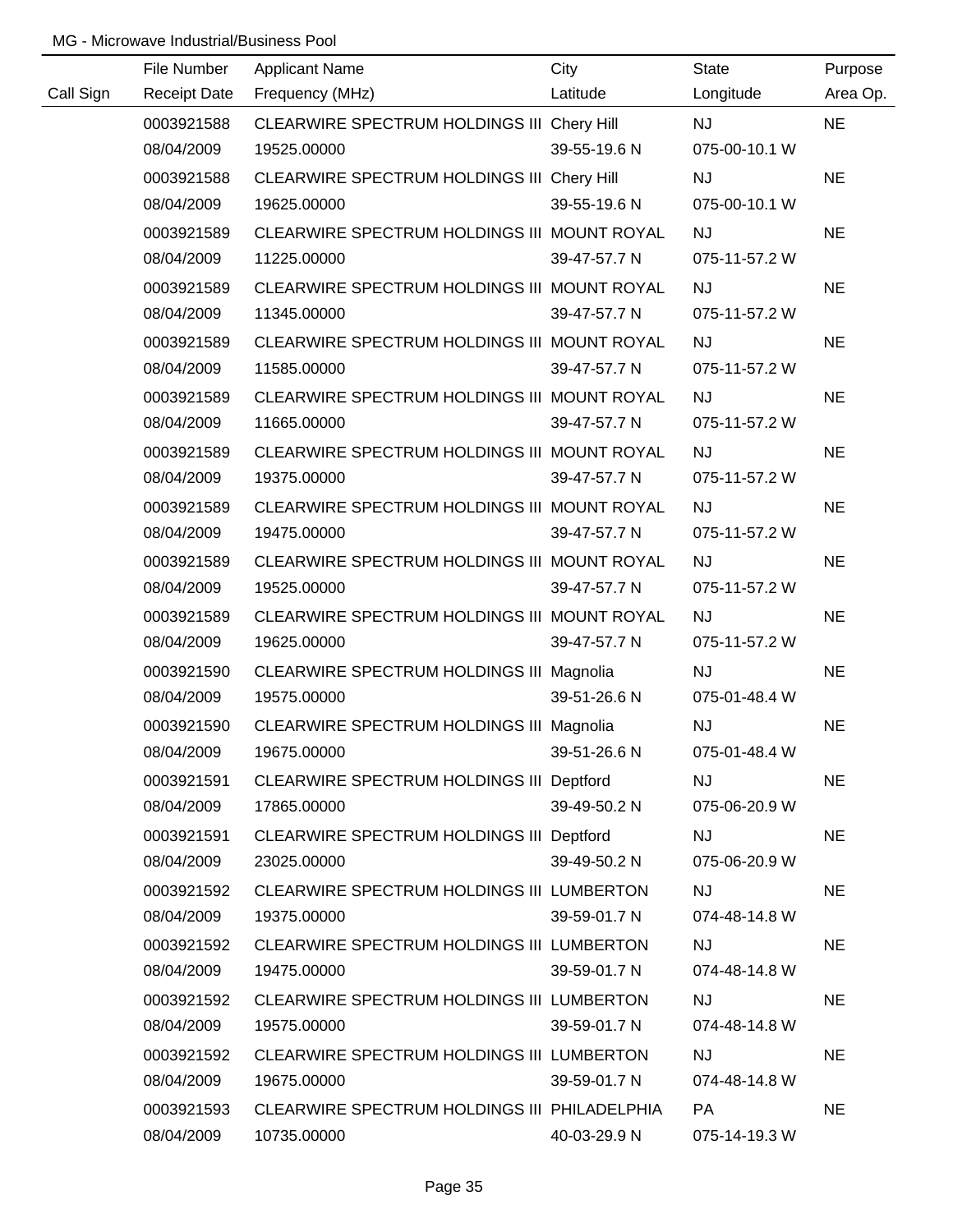MG - Microwave Industrial/Business Pool

| Call Sign | File Number / Receipt Date | Applicant Name / Frequency (MHz) | City / Latitude | State / Longitude | Purpose / Area Op. |
|---|---|---|---|---|---|
| | 0003921588 | CLEARWIRE SPECTRUM HOLDINGS III | Chery Hill | NJ | NE |
| | 08/04/2009 | 19525.00000 | 39-55-19.6 N | 075-00-10.1 W | |
| | 0003921588 | CLEARWIRE SPECTRUM HOLDINGS III | Chery Hill | NJ | NE |
| | 08/04/2009 | 19625.00000 | 39-55-19.6 N | 075-00-10.1 W | |
| | 0003921589 | CLEARWIRE SPECTRUM HOLDINGS III | MOUNT ROYAL | NJ | NE |
| | 08/04/2009 | 11225.00000 | 39-47-57.7 N | 075-11-57.2 W | |
| | 0003921589 | CLEARWIRE SPECTRUM HOLDINGS III | MOUNT ROYAL | NJ | NE |
| | 08/04/2009 | 11345.00000 | 39-47-57.7 N | 075-11-57.2 W | |
| | 0003921589 | CLEARWIRE SPECTRUM HOLDINGS III | MOUNT ROYAL | NJ | NE |
| | 08/04/2009 | 11585.00000 | 39-47-57.7 N | 075-11-57.2 W | |
| | 0003921589 | CLEARWIRE SPECTRUM HOLDINGS III | MOUNT ROYAL | NJ | NE |
| | 08/04/2009 | 11665.00000 | 39-47-57.7 N | 075-11-57.2 W | |
| | 0003921589 | CLEARWIRE SPECTRUM HOLDINGS III | MOUNT ROYAL | NJ | NE |
| | 08/04/2009 | 19375.00000 | 39-47-57.7 N | 075-11-57.2 W | |
| | 0003921589 | CLEARWIRE SPECTRUM HOLDINGS III | MOUNT ROYAL | NJ | NE |
| | 08/04/2009 | 19475.00000 | 39-47-57.7 N | 075-11-57.2 W | |
| | 0003921589 | CLEARWIRE SPECTRUM HOLDINGS III | MOUNT ROYAL | NJ | NE |
| | 08/04/2009 | 19525.00000 | 39-47-57.7 N | 075-11-57.2 W | |
| | 0003921589 | CLEARWIRE SPECTRUM HOLDINGS III | MOUNT ROYAL | NJ | NE |
| | 08/04/2009 | 19625.00000 | 39-47-57.7 N | 075-11-57.2 W | |
| | 0003921590 | CLEARWIRE SPECTRUM HOLDINGS III | Magnolia | NJ | NE |
| | 08/04/2009 | 19575.00000 | 39-51-26.6 N | 075-01-48.4 W | |
| | 0003921590 | CLEARWIRE SPECTRUM HOLDINGS III | Magnolia | NJ | NE |
| | 08/04/2009 | 19675.00000 | 39-51-26.6 N | 075-01-48.4 W | |
| | 0003921591 | CLEARWIRE SPECTRUM HOLDINGS III | Deptford | NJ | NE |
| | 08/04/2009 | 17865.00000 | 39-49-50.2 N | 075-06-20.9 W | |
| | 0003921591 | CLEARWIRE SPECTRUM HOLDINGS III | Deptford | NJ | NE |
| | 08/04/2009 | 23025.00000 | 39-49-50.2 N | 075-06-20.9 W | |
| | 0003921592 | CLEARWIRE SPECTRUM HOLDINGS III | LUMBERTON | NJ | NE |
| | 08/04/2009 | 19375.00000 | 39-59-01.7 N | 074-48-14.8 W | |
| | 0003921592 | CLEARWIRE SPECTRUM HOLDINGS III | LUMBERTON | NJ | NE |
| | 08/04/2009 | 19475.00000 | 39-59-01.7 N | 074-48-14.8 W | |
| | 0003921592 | CLEARWIRE SPECTRUM HOLDINGS III | LUMBERTON | NJ | NE |
| | 08/04/2009 | 19575.00000 | 39-59-01.7 N | 074-48-14.8 W | |
| | 0003921592 | CLEARWIRE SPECTRUM HOLDINGS III | LUMBERTON | NJ | NE |
| | 08/04/2009 | 19675.00000 | 39-59-01.7 N | 074-48-14.8 W | |
| | 0003921593 | CLEARWIRE SPECTRUM HOLDINGS III | PHILADELPHIA | PA | NE |
| | 08/04/2009 | 10735.00000 | 40-03-29.9 N | 075-14-19.3 W | |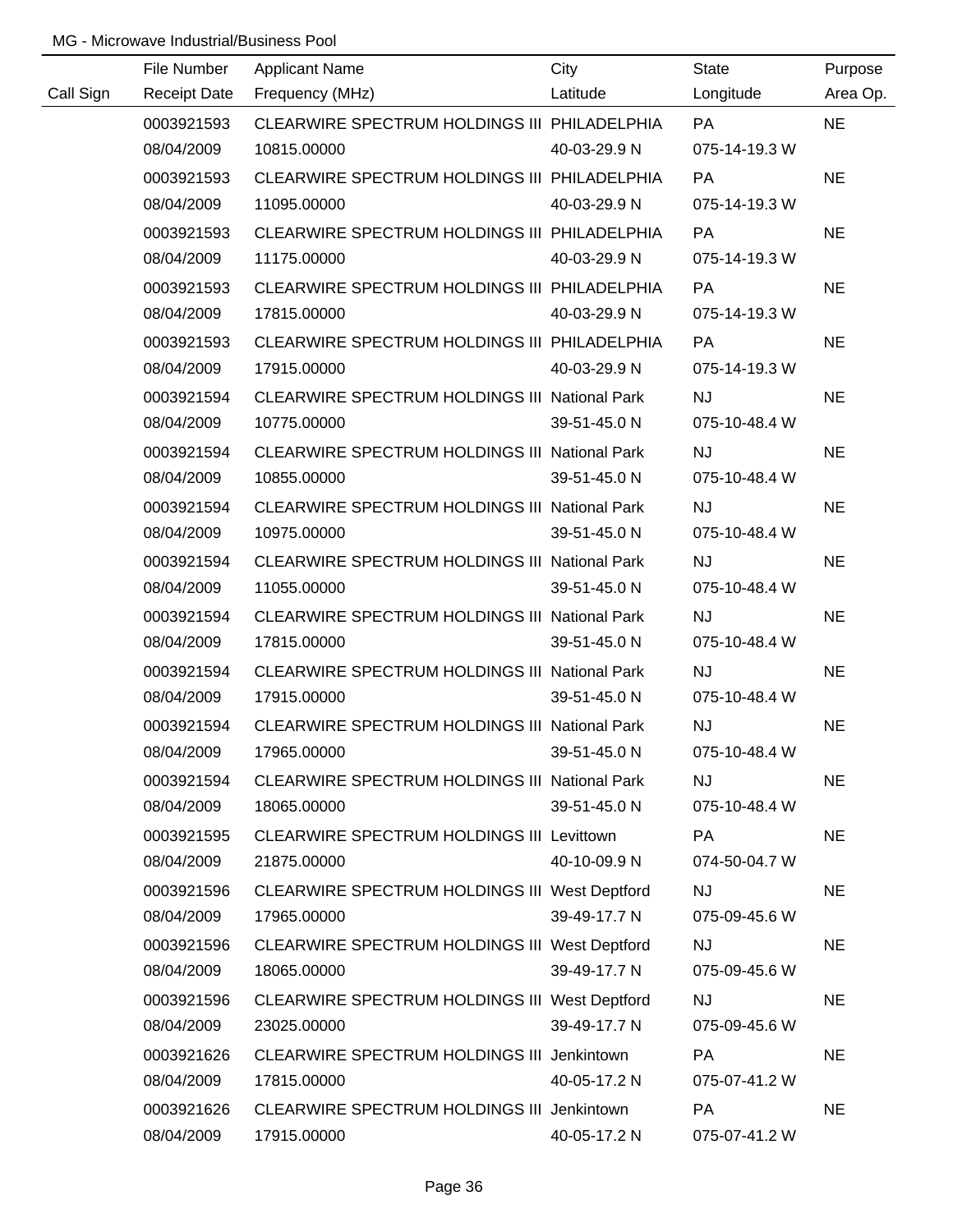MG - Microwave Industrial/Business Pool

| Call Sign | File Number<br>Receipt Date | Applicant Name<br>Frequency (MHz) | City<br>Latitude | State<br>Longitude | Purpose<br>Area Op. |
|---|---|---|---|---|---|
| | 0003921593<br>08/04/2009 | CLEARWIRE SPECTRUM HOLDINGS III<br>10815.00000 | PHILADELPHIA<br>40-03-29.9 N | PA<br>075-14-19.3 W | NE |
| | 0003921593<br>08/04/2009 | CLEARWIRE SPECTRUM HOLDINGS III<br>11095.00000 | PHILADELPHIA<br>40-03-29.9 N | PA<br>075-14-19.3 W | NE |
| | 0003921593<br>08/04/2009 | CLEARWIRE SPECTRUM HOLDINGS III<br>11175.00000 | PHILADELPHIA<br>40-03-29.9 N | PA<br>075-14-19.3 W | NE |
| | 0003921593<br>08/04/2009 | CLEARWIRE SPECTRUM HOLDINGS III<br>17815.00000 | PHILADELPHIA<br>40-03-29.9 N | PA<br>075-14-19.3 W | NE |
| | 0003921593<br>08/04/2009 | CLEARWIRE SPECTRUM HOLDINGS III<br>17915.00000 | PHILADELPHIA<br>40-03-29.9 N | PA<br>075-14-19.3 W | NE |
| | 0003921594<br>08/04/2009 | CLEARWIRE SPECTRUM HOLDINGS III<br>10775.00000 | National Park<br>39-51-45.0 N | NJ<br>075-10-48.4 W | NE |
| | 0003921594<br>08/04/2009 | CLEARWIRE SPECTRUM HOLDINGS III<br>10855.00000 | National Park<br>39-51-45.0 N | NJ<br>075-10-48.4 W | NE |
| | 0003921594<br>08/04/2009 | CLEARWIRE SPECTRUM HOLDINGS III<br>10975.00000 | National Park<br>39-51-45.0 N | NJ<br>075-10-48.4 W | NE |
| | 0003921594<br>08/04/2009 | CLEARWIRE SPECTRUM HOLDINGS III<br>11055.00000 | National Park<br>39-51-45.0 N | NJ<br>075-10-48.4 W | NE |
| | 0003921594<br>08/04/2009 | CLEARWIRE SPECTRUM HOLDINGS III<br>17815.00000 | National Park<br>39-51-45.0 N | NJ<br>075-10-48.4 W | NE |
| | 0003921594<br>08/04/2009 | CLEARWIRE SPECTRUM HOLDINGS III<br>17915.00000 | National Park<br>39-51-45.0 N | NJ<br>075-10-48.4 W | NE |
| | 0003921594<br>08/04/2009 | CLEARWIRE SPECTRUM HOLDINGS III<br>17965.00000 | National Park<br>39-51-45.0 N | NJ<br>075-10-48.4 W | NE |
| | 0003921594<br>08/04/2009 | CLEARWIRE SPECTRUM HOLDINGS III<br>18065.00000 | National Park<br>39-51-45.0 N | NJ<br>075-10-48.4 W | NE |
| | 0003921595<br>08/04/2009 | CLEARWIRE SPECTRUM HOLDINGS III<br>21875.00000 | Levittown<br>40-10-09.9 N | PA<br>074-50-04.7 W | NE |
| | 0003921596<br>08/04/2009 | CLEARWIRE SPECTRUM HOLDINGS III<br>17965.00000 | West Deptford<br>39-49-17.7 N | NJ<br>075-09-45.6 W | NE |
| | 0003921596<br>08/04/2009 | CLEARWIRE SPECTRUM HOLDINGS III<br>18065.00000 | West Deptford<br>39-49-17.7 N | NJ<br>075-09-45.6 W | NE |
| | 0003921596<br>08/04/2009 | CLEARWIRE SPECTRUM HOLDINGS III<br>23025.00000 | West Deptford<br>39-49-17.7 N | NJ<br>075-09-45.6 W | NE |
| | 0003921626<br>08/04/2009 | CLEARWIRE SPECTRUM HOLDINGS III<br>17815.00000 | Jenkintown<br>40-05-17.2 N | PA<br>075-07-41.2 W | NE |
| | 0003921626<br>08/04/2009 | CLEARWIRE SPECTRUM HOLDINGS III<br>17915.00000 | Jenkintown<br>40-05-17.2 N | PA<br>075-07-41.2 W | NE |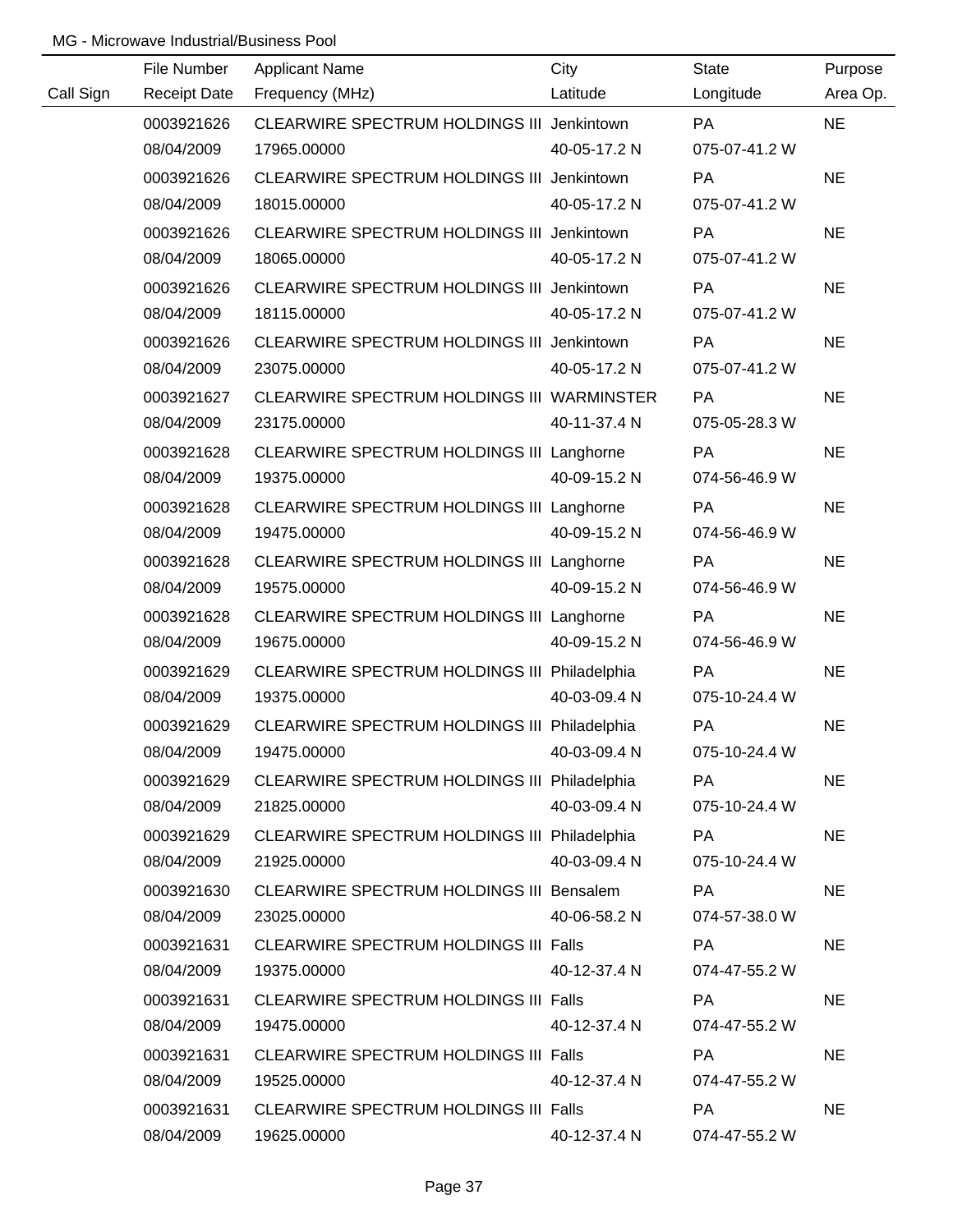MG - Microwave Industrial/Business Pool

| Call Sign | File Number / Receipt Date | Applicant Name / Frequency (MHz) | City / Latitude | State / Longitude | Purpose / Area Op. |
|---|---|---|---|---|---|
| | 0003921626 | CLEARWIRE SPECTRUM HOLDINGS III | Jenkintown | PA | NE |
| | 08/04/2009 | 17965.00000 | 40-05-17.2 N | 075-07-41.2 W | |
| | 0003921626 | CLEARWIRE SPECTRUM HOLDINGS III | Jenkintown | PA | NE |
| | 08/04/2009 | 18015.00000 | 40-05-17.2 N | 075-07-41.2 W | |
| | 0003921626 | CLEARWIRE SPECTRUM HOLDINGS III | Jenkintown | PA | NE |
| | 08/04/2009 | 18065.00000 | 40-05-17.2 N | 075-07-41.2 W | |
| | 0003921626 | CLEARWIRE SPECTRUM HOLDINGS III | Jenkintown | PA | NE |
| | 08/04/2009 | 18115.00000 | 40-05-17.2 N | 075-07-41.2 W | |
| | 0003921626 | CLEARWIRE SPECTRUM HOLDINGS III | Jenkintown | PA | NE |
| | 08/04/2009 | 23075.00000 | 40-05-17.2 N | 075-07-41.2 W | |
| | 0003921627 | CLEARWIRE SPECTRUM HOLDINGS III | WARMINSTER | PA | NE |
| | 08/04/2009 | 23175.00000 | 40-11-37.4 N | 075-05-28.3 W | |
| | 0003921628 | CLEARWIRE SPECTRUM HOLDINGS III | Langhorne | PA | NE |
| | 08/04/2009 | 19375.00000 | 40-09-15.2 N | 074-56-46.9 W | |
| | 0003921628 | CLEARWIRE SPECTRUM HOLDINGS III | Langhorne | PA | NE |
| | 08/04/2009 | 19475.00000 | 40-09-15.2 N | 074-56-46.9 W | |
| | 0003921628 | CLEARWIRE SPECTRUM HOLDINGS III | Langhorne | PA | NE |
| | 08/04/2009 | 19575.00000 | 40-09-15.2 N | 074-56-46.9 W | |
| | 0003921628 | CLEARWIRE SPECTRUM HOLDINGS III | Langhorne | PA | NE |
| | 08/04/2009 | 19675.00000 | 40-09-15.2 N | 074-56-46.9 W | |
| | 0003921629 | CLEARWIRE SPECTRUM HOLDINGS III | Philadelphia | PA | NE |
| | 08/04/2009 | 19375.00000 | 40-03-09.4 N | 075-10-24.4 W | |
| | 0003921629 | CLEARWIRE SPECTRUM HOLDINGS III | Philadelphia | PA | NE |
| | 08/04/2009 | 19475.00000 | 40-03-09.4 N | 075-10-24.4 W | |
| | 0003921629 | CLEARWIRE SPECTRUM HOLDINGS III | Philadelphia | PA | NE |
| | 08/04/2009 | 21825.00000 | 40-03-09.4 N | 075-10-24.4 W | |
| | 0003921629 | CLEARWIRE SPECTRUM HOLDINGS III | Philadelphia | PA | NE |
| | 08/04/2009 | 21925.00000 | 40-03-09.4 N | 075-10-24.4 W | |
| | 0003921630 | CLEARWIRE SPECTRUM HOLDINGS III | Bensalem | PA | NE |
| | 08/04/2009 | 23025.00000 | 40-06-58.2 N | 074-57-38.0 W | |
| | 0003921631 | CLEARWIRE SPECTRUM HOLDINGS III | Falls | PA | NE |
| | 08/04/2009 | 19375.00000 | 40-12-37.4 N | 074-47-55.2 W | |
| | 0003921631 | CLEARWIRE SPECTRUM HOLDINGS III | Falls | PA | NE |
| | 08/04/2009 | 19475.00000 | 40-12-37.4 N | 074-47-55.2 W | |
| | 0003921631 | CLEARWIRE SPECTRUM HOLDINGS III | Falls | PA | NE |
| | 08/04/2009 | 19525.00000 | 40-12-37.4 N | 074-47-55.2 W | |
| | 0003921631 | CLEARWIRE SPECTRUM HOLDINGS III | Falls | PA | NE |
| | 08/04/2009 | 19625.00000 | 40-12-37.4 N | 074-47-55.2 W | |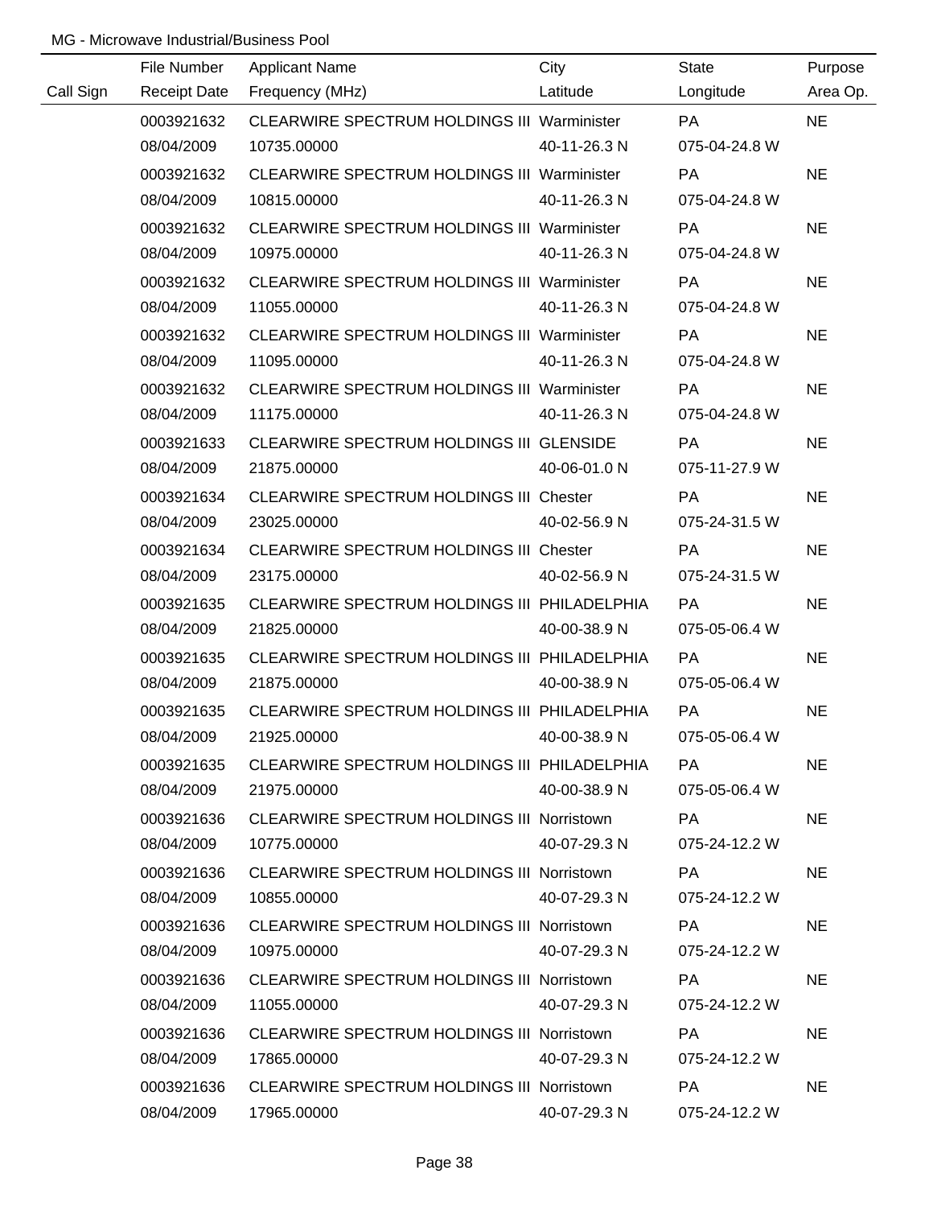MG - Microwave Industrial/Business Pool

| Call Sign | File Number<br>Receipt Date | Applicant Name<br>Frequency (MHz) | City<br>Latitude | State<br>Longitude | Purpose<br>Area Op. |
|---|---|---|---|---|---|
| | 0003921632<br>08/04/2009 | CLEARWIRE SPECTRUM HOLDINGS III<br>10735.00000 | Warminister<br>40-11-26.3 N | PA<br>075-04-24.8 W | NE |
| | 0003921632<br>08/04/2009 | CLEARWIRE SPECTRUM HOLDINGS III<br>10815.00000 | Warminister<br>40-11-26.3 N | PA<br>075-04-24.8 W | NE |
| | 0003921632<br>08/04/2009 | CLEARWIRE SPECTRUM HOLDINGS III<br>10975.00000 | Warminister<br>40-11-26.3 N | PA<br>075-04-24.8 W | NE |
| | 0003921632<br>08/04/2009 | CLEARWIRE SPECTRUM HOLDINGS III<br>11055.00000 | Warminister<br>40-11-26.3 N | PA<br>075-04-24.8 W | NE |
| | 0003921632<br>08/04/2009 | CLEARWIRE SPECTRUM HOLDINGS III<br>11095.00000 | Warminister<br>40-11-26.3 N | PA<br>075-04-24.8 W | NE |
| | 0003921632<br>08/04/2009 | CLEARWIRE SPECTRUM HOLDINGS III<br>11175.00000 | Warminister<br>40-11-26.3 N | PA<br>075-04-24.8 W | NE |
| | 0003921633<br>08/04/2009 | CLEARWIRE SPECTRUM HOLDINGS III<br>21875.00000 | GLENSIDE<br>40-06-01.0 N | PA<br>075-11-27.9 W | NE |
| | 0003921634<br>08/04/2009 | CLEARWIRE SPECTRUM HOLDINGS III<br>23025.00000 | Chester<br>40-02-56.9 N | PA<br>075-24-31.5 W | NE |
| | 0003921634<br>08/04/2009 | CLEARWIRE SPECTRUM HOLDINGS III<br>23175.00000 | Chester<br>40-02-56.9 N | PA<br>075-24-31.5 W | NE |
| | 0003921635<br>08/04/2009 | CLEARWIRE SPECTRUM HOLDINGS III<br>21825.00000 | PHILADELPHIA<br>40-00-38.9 N | PA<br>075-05-06.4 W | NE |
| | 0003921635<br>08/04/2009 | CLEARWIRE SPECTRUM HOLDINGS III<br>21875.00000 | PHILADELPHIA<br>40-00-38.9 N | PA<br>075-05-06.4 W | NE |
| | 0003921635<br>08/04/2009 | CLEARWIRE SPECTRUM HOLDINGS III<br>21925.00000 | PHILADELPHIA<br>40-00-38.9 N | PA<br>075-05-06.4 W | NE |
| | 0003921635<br>08/04/2009 | CLEARWIRE SPECTRUM HOLDINGS III<br>21975.00000 | PHILADELPHIA<br>40-00-38.9 N | PA<br>075-05-06.4 W | NE |
| | 0003921636<br>08/04/2009 | CLEARWIRE SPECTRUM HOLDINGS III<br>10775.00000 | Norristown<br>40-07-29.3 N | PA<br>075-24-12.2 W | NE |
| | 0003921636<br>08/04/2009 | CLEARWIRE SPECTRUM HOLDINGS III<br>10855.00000 | Norristown<br>40-07-29.3 N | PA<br>075-24-12.2 W | NE |
| | 0003921636<br>08/04/2009 | CLEARWIRE SPECTRUM HOLDINGS III<br>10975.00000 | Norristown<br>40-07-29.3 N | PA<br>075-24-12.2 W | NE |
| | 0003921636<br>08/04/2009 | CLEARWIRE SPECTRUM HOLDINGS III<br>11055.00000 | Norristown<br>40-07-29.3 N | PA<br>075-24-12.2 W | NE |
| | 0003921636<br>08/04/2009 | CLEARWIRE SPECTRUM HOLDINGS III<br>17865.00000 | Norristown<br>40-07-29.3 N | PA<br>075-24-12.2 W | NE |
| | 0003921636<br>08/04/2009 | CLEARWIRE SPECTRUM HOLDINGS III<br>17965.00000 | Norristown<br>40-07-29.3 N | PA<br>075-24-12.2 W | NE |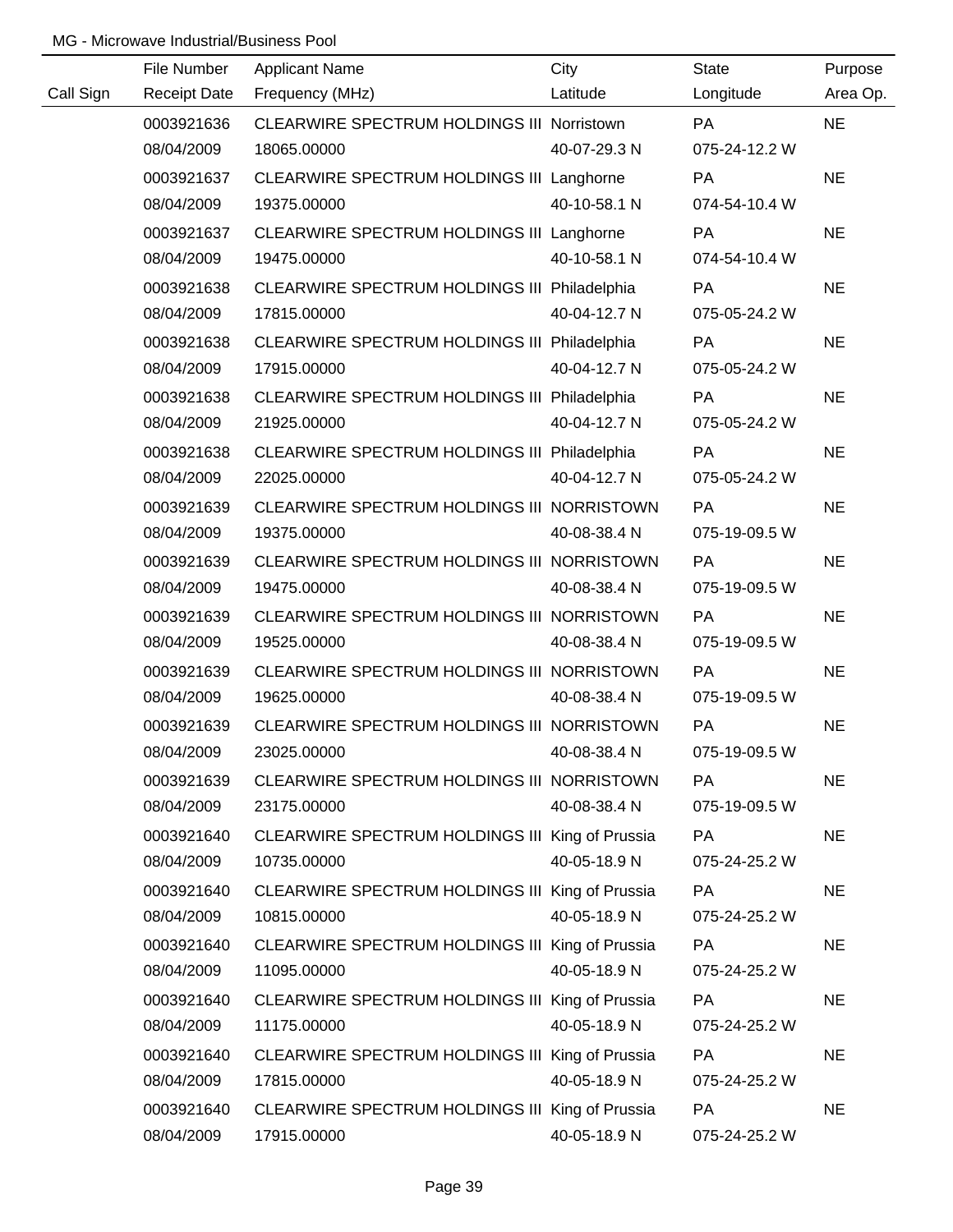MG - Microwave Industrial/Business Pool

| Call Sign | File Number / Receipt Date | Applicant Name / Frequency (MHz) | City / Latitude | State / Longitude | Purpose / Area Op. |
|---|---|---|---|---|---|
| | 0003921636 | CLEARWIRE SPECTRUM HOLDINGS III | Norristown | PA | NE |
| | 08/04/2009 | 18065.00000 | 40-07-29.3 N | 075-24-12.2 W | |
| | 0003921637 | CLEARWIRE SPECTRUM HOLDINGS III | Langhorne | PA | NE |
| | 08/04/2009 | 19375.00000 | 40-10-58.1 N | 074-54-10.4 W | |
| | 0003921637 | CLEARWIRE SPECTRUM HOLDINGS III | Langhorne | PA | NE |
| | 08/04/2009 | 19475.00000 | 40-10-58.1 N | 074-54-10.4 W | |
| | 0003921638 | CLEARWIRE SPECTRUM HOLDINGS III | Philadelphia | PA | NE |
| | 08/04/2009 | 17815.00000 | 40-04-12.7 N | 075-05-24.2 W | |
| | 0003921638 | CLEARWIRE SPECTRUM HOLDINGS III | Philadelphia | PA | NE |
| | 08/04/2009 | 17915.00000 | 40-04-12.7 N | 075-05-24.2 W | |
| | 0003921638 | CLEARWIRE SPECTRUM HOLDINGS III | Philadelphia | PA | NE |
| | 08/04/2009 | 21925.00000 | 40-04-12.7 N | 075-05-24.2 W | |
| | 0003921638 | CLEARWIRE SPECTRUM HOLDINGS III | Philadelphia | PA | NE |
| | 08/04/2009 | 22025.00000 | 40-04-12.7 N | 075-05-24.2 W | |
| | 0003921639 | CLEARWIRE SPECTRUM HOLDINGS III | NORRISTOWN | PA | NE |
| | 08/04/2009 | 19375.00000 | 40-08-38.4 N | 075-19-09.5 W | |
| | 0003921639 | CLEARWIRE SPECTRUM HOLDINGS III | NORRISTOWN | PA | NE |
| | 08/04/2009 | 19475.00000 | 40-08-38.4 N | 075-19-09.5 W | |
| | 0003921639 | CLEARWIRE SPECTRUM HOLDINGS III | NORRISTOWN | PA | NE |
| | 08/04/2009 | 19525.00000 | 40-08-38.4 N | 075-19-09.5 W | |
| | 0003921639 | CLEARWIRE SPECTRUM HOLDINGS III | NORRISTOWN | PA | NE |
| | 08/04/2009 | 19625.00000 | 40-08-38.4 N | 075-19-09.5 W | |
| | 0003921639 | CLEARWIRE SPECTRUM HOLDINGS III | NORRISTOWN | PA | NE |
| | 08/04/2009 | 23025.00000 | 40-08-38.4 N | 075-19-09.5 W | |
| | 0003921639 | CLEARWIRE SPECTRUM HOLDINGS III | NORRISTOWN | PA | NE |
| | 08/04/2009 | 23175.00000 | 40-08-38.4 N | 075-19-09.5 W | |
| | 0003921640 | CLEARWIRE SPECTRUM HOLDINGS III | King of Prussia | PA | NE |
| | 08/04/2009 | 10735.00000 | 40-05-18.9 N | 075-24-25.2 W | |
| | 0003921640 | CLEARWIRE SPECTRUM HOLDINGS III | King of Prussia | PA | NE |
| | 08/04/2009 | 10815.00000 | 40-05-18.9 N | 075-24-25.2 W | |
| | 0003921640 | CLEARWIRE SPECTRUM HOLDINGS III | King of Prussia | PA | NE |
| | 08/04/2009 | 11095.00000 | 40-05-18.9 N | 075-24-25.2 W | |
| | 0003921640 | CLEARWIRE SPECTRUM HOLDINGS III | King of Prussia | PA | NE |
| | 08/04/2009 | 11175.00000 | 40-05-18.9 N | 075-24-25.2 W | |
| | 0003921640 | CLEARWIRE SPECTRUM HOLDINGS III | King of Prussia | PA | NE |
| | 08/04/2009 | 17815.00000 | 40-05-18.9 N | 075-24-25.2 W | |
| | 0003921640 | CLEARWIRE SPECTRUM HOLDINGS III | King of Prussia | PA | NE |
| | 08/04/2009 | 17915.00000 | 40-05-18.9 N | 075-24-25.2 W | |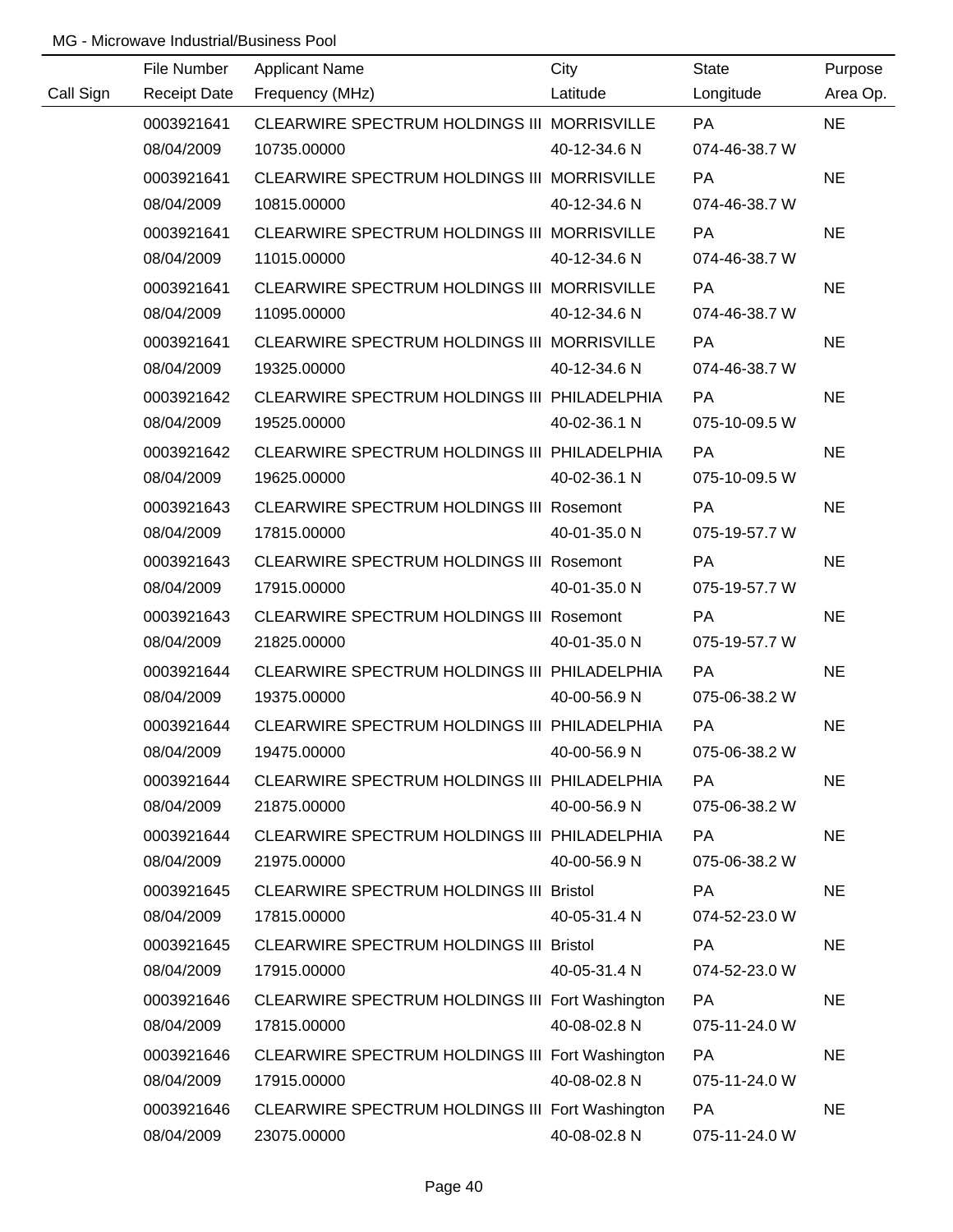MG - Microwave Industrial/Business Pool

| Call Sign | File Number<br>Receipt Date | Applicant Name<br>Frequency (MHz) | City<br>Latitude | State<br>Longitude | Purpose<br>Area Op. |
|---|---|---|---|---|---|
| | 0003921641<br>08/04/2009 | CLEARWIRE SPECTRUM HOLDINGS III<br>10735.00000 | MORRISVILLE<br>40-12-34.6 N | PA<br>074-46-38.7 W | NE |
| | 0003921641<br>08/04/2009 | CLEARWIRE SPECTRUM HOLDINGS III<br>10815.00000 | MORRISVILLE<br>40-12-34.6 N | PA<br>074-46-38.7 W | NE |
| | 0003921641<br>08/04/2009 | CLEARWIRE SPECTRUM HOLDINGS III<br>11015.00000 | MORRISVILLE<br>40-12-34.6 N | PA<br>074-46-38.7 W | NE |
| | 0003921641<br>08/04/2009 | CLEARWIRE SPECTRUM HOLDINGS III<br>11095.00000 | MORRISVILLE<br>40-12-34.6 N | PA<br>074-46-38.7 W | NE |
| | 0003921641<br>08/04/2009 | CLEARWIRE SPECTRUM HOLDINGS III<br>19325.00000 | MORRISVILLE<br>40-12-34.6 N | PA<br>074-46-38.7 W | NE |
| | 0003921642<br>08/04/2009 | CLEARWIRE SPECTRUM HOLDINGS III<br>19525.00000 | PHILADELPHIA<br>40-02-36.1 N | PA<br>075-10-09.5 W | NE |
| | 0003921642<br>08/04/2009 | CLEARWIRE SPECTRUM HOLDINGS III<br>19625.00000 | PHILADELPHIA<br>40-02-36.1 N | PA<br>075-10-09.5 W | NE |
| | 0003921643<br>08/04/2009 | CLEARWIRE SPECTRUM HOLDINGS III<br>17815.00000 | Rosemont<br>40-01-35.0 N | PA<br>075-19-57.7 W | NE |
| | 0003921643<br>08/04/2009 | CLEARWIRE SPECTRUM HOLDINGS III<br>17915.00000 | Rosemont<br>40-01-35.0 N | PA<br>075-19-57.7 W | NE |
| | 0003921643<br>08/04/2009 | CLEARWIRE SPECTRUM HOLDINGS III<br>21825.00000 | Rosemont<br>40-01-35.0 N | PA<br>075-19-57.7 W | NE |
| | 0003921644<br>08/04/2009 | CLEARWIRE SPECTRUM HOLDINGS III<br>19375.00000 | PHILADELPHIA<br>40-00-56.9 N | PA<br>075-06-38.2 W | NE |
| | 0003921644<br>08/04/2009 | CLEARWIRE SPECTRUM HOLDINGS III<br>19475.00000 | PHILADELPHIA<br>40-00-56.9 N | PA<br>075-06-38.2 W | NE |
| | 0003921644<br>08/04/2009 | CLEARWIRE SPECTRUM HOLDINGS III<br>21875.00000 | PHILADELPHIA<br>40-00-56.9 N | PA<br>075-06-38.2 W | NE |
| | 0003921644<br>08/04/2009 | CLEARWIRE SPECTRUM HOLDINGS III<br>21975.00000 | PHILADELPHIA<br>40-00-56.9 N | PA<br>075-06-38.2 W | NE |
| | 0003921645<br>08/04/2009 | CLEARWIRE SPECTRUM HOLDINGS III<br>17815.00000 | Bristol<br>40-05-31.4 N | PA<br>074-52-23.0 W | NE |
| | 0003921645<br>08/04/2009 | CLEARWIRE SPECTRUM HOLDINGS III<br>17915.00000 | Bristol<br>40-05-31.4 N | PA<br>074-52-23.0 W | NE |
| | 0003921646<br>08/04/2009 | CLEARWIRE SPECTRUM HOLDINGS III<br>17815.00000 | Fort Washington<br>40-08-02.8 N | PA<br>075-11-24.0 W | NE |
| | 0003921646<br>08/04/2009 | CLEARWIRE SPECTRUM HOLDINGS III<br>17915.00000 | Fort Washington<br>40-08-02.8 N | PA<br>075-11-24.0 W | NE |
| | 0003921646<br>08/04/2009 | CLEARWIRE SPECTRUM HOLDINGS III<br>23075.00000 | Fort Washington<br>40-08-02.8 N | PA<br>075-11-24.0 W | NE |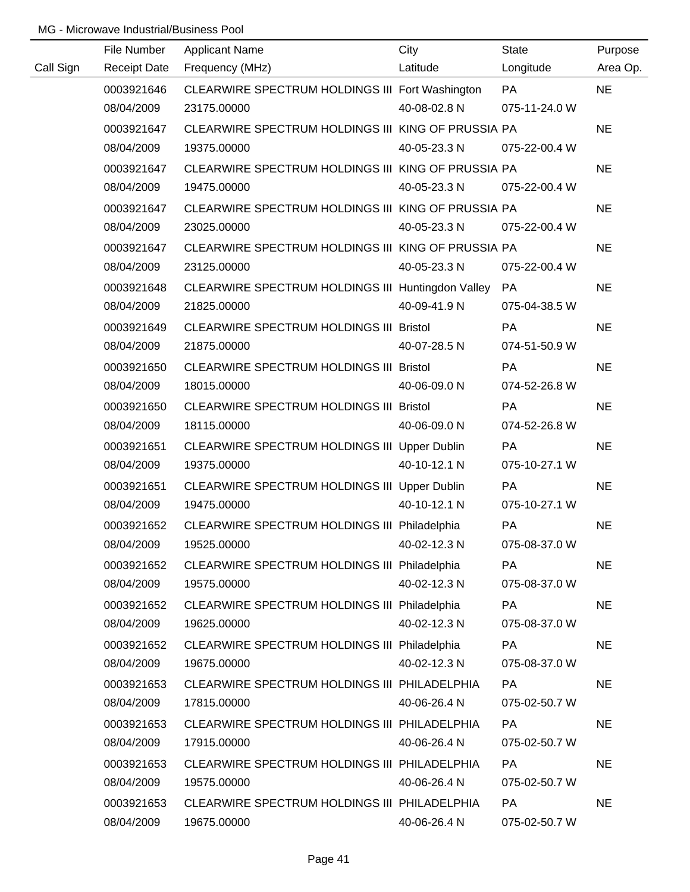MG - Microwave Industrial/Business Pool

| Call Sign | File Number<br>Receipt Date | Applicant Name<br>Frequency (MHz) | City<br>Latitude | State<br>Longitude | Purpose<br>Area Op. |
|---|---|---|---|---|---|
| | 0003921646<br>08/04/2009 | CLEARWIRE SPECTRUM HOLDINGS III<br>23175.00000 | Fort Washington<br>40-08-02.8 N | PA<br>075-11-24.0 W | NE |
| | 0003921647<br>08/04/2009 | CLEARWIRE SPECTRUM HOLDINGS III<br>19375.00000 | KING OF PRUSSIA<br>40-05-23.3 N | PA<br>075-22-00.4 W | NE |
| | 0003921647<br>08/04/2009 | CLEARWIRE SPECTRUM HOLDINGS III<br>19475.00000 | KING OF PRUSSIA<br>40-05-23.3 N | PA<br>075-22-00.4 W | NE |
| | 0003921647<br>08/04/2009 | CLEARWIRE SPECTRUM HOLDINGS III<br>23025.00000 | KING OF PRUSSIA<br>40-05-23.3 N | PA<br>075-22-00.4 W | NE |
| | 0003921647<br>08/04/2009 | CLEARWIRE SPECTRUM HOLDINGS III<br>23125.00000 | KING OF PRUSSIA<br>40-05-23.3 N | PA<br>075-22-00.4 W | NE |
| | 0003921648<br>08/04/2009 | CLEARWIRE SPECTRUM HOLDINGS III<br>21825.00000 | Huntingdon Valley<br>40-09-41.9 N | PA<br>075-04-38.5 W | NE |
| | 0003921649<br>08/04/2009 | CLEARWIRE SPECTRUM HOLDINGS III<br>21875.00000 | Bristol<br>40-07-28.5 N | PA<br>074-51-50.9 W | NE |
| | 0003921650<br>08/04/2009 | CLEARWIRE SPECTRUM HOLDINGS III<br>18015.00000 | Bristol<br>40-06-09.0 N | PA<br>074-52-26.8 W | NE |
| | 0003921650<br>08/04/2009 | CLEARWIRE SPECTRUM HOLDINGS III<br>18115.00000 | Bristol<br>40-06-09.0 N | PA<br>074-52-26.8 W | NE |
| | 0003921651<br>08/04/2009 | CLEARWIRE SPECTRUM HOLDINGS III<br>19375.00000 | Upper Dublin<br>40-10-12.1 N | PA<br>075-10-27.1 W | NE |
| | 0003921651<br>08/04/2009 | CLEARWIRE SPECTRUM HOLDINGS III<br>19475.00000 | Upper Dublin<br>40-10-12.1 N | PA<br>075-10-27.1 W | NE |
| | 0003921652<br>08/04/2009 | CLEARWIRE SPECTRUM HOLDINGS III<br>19525.00000 | Philadelphia<br>40-02-12.3 N | PA<br>075-08-37.0 W | NE |
| | 0003921652<br>08/04/2009 | CLEARWIRE SPECTRUM HOLDINGS III<br>19575.00000 | Philadelphia<br>40-02-12.3 N | PA<br>075-08-37.0 W | NE |
| | 0003921652<br>08/04/2009 | CLEARWIRE SPECTRUM HOLDINGS III<br>19625.00000 | Philadelphia<br>40-02-12.3 N | PA<br>075-08-37.0 W | NE |
| | 0003921652<br>08/04/2009 | CLEARWIRE SPECTRUM HOLDINGS III<br>19675.00000 | Philadelphia<br>40-02-12.3 N | PA<br>075-08-37.0 W | NE |
| | 0003921653<br>08/04/2009 | CLEARWIRE SPECTRUM HOLDINGS III<br>17815.00000 | PHILADELPHIA<br>40-06-26.4 N | PA<br>075-02-50.7 W | NE |
| | 0003921653<br>08/04/2009 | CLEARWIRE SPECTRUM HOLDINGS III<br>17915.00000 | PHILADELPHIA<br>40-06-26.4 N | PA<br>075-02-50.7 W | NE |
| | 0003921653<br>08/04/2009 | CLEARWIRE SPECTRUM HOLDINGS III<br>19575.00000 | PHILADELPHIA<br>40-06-26.4 N | PA<br>075-02-50.7 W | NE |
| | 0003921653<br>08/04/2009 | CLEARWIRE SPECTRUM HOLDINGS III<br>19675.00000 | PHILADELPHIA<br>40-06-26.4 N | PA<br>075-02-50.7 W | NE |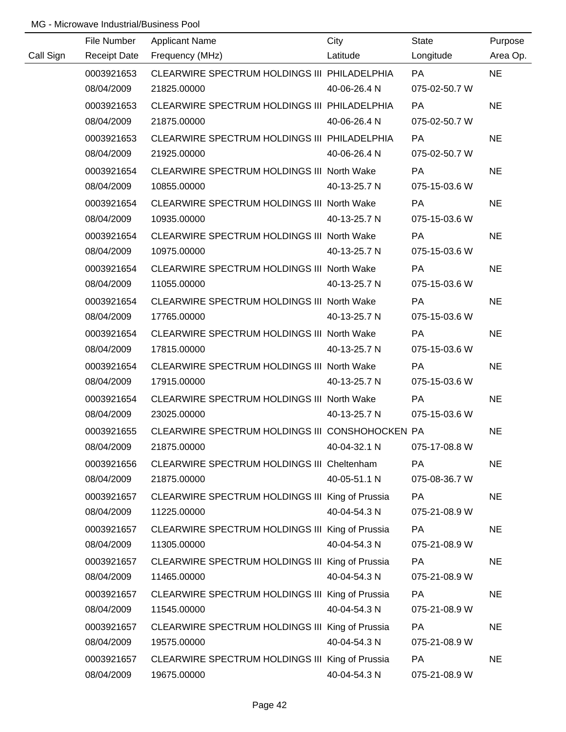MG - Microwave Industrial/Business Pool

| Call Sign | File Number<br>Receipt Date | Applicant Name<br>Frequency (MHz) | City<br>Latitude | State<br>Longitude | Purpose<br>Area Op. |
|---|---|---|---|---|---|
| | 0003921653<br>08/04/2009 | CLEARWIRE SPECTRUM HOLDINGS III<br>21825.00000 | PHILADELPHIA<br>40-06-26.4 N | PA<br>075-02-50.7 W | NE |
| | 0003921653<br>08/04/2009 | CLEARWIRE SPECTRUM HOLDINGS III<br>21875.00000 | PHILADELPHIA<br>40-06-26.4 N | PA<br>075-02-50.7 W | NE |
| | 0003921653<br>08/04/2009 | CLEARWIRE SPECTRUM HOLDINGS III<br>21925.00000 | PHILADELPHIA<br>40-06-26.4 N | PA<br>075-02-50.7 W | NE |
| | 0003921654<br>08/04/2009 | CLEARWIRE SPECTRUM HOLDINGS III<br>10855.00000 | North Wake<br>40-13-25.7 N | PA<br>075-15-03.6 W | NE |
| | 0003921654<br>08/04/2009 | CLEARWIRE SPECTRUM HOLDINGS III<br>10935.00000 | North Wake<br>40-13-25.7 N | PA<br>075-15-03.6 W | NE |
| | 0003921654<br>08/04/2009 | CLEARWIRE SPECTRUM HOLDINGS III<br>10975.00000 | North Wake<br>40-13-25.7 N | PA<br>075-15-03.6 W | NE |
| | 0003921654<br>08/04/2009 | CLEARWIRE SPECTRUM HOLDINGS III<br>11055.00000 | North Wake<br>40-13-25.7 N | PA<br>075-15-03.6 W | NE |
| | 0003921654<br>08/04/2009 | CLEARWIRE SPECTRUM HOLDINGS III<br>17765.00000 | North Wake<br>40-13-25.7 N | PA<br>075-15-03.6 W | NE |
| | 0003921654<br>08/04/2009 | CLEARWIRE SPECTRUM HOLDINGS III<br>17815.00000 | North Wake<br>40-13-25.7 N | PA<br>075-15-03.6 W | NE |
| | 0003921654<br>08/04/2009 | CLEARWIRE SPECTRUM HOLDINGS III<br>17915.00000 | North Wake<br>40-13-25.7 N | PA<br>075-15-03.6 W | NE |
| | 0003921654<br>08/04/2009 | CLEARWIRE SPECTRUM HOLDINGS III<br>23025.00000 | North Wake<br>40-13-25.7 N | PA<br>075-15-03.6 W | NE |
| | 0003921655<br>08/04/2009 | CLEARWIRE SPECTRUM HOLDINGS III<br>21875.00000 | CONSHOHOCKEN<br>40-04-32.1 N | PA<br>075-17-08.8 W | NE |
| | 0003921656<br>08/04/2009 | CLEARWIRE SPECTRUM HOLDINGS III<br>21875.00000 | Cheltenham<br>40-05-51.1 N | PA<br>075-08-36.7 W | NE |
| | 0003921657<br>08/04/2009 | CLEARWIRE SPECTRUM HOLDINGS III<br>11225.00000 | King of Prussia<br>40-04-54.3 N | PA<br>075-21-08.9 W | NE |
| | 0003921657<br>08/04/2009 | CLEARWIRE SPECTRUM HOLDINGS III<br>11305.00000 | King of Prussia<br>40-04-54.3 N | PA<br>075-21-08.9 W | NE |
| | 0003921657<br>08/04/2009 | CLEARWIRE SPECTRUM HOLDINGS III<br>11465.00000 | King of Prussia<br>40-04-54.3 N | PA<br>075-21-08.9 W | NE |
| | 0003921657<br>08/04/2009 | CLEARWIRE SPECTRUM HOLDINGS III<br>11545.00000 | King of Prussia<br>40-04-54.3 N | PA<br>075-21-08.9 W | NE |
| | 0003921657<br>08/04/2009 | CLEARWIRE SPECTRUM HOLDINGS III<br>19575.00000 | King of Prussia<br>40-04-54.3 N | PA<br>075-21-08.9 W | NE |
| | 0003921657<br>08/04/2009 | CLEARWIRE SPECTRUM HOLDINGS III<br>19675.00000 | King of Prussia<br>40-04-54.3 N | PA<br>075-21-08.9 W | NE |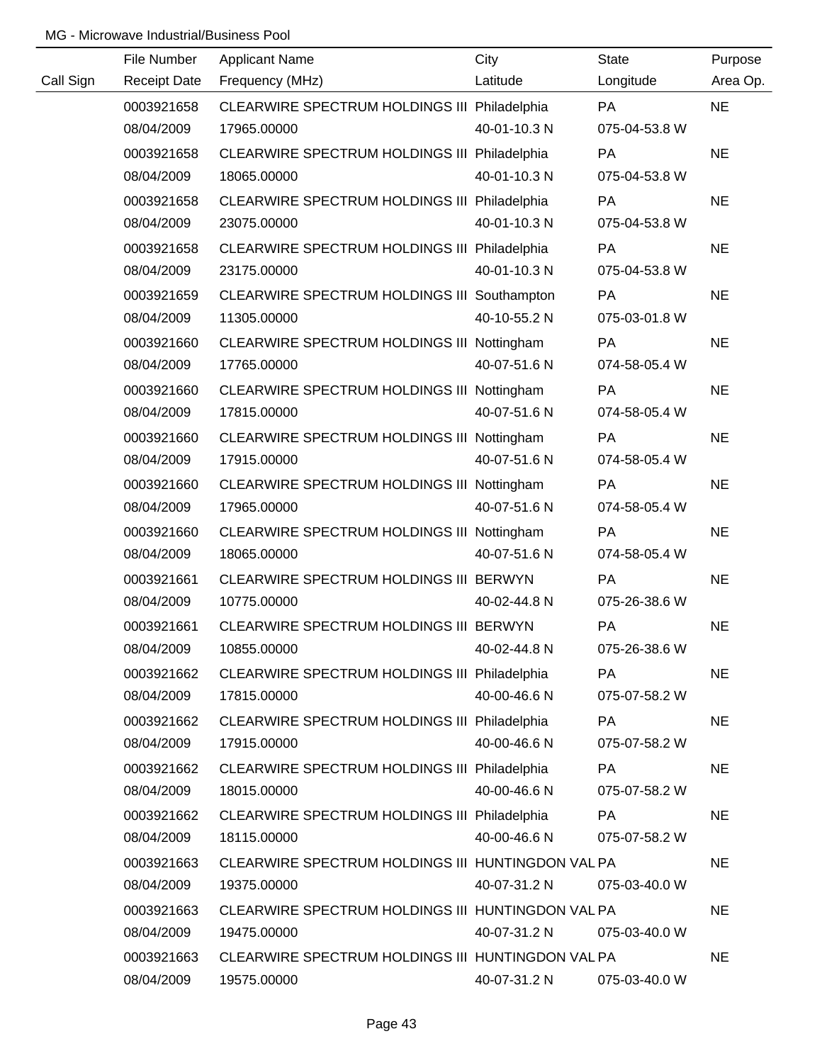MG - Microwave Industrial/Business Pool

| Call Sign | File Number<br>Receipt Date | Applicant Name<br>Frequency (MHz) | City<br>Latitude | State<br>Longitude | Purpose<br>Area Op. |
|---|---|---|---|---|---|
| | 0003921658<br>08/04/2009 | CLEARWIRE SPECTRUM HOLDINGS III<br>17965.00000 | Philadelphia<br>40-01-10.3 N | PA<br>075-04-53.8 W | NE |
| | 0003921658<br>08/04/2009 | CLEARWIRE SPECTRUM HOLDINGS III<br>18065.00000 | Philadelphia<br>40-01-10.3 N | PA<br>075-04-53.8 W | NE |
| | 0003921658<br>08/04/2009 | CLEARWIRE SPECTRUM HOLDINGS III<br>23075.00000 | Philadelphia<br>40-01-10.3 N | PA<br>075-04-53.8 W | NE |
| | 0003921658<br>08/04/2009 | CLEARWIRE SPECTRUM HOLDINGS III<br>23175.00000 | Philadelphia<br>40-01-10.3 N | PA<br>075-04-53.8 W | NE |
| | 0003921659<br>08/04/2009 | CLEARWIRE SPECTRUM HOLDINGS III<br>11305.00000 | Southampton<br>40-10-55.2 N | PA<br>075-03-01.8 W | NE |
| | 0003921660<br>08/04/2009 | CLEARWIRE SPECTRUM HOLDINGS III<br>17765.00000 | Nottingham<br>40-07-51.6 N | PA<br>074-58-05.4 W | NE |
| | 0003921660<br>08/04/2009 | CLEARWIRE SPECTRUM HOLDINGS III<br>17815.00000 | Nottingham<br>40-07-51.6 N | PA<br>074-58-05.4 W | NE |
| | 0003921660<br>08/04/2009 | CLEARWIRE SPECTRUM HOLDINGS III<br>17915.00000 | Nottingham<br>40-07-51.6 N | PA<br>074-58-05.4 W | NE |
| | 0003921660<br>08/04/2009 | CLEARWIRE SPECTRUM HOLDINGS III<br>17965.00000 | Nottingham<br>40-07-51.6 N | PA<br>074-58-05.4 W | NE |
| | 0003921660<br>08/04/2009 | CLEARWIRE SPECTRUM HOLDINGS III<br>18065.00000 | Nottingham<br>40-07-51.6 N | PA<br>074-58-05.4 W | NE |
| | 0003921661<br>08/04/2009 | CLEARWIRE SPECTRUM HOLDINGS III<br>10775.00000 | BERWYN<br>40-02-44.8 N | PA<br>075-26-38.6 W | NE |
| | 0003921661<br>08/04/2009 | CLEARWIRE SPECTRUM HOLDINGS III<br>10855.00000 | BERWYN<br>40-02-44.8 N | PA<br>075-26-38.6 W | NE |
| | 0003921662<br>08/04/2009 | CLEARWIRE SPECTRUM HOLDINGS III<br>17815.00000 | Philadelphia<br>40-00-46.6 N | PA<br>075-07-58.2 W | NE |
| | 0003921662<br>08/04/2009 | CLEARWIRE SPECTRUM HOLDINGS III<br>17915.00000 | Philadelphia<br>40-00-46.6 N | PA<br>075-07-58.2 W | NE |
| | 0003921662<br>08/04/2009 | CLEARWIRE SPECTRUM HOLDINGS III<br>18015.00000 | Philadelphia<br>40-00-46.6 N | PA<br>075-07-58.2 W | NE |
| | 0003921662<br>08/04/2009 | CLEARWIRE SPECTRUM HOLDINGS III<br>18115.00000 | Philadelphia<br>40-00-46.6 N | PA<br>075-07-58.2 W | NE |
| | 0003921663<br>08/04/2009 | CLEARWIRE SPECTRUM HOLDINGS III<br>19375.00000 | HUNTINGDON VAL<br>40-07-31.2 N | PA<br>075-03-40.0 W | NE |
| | 0003921663<br>08/04/2009 | CLEARWIRE SPECTRUM HOLDINGS III<br>19475.00000 | HUNTINGDON VAL<br>40-07-31.2 N | PA<br>075-03-40.0 W | NE |
| | 0003921663<br>08/04/2009 | CLEARWIRE SPECTRUM HOLDINGS III<br>19575.00000 | HUNTINGDON VAL<br>40-07-31.2 N | PA<br>075-03-40.0 W | NE |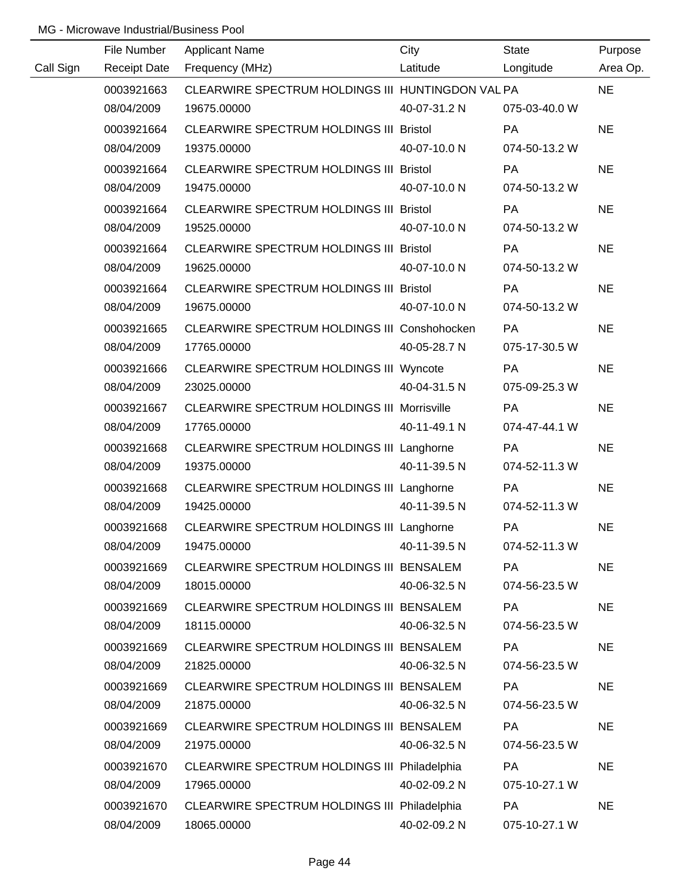MG - Microwave Industrial/Business Pool

| Call Sign | File Number<br>Receipt Date | Applicant Name<br>Frequency (MHz) | City<br>Latitude | State<br>Longitude | Purpose<br>Area Op. |
|---|---|---|---|---|---|
| | 0003921663<br>08/04/2009 | CLEARWIRE SPECTRUM HOLDINGS III<br>19675.00000 | HUNTINGDON VAL<br>40-07-31.2 N | PA<br>075-03-40.0 W | NE |
| | 0003921664<br>08/04/2009 | CLEARWIRE SPECTRUM HOLDINGS III<br>19375.00000 | Bristol<br>40-07-10.0 N | PA<br>074-50-13.2 W | NE |
| | 0003921664<br>08/04/2009 | CLEARWIRE SPECTRUM HOLDINGS III<br>19475.00000 | Bristol<br>40-07-10.0 N | PA<br>074-50-13.2 W | NE |
| | 0003921664<br>08/04/2009 | CLEARWIRE SPECTRUM HOLDINGS III<br>19525.00000 | Bristol<br>40-07-10.0 N | PA<br>074-50-13.2 W | NE |
| | 0003921664<br>08/04/2009 | CLEARWIRE SPECTRUM HOLDINGS III<br>19625.00000 | Bristol<br>40-07-10.0 N | PA<br>074-50-13.2 W | NE |
| | 0003921664<br>08/04/2009 | CLEARWIRE SPECTRUM HOLDINGS III<br>19675.00000 | Bristol<br>40-07-10.0 N | PA<br>074-50-13.2 W | NE |
| | 0003921665<br>08/04/2009 | CLEARWIRE SPECTRUM HOLDINGS III<br>17765.00000 | Conshohocken<br>40-05-28.7 N | PA<br>075-17-30.5 W | NE |
| | 0003921666<br>08/04/2009 | CLEARWIRE SPECTRUM HOLDINGS III<br>23025.00000 | Wyncote<br>40-04-31.5 N | PA<br>075-09-25.3 W | NE |
| | 0003921667<br>08/04/2009 | CLEARWIRE SPECTRUM HOLDINGS III<br>17765.00000 | Morrisville<br>40-11-49.1 N | PA<br>074-47-44.1 W | NE |
| | 0003921668<br>08/04/2009 | CLEARWIRE SPECTRUM HOLDINGS III<br>19375.00000 | Langhorne<br>40-11-39.5 N | PA<br>074-52-11.3 W | NE |
| | 0003921668<br>08/04/2009 | CLEARWIRE SPECTRUM HOLDINGS III<br>19425.00000 | Langhorne<br>40-11-39.5 N | PA<br>074-52-11.3 W | NE |
| | 0003921668<br>08/04/2009 | CLEARWIRE SPECTRUM HOLDINGS III<br>19475.00000 | Langhorne<br>40-11-39.5 N | PA<br>074-52-11.3 W | NE |
| | 0003921669<br>08/04/2009 | CLEARWIRE SPECTRUM HOLDINGS III<br>18015.00000 | BENSALEM<br>40-06-32.5 N | PA<br>074-56-23.5 W | NE |
| | 0003921669<br>08/04/2009 | CLEARWIRE SPECTRUM HOLDINGS III<br>18115.00000 | BENSALEM<br>40-06-32.5 N | PA<br>074-56-23.5 W | NE |
| | 0003921669<br>08/04/2009 | CLEARWIRE SPECTRUM HOLDINGS III<br>21825.00000 | BENSALEM<br>40-06-32.5 N | PA<br>074-56-23.5 W | NE |
| | 0003921669<br>08/04/2009 | CLEARWIRE SPECTRUM HOLDINGS III<br>21875.00000 | BENSALEM<br>40-06-32.5 N | PA<br>074-56-23.5 W | NE |
| | 0003921669<br>08/04/2009 | CLEARWIRE SPECTRUM HOLDINGS III<br>21975.00000 | BENSALEM<br>40-06-32.5 N | PA<br>074-56-23.5 W | NE |
| | 0003921670<br>08/04/2009 | CLEARWIRE SPECTRUM HOLDINGS III<br>17965.00000 | Philadelphia<br>40-02-09.2 N | PA<br>075-10-27.1 W | NE |
| | 0003921670<br>08/04/2009 | CLEARWIRE SPECTRUM HOLDINGS III<br>18065.00000 | Philadelphia<br>40-02-09.2 N | PA<br>075-10-27.1 W | NE |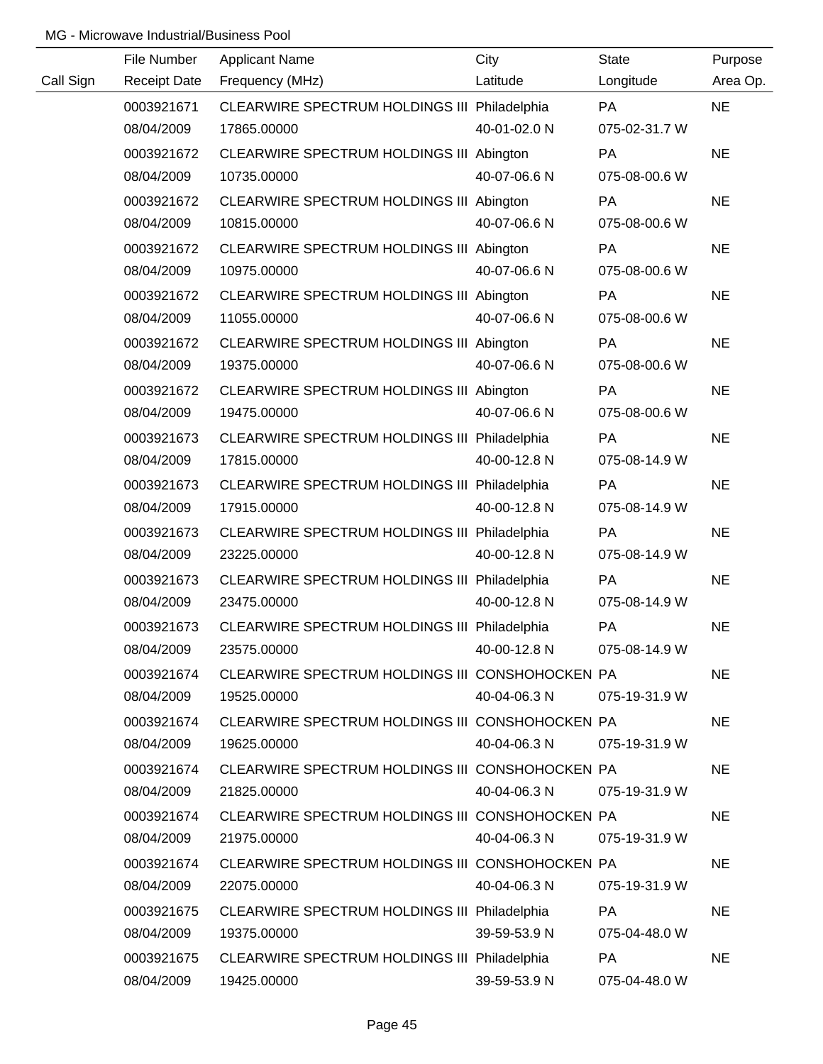MG - Microwave Industrial/Business Pool

| Call Sign | File Number<br>Receipt Date | Applicant Name<br>Frequency (MHz) | City<br>Latitude | State<br>Longitude | Purpose<br>Area Op. |
|---|---|---|---|---|---|
| | 0003921671<br>08/04/2009 | CLEARWIRE SPECTRUM HOLDINGS III<br>17865.00000 | Philadelphia<br>40-01-02.0 N | PA<br>075-02-31.7 W | NE |
| | 0003921672<br>08/04/2009 | CLEARWIRE SPECTRUM HOLDINGS III<br>10735.00000 | Abington<br>40-07-06.6 N | PA<br>075-08-00.6 W | NE |
| | 0003921672<br>08/04/2009 | CLEARWIRE SPECTRUM HOLDINGS III<br>10815.00000 | Abington<br>40-07-06.6 N | PA<br>075-08-00.6 W | NE |
| | 0003921672<br>08/04/2009 | CLEARWIRE SPECTRUM HOLDINGS III<br>10975.00000 | Abington<br>40-07-06.6 N | PA<br>075-08-00.6 W | NE |
| | 0003921672<br>08/04/2009 | CLEARWIRE SPECTRUM HOLDINGS III<br>11055.00000 | Abington<br>40-07-06.6 N | PA<br>075-08-00.6 W | NE |
| | 0003921672<br>08/04/2009 | CLEARWIRE SPECTRUM HOLDINGS III<br>19375.00000 | Abington<br>40-07-06.6 N | PA<br>075-08-00.6 W | NE |
| | 0003921672<br>08/04/2009 | CLEARWIRE SPECTRUM HOLDINGS III<br>19475.00000 | Abington<br>40-07-06.6 N | PA<br>075-08-00.6 W | NE |
| | 0003921673<br>08/04/2009 | CLEARWIRE SPECTRUM HOLDINGS III<br>17815.00000 | Philadelphia<br>40-00-12.8 N | PA<br>075-08-14.9 W | NE |
| | 0003921673<br>08/04/2009 | CLEARWIRE SPECTRUM HOLDINGS III<br>17915.00000 | Philadelphia<br>40-00-12.8 N | PA<br>075-08-14.9 W | NE |
| | 0003921673<br>08/04/2009 | CLEARWIRE SPECTRUM HOLDINGS III<br>23225.00000 | Philadelphia<br>40-00-12.8 N | PA<br>075-08-14.9 W | NE |
| | 0003921673<br>08/04/2009 | CLEARWIRE SPECTRUM HOLDINGS III<br>23475.00000 | Philadelphia<br>40-00-12.8 N | PA<br>075-08-14.9 W | NE |
| | 0003921673<br>08/04/2009 | CLEARWIRE SPECTRUM HOLDINGS III<br>23575.00000 | Philadelphia<br>40-00-12.8 N | PA<br>075-08-14.9 W | NE |
| | 0003921674<br>08/04/2009 | CLEARWIRE SPECTRUM HOLDINGS III<br>19525.00000 | CONSHOHOCKEN<br>40-04-06.3 N | PA<br>075-19-31.9 W | NE |
| | 0003921674<br>08/04/2009 | CLEARWIRE SPECTRUM HOLDINGS III<br>19625.00000 | CONSHOHOCKEN<br>40-04-06.3 N | PA<br>075-19-31.9 W | NE |
| | 0003921674<br>08/04/2009 | CLEARWIRE SPECTRUM HOLDINGS III<br>21825.00000 | CONSHOHOCKEN<br>40-04-06.3 N | PA<br>075-19-31.9 W | NE |
| | 0003921674<br>08/04/2009 | CLEARWIRE SPECTRUM HOLDINGS III<br>21975.00000 | CONSHOHOCKEN<br>40-04-06.3 N | PA<br>075-19-31.9 W | NE |
| | 0003921674<br>08/04/2009 | CLEARWIRE SPECTRUM HOLDINGS III<br>22075.00000 | CONSHOHOCKEN<br>40-04-06.3 N | PA<br>075-19-31.9 W | NE |
| | 0003921675<br>08/04/2009 | CLEARWIRE SPECTRUM HOLDINGS III<br>19375.00000 | Philadelphia<br>39-59-53.9 N | PA<br>075-04-48.0 W | NE |
| | 0003921675<br>08/04/2009 | CLEARWIRE SPECTRUM HOLDINGS III<br>19425.00000 | Philadelphia<br>39-59-53.9 N | PA<br>075-04-48.0 W | NE |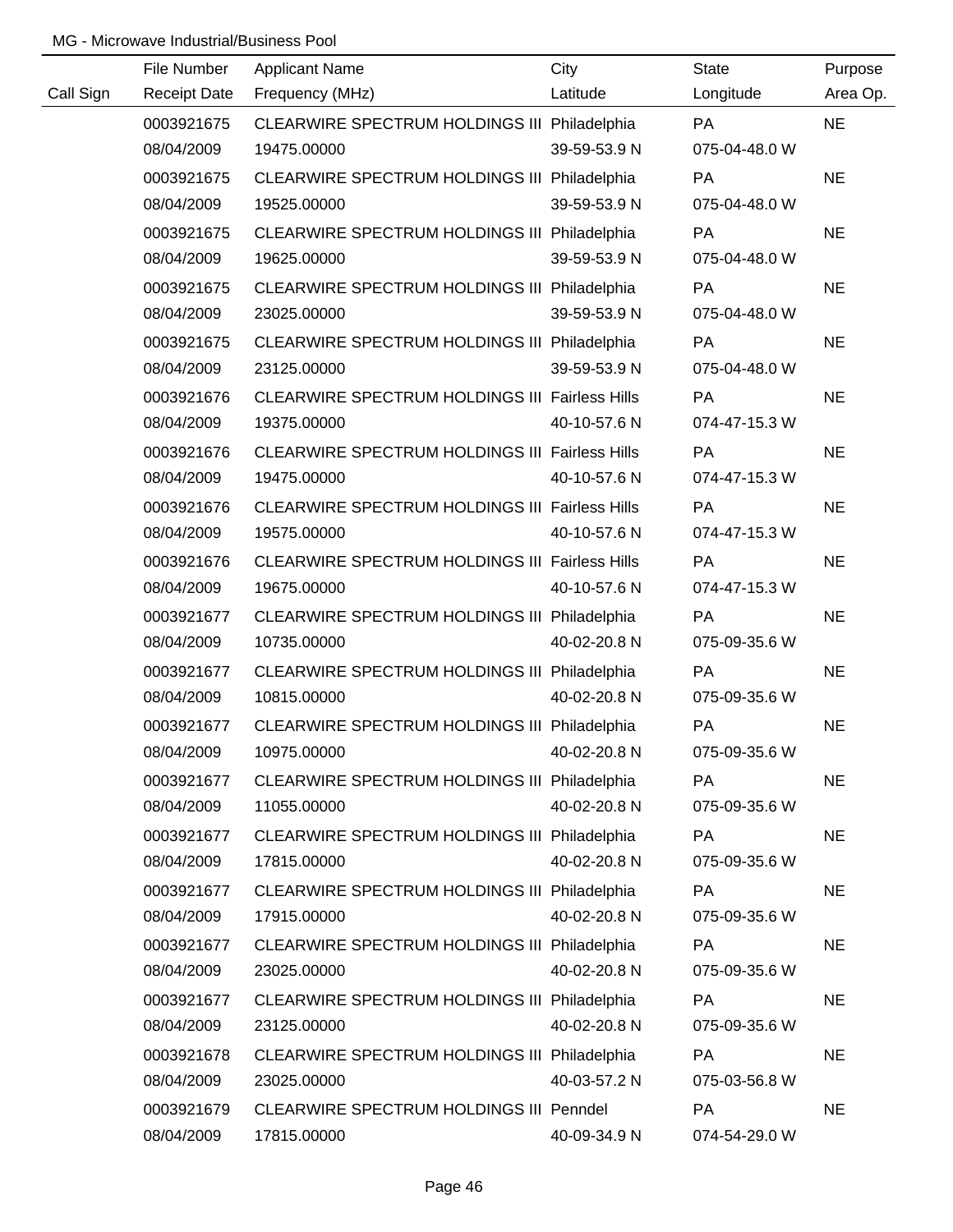MG - Microwave Industrial/Business Pool

| Call Sign | File Number<br>Receipt Date | Applicant Name<br>Frequency (MHz) | City<br>Latitude | State<br>Longitude | Purpose<br>Area Op. |
|---|---|---|---|---|---|
| | 0003921675<br>08/04/2009 | CLEARWIRE SPECTRUM HOLDINGS III<br>19475.00000 | Philadelphia<br>39-59-53.9 N | PA<br>075-04-48.0 W | NE |
| | 0003921675<br>08/04/2009 | CLEARWIRE SPECTRUM HOLDINGS III<br>19525.00000 | Philadelphia<br>39-59-53.9 N | PA<br>075-04-48.0 W | NE |
| | 0003921675<br>08/04/2009 | CLEARWIRE SPECTRUM HOLDINGS III<br>19625.00000 | Philadelphia<br>39-59-53.9 N | PA<br>075-04-48.0 W | NE |
| | 0003921675<br>08/04/2009 | CLEARWIRE SPECTRUM HOLDINGS III<br>23025.00000 | Philadelphia<br>39-59-53.9 N | PA<br>075-04-48.0 W | NE |
| | 0003921675<br>08/04/2009 | CLEARWIRE SPECTRUM HOLDINGS III<br>23125.00000 | Philadelphia<br>39-59-53.9 N | PA<br>075-04-48.0 W | NE |
| | 0003921676<br>08/04/2009 | CLEARWIRE SPECTRUM HOLDINGS III<br>19375.00000 | Fairless Hills<br>40-10-57.6 N | PA<br>074-47-15.3 W | NE |
| | 0003921676<br>08/04/2009 | CLEARWIRE SPECTRUM HOLDINGS III<br>19475.00000 | Fairless Hills<br>40-10-57.6 N | PA<br>074-47-15.3 W | NE |
| | 0003921676<br>08/04/2009 | CLEARWIRE SPECTRUM HOLDINGS III<br>19575.00000 | Fairless Hills<br>40-10-57.6 N | PA<br>074-47-15.3 W | NE |
| | 0003921676<br>08/04/2009 | CLEARWIRE SPECTRUM HOLDINGS III<br>19675.00000 | Fairless Hills<br>40-10-57.6 N | PA<br>074-47-15.3 W | NE |
| | 0003921677<br>08/04/2009 | CLEARWIRE SPECTRUM HOLDINGS III<br>10735.00000 | Philadelphia<br>40-02-20.8 N | PA<br>075-09-35.6 W | NE |
| | 0003921677<br>08/04/2009 | CLEARWIRE SPECTRUM HOLDINGS III<br>10815.00000 | Philadelphia<br>40-02-20.8 N | PA<br>075-09-35.6 W | NE |
| | 0003921677<br>08/04/2009 | CLEARWIRE SPECTRUM HOLDINGS III<br>10975.00000 | Philadelphia<br>40-02-20.8 N | PA<br>075-09-35.6 W | NE |
| | 0003921677<br>08/04/2009 | CLEARWIRE SPECTRUM HOLDINGS III<br>11055.00000 | Philadelphia<br>40-02-20.8 N | PA<br>075-09-35.6 W | NE |
| | 0003921677<br>08/04/2009 | CLEARWIRE SPECTRUM HOLDINGS III<br>17815.00000 | Philadelphia<br>40-02-20.8 N | PA<br>075-09-35.6 W | NE |
| | 0003921677<br>08/04/2009 | CLEARWIRE SPECTRUM HOLDINGS III<br>17915.00000 | Philadelphia<br>40-02-20.8 N | PA<br>075-09-35.6 W | NE |
| | 0003921677<br>08/04/2009 | CLEARWIRE SPECTRUM HOLDINGS III<br>23025.00000 | Philadelphia<br>40-02-20.8 N | PA<br>075-09-35.6 W | NE |
| | 0003921677<br>08/04/2009 | CLEARWIRE SPECTRUM HOLDINGS III<br>23125.00000 | Philadelphia<br>40-02-20.8 N | PA<br>075-09-35.6 W | NE |
| | 0003921678<br>08/04/2009 | CLEARWIRE SPECTRUM HOLDINGS III<br>23025.00000 | Philadelphia<br>40-03-57.2 N | PA<br>075-03-56.8 W | NE |
| | 0003921679<br>08/04/2009 | CLEARWIRE SPECTRUM HOLDINGS III<br>17815.00000 | Penndel<br>40-09-34.9 N | PA<br>074-54-29.0 W | NE |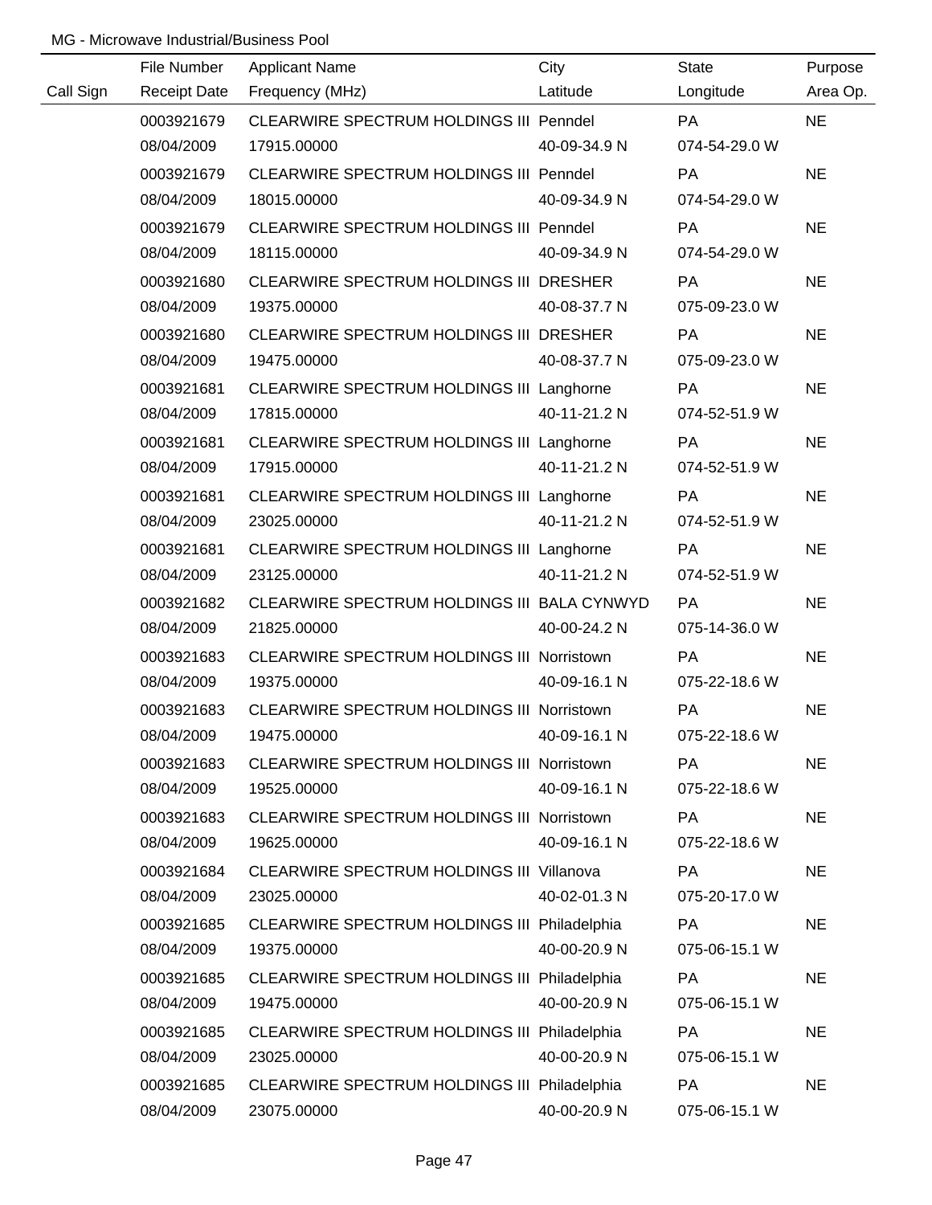MG - Microwave Industrial/Business Pool

| Call Sign | File Number / Receipt Date | Applicant Name / Frequency (MHz) | City / Latitude | State / Longitude | Purpose / Area Op. |
|---|---|---|---|---|---|
| | 0003921679 | CLEARWIRE SPECTRUM HOLDINGS III | Penndel | PA | NE |
| | 08/04/2009 | 17915.00000 | 40-09-34.9 N | 074-54-29.0 W | |
| | 0003921679 | CLEARWIRE SPECTRUM HOLDINGS III | Penndel | PA | NE |
| | 08/04/2009 | 18015.00000 | 40-09-34.9 N | 074-54-29.0 W | |
| | 0003921679 | CLEARWIRE SPECTRUM HOLDINGS III | Penndel | PA | NE |
| | 08/04/2009 | 18115.00000 | 40-09-34.9 N | 074-54-29.0 W | |
| | 0003921680 | CLEARWIRE SPECTRUM HOLDINGS III | DRESHER | PA | NE |
| | 08/04/2009 | 19375.00000 | 40-08-37.7 N | 075-09-23.0 W | |
| | 0003921680 | CLEARWIRE SPECTRUM HOLDINGS III | DRESHER | PA | NE |
| | 08/04/2009 | 19475.00000 | 40-08-37.7 N | 075-09-23.0 W | |
| | 0003921681 | CLEARWIRE SPECTRUM HOLDINGS III | Langhorne | PA | NE |
| | 08/04/2009 | 17815.00000 | 40-11-21.2 N | 074-52-51.9 W | |
| | 0003921681 | CLEARWIRE SPECTRUM HOLDINGS III | Langhorne | PA | NE |
| | 08/04/2009 | 17915.00000 | 40-11-21.2 N | 074-52-51.9 W | |
| | 0003921681 | CLEARWIRE SPECTRUM HOLDINGS III | Langhorne | PA | NE |
| | 08/04/2009 | 23025.00000 | 40-11-21.2 N | 074-52-51.9 W | |
| | 0003921681 | CLEARWIRE SPECTRUM HOLDINGS III | Langhorne | PA | NE |
| | 08/04/2009 | 23125.00000 | 40-11-21.2 N | 074-52-51.9 W | |
| | 0003921682 | CLEARWIRE SPECTRUM HOLDINGS III | BALA CYNWYD | PA | NE |
| | 08/04/2009 | 21825.00000 | 40-00-24.2 N | 075-14-36.0 W | |
| | 0003921683 | CLEARWIRE SPECTRUM HOLDINGS III | Norristown | PA | NE |
| | 08/04/2009 | 19375.00000 | 40-09-16.1 N | 075-22-18.6 W | |
| | 0003921683 | CLEARWIRE SPECTRUM HOLDINGS III | Norristown | PA | NE |
| | 08/04/2009 | 19475.00000 | 40-09-16.1 N | 075-22-18.6 W | |
| | 0003921683 | CLEARWIRE SPECTRUM HOLDINGS III | Norristown | PA | NE |
| | 08/04/2009 | 19525.00000 | 40-09-16.1 N | 075-22-18.6 W | |
| | 0003921683 | CLEARWIRE SPECTRUM HOLDINGS III | Norristown | PA | NE |
| | 08/04/2009 | 19625.00000 | 40-09-16.1 N | 075-22-18.6 W | |
| | 0003921684 | CLEARWIRE SPECTRUM HOLDINGS III | Villanova | PA | NE |
| | 08/04/2009 | 23025.00000 | 40-02-01.3 N | 075-20-17.0 W | |
| | 0003921685 | CLEARWIRE SPECTRUM HOLDINGS III | Philadelphia | PA | NE |
| | 08/04/2009 | 19375.00000 | 40-00-20.9 N | 075-06-15.1 W | |
| | 0003921685 | CLEARWIRE SPECTRUM HOLDINGS III | Philadelphia | PA | NE |
| | 08/04/2009 | 19475.00000 | 40-00-20.9 N | 075-06-15.1 W | |
| | 0003921685 | CLEARWIRE SPECTRUM HOLDINGS III | Philadelphia | PA | NE |
| | 08/04/2009 | 23025.00000 | 40-00-20.9 N | 075-06-15.1 W | |
| | 0003921685 | CLEARWIRE SPECTRUM HOLDINGS III | Philadelphia | PA | NE |
| | 08/04/2009 | 23075.00000 | 40-00-20.9 N | 075-06-15.1 W | |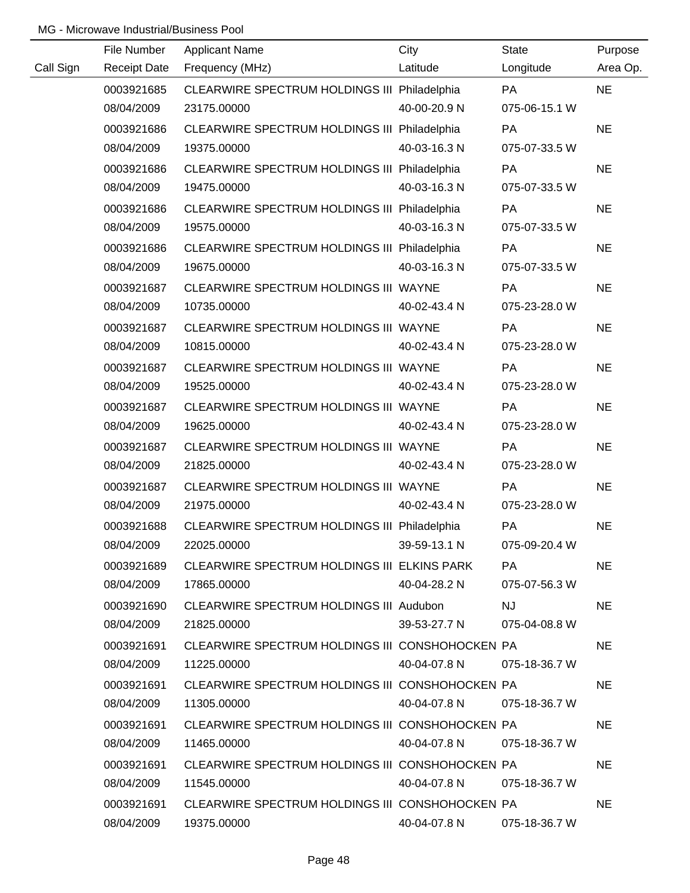MG - Microwave Industrial/Business Pool

| Call Sign | File Number<br>Receipt Date | Applicant Name<br>Frequency (MHz) | City<br>Latitude | State<br>Longitude | Purpose<br>Area Op. |
|---|---|---|---|---|---|
| | 0003921685<br>08/04/2009 | CLEARWIRE SPECTRUM HOLDINGS III<br>23175.00000 | Philadelphia<br>40-00-20.9 N | PA<br>075-06-15.1 W | NE |
| | 0003921686<br>08/04/2009 | CLEARWIRE SPECTRUM HOLDINGS III<br>19375.00000 | Philadelphia<br>40-03-16.3 N | PA<br>075-07-33.5 W | NE |
| | 0003921686<br>08/04/2009 | CLEARWIRE SPECTRUM HOLDINGS III<br>19475.00000 | Philadelphia<br>40-03-16.3 N | PA<br>075-07-33.5 W | NE |
| | 0003921686<br>08/04/2009 | CLEARWIRE SPECTRUM HOLDINGS III<br>19575.00000 | Philadelphia<br>40-03-16.3 N | PA<br>075-07-33.5 W | NE |
| | 0003921686<br>08/04/2009 | CLEARWIRE SPECTRUM HOLDINGS III<br>19675.00000 | Philadelphia<br>40-03-16.3 N | PA<br>075-07-33.5 W | NE |
| | 0003921687<br>08/04/2009 | CLEARWIRE SPECTRUM HOLDINGS III<br>10735.00000 | WAYNE<br>40-02-43.4 N | PA<br>075-23-28.0 W | NE |
| | 0003921687<br>08/04/2009 | CLEARWIRE SPECTRUM HOLDINGS III<br>10815.00000 | WAYNE<br>40-02-43.4 N | PA<br>075-23-28.0 W | NE |
| | 0003921687<br>08/04/2009 | CLEARWIRE SPECTRUM HOLDINGS III<br>19525.00000 | WAYNE<br>40-02-43.4 N | PA<br>075-23-28.0 W | NE |
| | 0003921687<br>08/04/2009 | CLEARWIRE SPECTRUM HOLDINGS III<br>19625.00000 | WAYNE<br>40-02-43.4 N | PA<br>075-23-28.0 W | NE |
| | 0003921687<br>08/04/2009 | CLEARWIRE SPECTRUM HOLDINGS III<br>21825.00000 | WAYNE<br>40-02-43.4 N | PA<br>075-23-28.0 W | NE |
| | 0003921687<br>08/04/2009 | CLEARWIRE SPECTRUM HOLDINGS III<br>21975.00000 | WAYNE<br>40-02-43.4 N | PA<br>075-23-28.0 W | NE |
| | 0003921688<br>08/04/2009 | CLEARWIRE SPECTRUM HOLDINGS III<br>22025.00000 | Philadelphia<br>39-59-13.1 N | PA<br>075-09-20.4 W | NE |
| | 0003921689<br>08/04/2009 | CLEARWIRE SPECTRUM HOLDINGS III<br>17865.00000 | ELKINS PARK<br>40-04-28.2 N | PA<br>075-07-56.3 W | NE |
| | 0003921690<br>08/04/2009 | CLEARWIRE SPECTRUM HOLDINGS III<br>21825.00000 | Audubon<br>39-53-27.7 N | NJ<br>075-04-08.8 W | NE |
| | 0003921691<br>08/04/2009 | CLEARWIRE SPECTRUM HOLDINGS III<br>11225.00000 | CONSHOHOCKEN<br>40-04-07.8 N | PA<br>075-18-36.7 W | NE |
| | 0003921691<br>08/04/2009 | CLEARWIRE SPECTRUM HOLDINGS III<br>11305.00000 | CONSHOHOCKEN<br>40-04-07.8 N | PA<br>075-18-36.7 W | NE |
| | 0003921691<br>08/04/2009 | CLEARWIRE SPECTRUM HOLDINGS III<br>11465.00000 | CONSHOHOCKEN<br>40-04-07.8 N | PA<br>075-18-36.7 W | NE |
| | 0003921691<br>08/04/2009 | CLEARWIRE SPECTRUM HOLDINGS III<br>11545.00000 | CONSHOHOCKEN<br>40-04-07.8 N | PA<br>075-18-36.7 W | NE |
| | 0003921691<br>08/04/2009 | CLEARWIRE SPECTRUM HOLDINGS III<br>19375.00000 | CONSHOHOCKEN<br>40-04-07.8 N | PA<br>075-18-36.7 W | NE |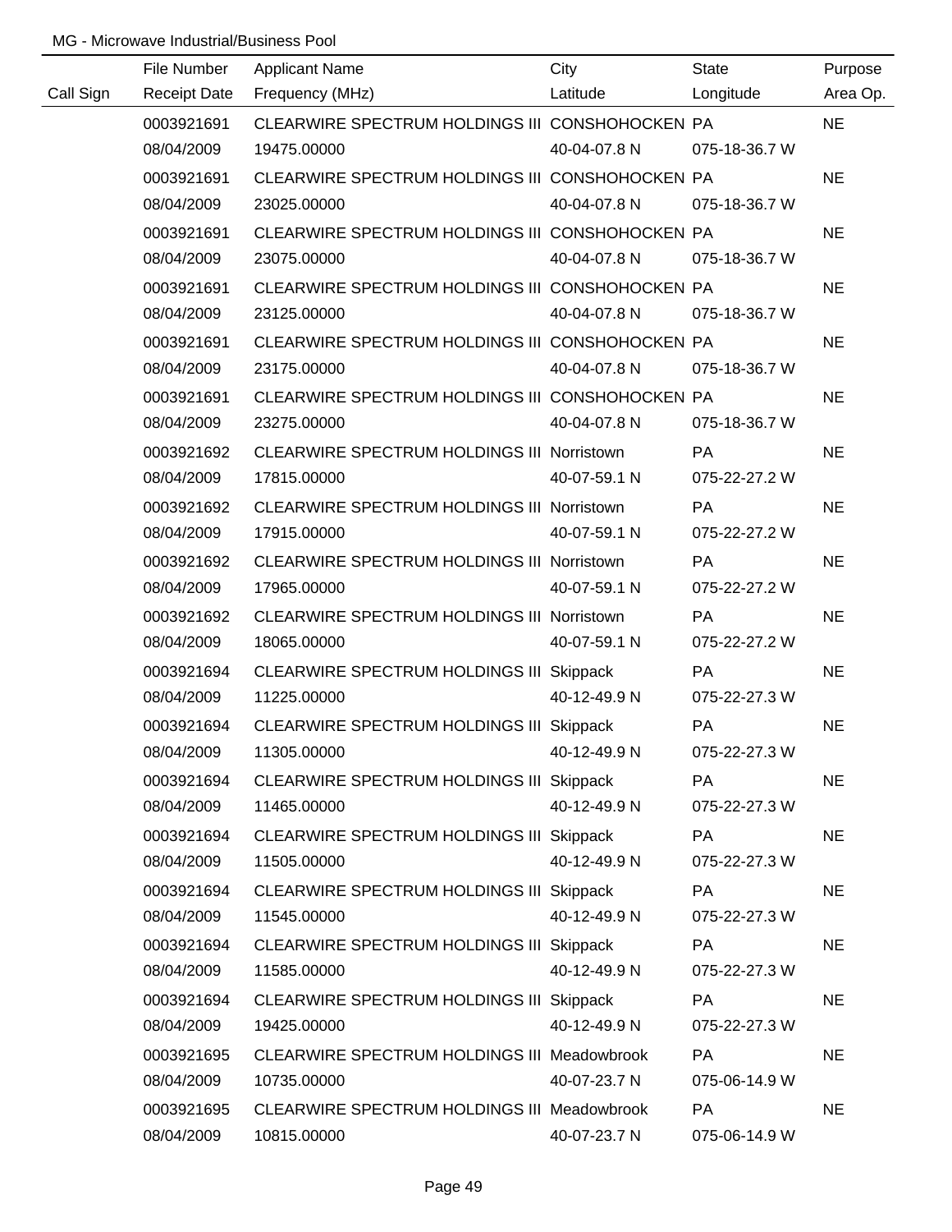MG - Microwave Industrial/Business Pool

| Call Sign | File Number<br>Receipt Date | Applicant Name<br>Frequency (MHz) | City<br>Latitude | State<br>Longitude | Purpose<br>Area Op. |
|---|---|---|---|---|---|
| | 0003921691<br>08/04/2009 | CLEARWIRE SPECTRUM HOLDINGS III<br>19475.00000 | CONSHOHOCKEN<br>40-04-07.8 N | PA<br>075-18-36.7 W | NE |
| | 0003921691<br>08/04/2009 | CLEARWIRE SPECTRUM HOLDINGS III<br>23025.00000 | CONSHOHOCKEN<br>40-04-07.8 N | PA<br>075-18-36.7 W | NE |
| | 0003921691<br>08/04/2009 | CLEARWIRE SPECTRUM HOLDINGS III<br>23075.00000 | CONSHOHOCKEN<br>40-04-07.8 N | PA<br>075-18-36.7 W | NE |
| | 0003921691<br>08/04/2009 | CLEARWIRE SPECTRUM HOLDINGS III<br>23125.00000 | CONSHOHOCKEN<br>40-04-07.8 N | PA<br>075-18-36.7 W | NE |
| | 0003921691<br>08/04/2009 | CLEARWIRE SPECTRUM HOLDINGS III<br>23175.00000 | CONSHOHOCKEN<br>40-04-07.8 N | PA<br>075-18-36.7 W | NE |
| | 0003921691<br>08/04/2009 | CLEARWIRE SPECTRUM HOLDINGS III<br>23275.00000 | CONSHOHOCKEN<br>40-04-07.8 N | PA<br>075-18-36.7 W | NE |
| | 0003921692<br>08/04/2009 | CLEARWIRE SPECTRUM HOLDINGS III<br>17815.00000 | Norristown<br>40-07-59.1 N | PA<br>075-22-27.2 W | NE |
| | 0003921692<br>08/04/2009 | CLEARWIRE SPECTRUM HOLDINGS III<br>17915.00000 | Norristown<br>40-07-59.1 N | PA<br>075-22-27.2 W | NE |
| | 0003921692<br>08/04/2009 | CLEARWIRE SPECTRUM HOLDINGS III<br>17965.00000 | Norristown<br>40-07-59.1 N | PA<br>075-22-27.2 W | NE |
| | 0003921692<br>08/04/2009 | CLEARWIRE SPECTRUM HOLDINGS III<br>18065.00000 | Norristown<br>40-07-59.1 N | PA<br>075-22-27.2 W | NE |
| | 0003921694<br>08/04/2009 | CLEARWIRE SPECTRUM HOLDINGS III<br>11225.00000 | Skippack<br>40-12-49.9 N | PA<br>075-22-27.3 W | NE |
| | 0003921694<br>08/04/2009 | CLEARWIRE SPECTRUM HOLDINGS III<br>11305.00000 | Skippack<br>40-12-49.9 N | PA<br>075-22-27.3 W | NE |
| | 0003921694<br>08/04/2009 | CLEARWIRE SPECTRUM HOLDINGS III<br>11465.00000 | Skippack<br>40-12-49.9 N | PA<br>075-22-27.3 W | NE |
| | 0003921694<br>08/04/2009 | CLEARWIRE SPECTRUM HOLDINGS III<br>11505.00000 | Skippack<br>40-12-49.9 N | PA<br>075-22-27.3 W | NE |
| | 0003921694<br>08/04/2009 | CLEARWIRE SPECTRUM HOLDINGS III<br>11545.00000 | Skippack<br>40-12-49.9 N | PA<br>075-22-27.3 W | NE |
| | 0003921694<br>08/04/2009 | CLEARWIRE SPECTRUM HOLDINGS III<br>11585.00000 | Skippack<br>40-12-49.9 N | PA<br>075-22-27.3 W | NE |
| | 0003921694<br>08/04/2009 | CLEARWIRE SPECTRUM HOLDINGS III<br>19425.00000 | Skippack<br>40-12-49.9 N | PA<br>075-22-27.3 W | NE |
| | 0003921695<br>08/04/2009 | CLEARWIRE SPECTRUM HOLDINGS III<br>10735.00000 | Meadowbrook<br>40-07-23.7 N | PA<br>075-06-14.9 W | NE |
| | 0003921695<br>08/04/2009 | CLEARWIRE SPECTRUM HOLDINGS III<br>10815.00000 | Meadowbrook<br>40-07-23.7 N | PA<br>075-06-14.9 W | NE |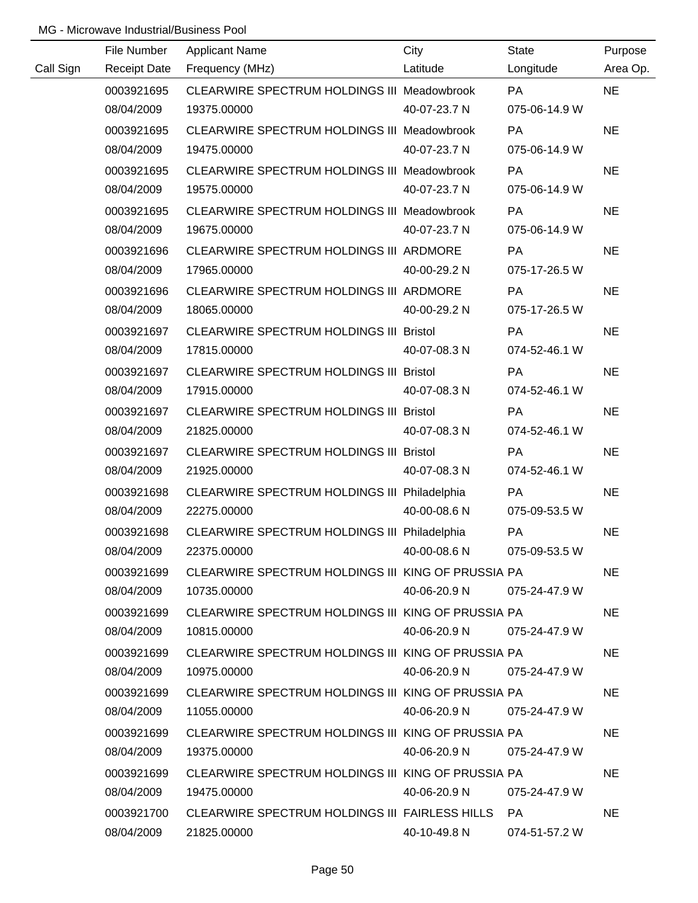MG - Microwave Industrial/Business Pool

| Call Sign | File Number<br>Receipt Date | Applicant Name<br>Frequency (MHz) | City<br>Latitude | State<br>Longitude | Purpose<br>Area Op. |
|---|---|---|---|---|---|
| | 0003921695<br>08/04/2009 | CLEARWIRE SPECTRUM HOLDINGS III<br>19375.00000 | Meadowbrook<br>40-07-23.7 N | PA<br>075-06-14.9 W | NE |
| | 0003921695<br>08/04/2009 | CLEARWIRE SPECTRUM HOLDINGS III<br>19475.00000 | Meadowbrook<br>40-07-23.7 N | PA<br>075-06-14.9 W | NE |
| | 0003921695<br>08/04/2009 | CLEARWIRE SPECTRUM HOLDINGS III<br>19575.00000 | Meadowbrook<br>40-07-23.7 N | PA<br>075-06-14.9 W | NE |
| | 0003921695<br>08/04/2009 | CLEARWIRE SPECTRUM HOLDINGS III<br>19675.00000 | Meadowbrook<br>40-07-23.7 N | PA<br>075-06-14.9 W | NE |
| | 0003921696<br>08/04/2009 | CLEARWIRE SPECTRUM HOLDINGS III<br>17965.00000 | ARDMORE<br>40-00-29.2 N | PA<br>075-17-26.5 W | NE |
| | 0003921696<br>08/04/2009 | CLEARWIRE SPECTRUM HOLDINGS III<br>18065.00000 | ARDMORE<br>40-00-29.2 N | PA<br>075-17-26.5 W | NE |
| | 0003921697<br>08/04/2009 | CLEARWIRE SPECTRUM HOLDINGS III<br>17815.00000 | Bristol<br>40-07-08.3 N | PA<br>074-52-46.1 W | NE |
| | 0003921697<br>08/04/2009 | CLEARWIRE SPECTRUM HOLDINGS III<br>17915.00000 | Bristol<br>40-07-08.3 N | PA<br>074-52-46.1 W | NE |
| | 0003921697<br>08/04/2009 | CLEARWIRE SPECTRUM HOLDINGS III<br>21825.00000 | Bristol<br>40-07-08.3 N | PA<br>074-52-46.1 W | NE |
| | 0003921697<br>08/04/2009 | CLEARWIRE SPECTRUM HOLDINGS III<br>21925.00000 | Bristol<br>40-07-08.3 N | PA<br>074-52-46.1 W | NE |
| | 0003921698<br>08/04/2009 | CLEARWIRE SPECTRUM HOLDINGS III<br>22275.00000 | Philadelphia<br>40-00-08.6 N | PA<br>075-09-53.5 W | NE |
| | 0003921698<br>08/04/2009 | CLEARWIRE SPECTRUM HOLDINGS III<br>22375.00000 | Philadelphia<br>40-00-08.6 N | PA<br>075-09-53.5 W | NE |
| | 0003921699<br>08/04/2009 | CLEARWIRE SPECTRUM HOLDINGS III<br>10735.00000 | KING OF PRUSSIA<br>40-06-20.9 N | PA<br>075-24-47.9 W | NE |
| | 0003921699<br>08/04/2009 | CLEARWIRE SPECTRUM HOLDINGS III<br>10815.00000 | KING OF PRUSSIA<br>40-06-20.9 N | PA<br>075-24-47.9 W | NE |
| | 0003921699<br>08/04/2009 | CLEARWIRE SPECTRUM HOLDINGS III<br>10975.00000 | KING OF PRUSSIA<br>40-06-20.9 N | PA<br>075-24-47.9 W | NE |
| | 0003921699<br>08/04/2009 | CLEARWIRE SPECTRUM HOLDINGS III<br>11055.00000 | KING OF PRUSSIA<br>40-06-20.9 N | PA<br>075-24-47.9 W | NE |
| | 0003921699<br>08/04/2009 | CLEARWIRE SPECTRUM HOLDINGS III<br>19375.00000 | KING OF PRUSSIA<br>40-06-20.9 N | PA<br>075-24-47.9 W | NE |
| | 0003921699<br>08/04/2009 | CLEARWIRE SPECTRUM HOLDINGS III<br>19475.00000 | KING OF PRUSSIA<br>40-06-20.9 N | PA<br>075-24-47.9 W | NE |
| | 0003921700<br>08/04/2009 | CLEARWIRE SPECTRUM HOLDINGS III<br>21825.00000 | FAIRLESS HILLS<br>40-10-49.8 N | PA<br>074-51-57.2 W | NE |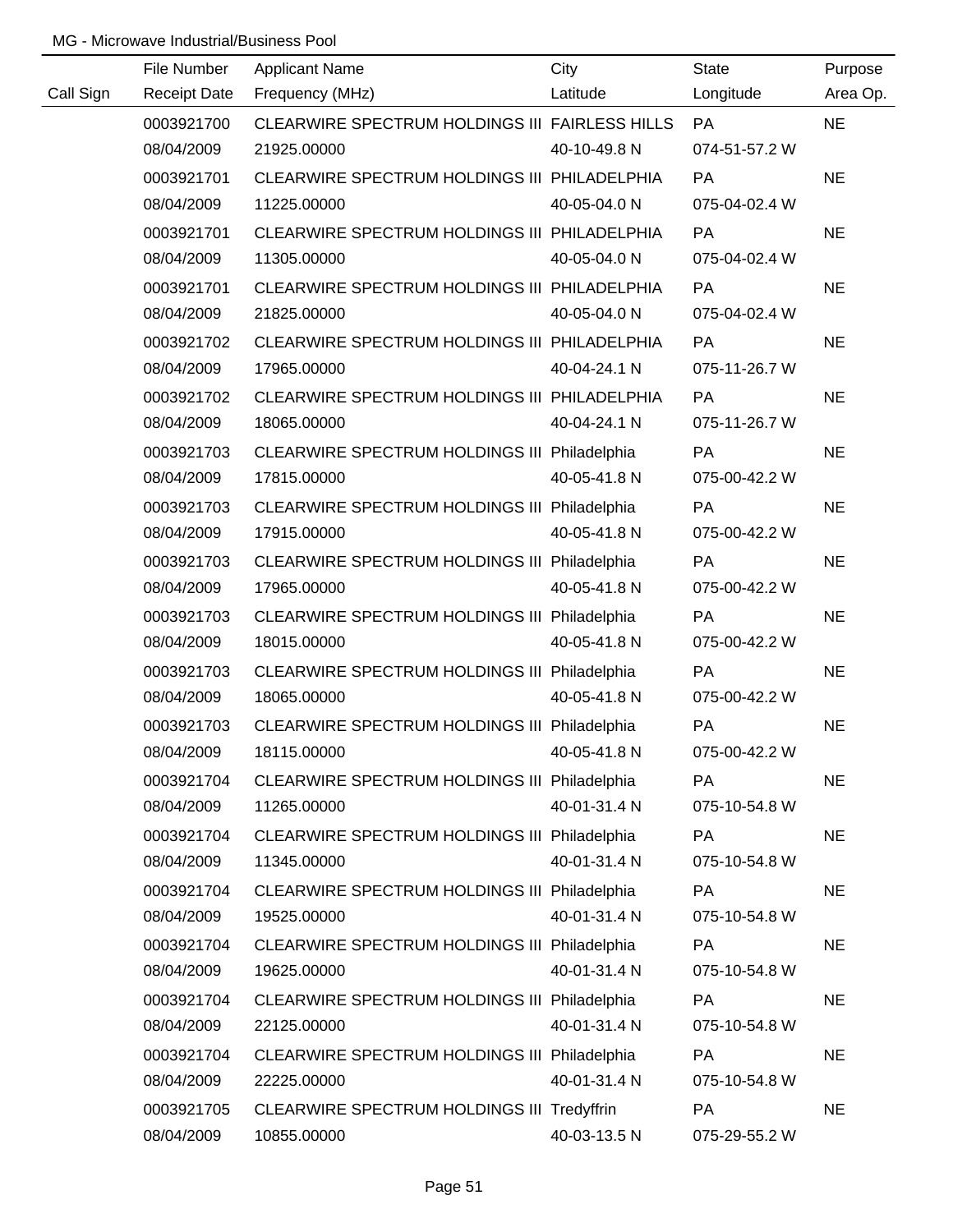MG - Microwave Industrial/Business Pool

| Call Sign | File Number / Receipt Date | Applicant Name / Frequency (MHz) | City / Latitude | State / Longitude | Purpose / Area Op. |
|---|---|---|---|---|---|
| | 0003921700 | CLEARWIRE SPECTRUM HOLDINGS III | FAIRLESS HILLS | PA | NE |
| | 08/04/2009 | 21925.00000 | 40-10-49.8 N | 074-51-57.2 W | |
| | 0003921701 | CLEARWIRE SPECTRUM HOLDINGS III | PHILADELPHIA | PA | NE |
| | 08/04/2009 | 11225.00000 | 40-05-04.0 N | 075-04-02.4 W | |
| | 0003921701 | CLEARWIRE SPECTRUM HOLDINGS III | PHILADELPHIA | PA | NE |
| | 08/04/2009 | 11305.00000 | 40-05-04.0 N | 075-04-02.4 W | |
| | 0003921701 | CLEARWIRE SPECTRUM HOLDINGS III | PHILADELPHIA | PA | NE |
| | 08/04/2009 | 21825.00000 | 40-05-04.0 N | 075-04-02.4 W | |
| | 0003921702 | CLEARWIRE SPECTRUM HOLDINGS III | PHILADELPHIA | PA | NE |
| | 08/04/2009 | 17965.00000 | 40-04-24.1 N | 075-11-26.7 W | |
| | 0003921702 | CLEARWIRE SPECTRUM HOLDINGS III | PHILADELPHIA | PA | NE |
| | 08/04/2009 | 18065.00000 | 40-04-24.1 N | 075-11-26.7 W | |
| | 0003921703 | CLEARWIRE SPECTRUM HOLDINGS III | Philadelphia | PA | NE |
| | 08/04/2009 | 17815.00000 | 40-05-41.8 N | 075-00-42.2 W | |
| | 0003921703 | CLEARWIRE SPECTRUM HOLDINGS III | Philadelphia | PA | NE |
| | 08/04/2009 | 17915.00000 | 40-05-41.8 N | 075-00-42.2 W | |
| | 0003921703 | CLEARWIRE SPECTRUM HOLDINGS III | Philadelphia | PA | NE |
| | 08/04/2009 | 17965.00000 | 40-05-41.8 N | 075-00-42.2 W | |
| | 0003921703 | CLEARWIRE SPECTRUM HOLDINGS III | Philadelphia | PA | NE |
| | 08/04/2009 | 18015.00000 | 40-05-41.8 N | 075-00-42.2 W | |
| | 0003921703 | CLEARWIRE SPECTRUM HOLDINGS III | Philadelphia | PA | NE |
| | 08/04/2009 | 18065.00000 | 40-05-41.8 N | 075-00-42.2 W | |
| | 0003921703 | CLEARWIRE SPECTRUM HOLDINGS III | Philadelphia | PA | NE |
| | 08/04/2009 | 18115.00000 | 40-05-41.8 N | 075-00-42.2 W | |
| | 0003921704 | CLEARWIRE SPECTRUM HOLDINGS III | Philadelphia | PA | NE |
| | 08/04/2009 | 11265.00000 | 40-01-31.4 N | 075-10-54.8 W | |
| | 0003921704 | CLEARWIRE SPECTRUM HOLDINGS III | Philadelphia | PA | NE |
| | 08/04/2009 | 11345.00000 | 40-01-31.4 N | 075-10-54.8 W | |
| | 0003921704 | CLEARWIRE SPECTRUM HOLDINGS III | Philadelphia | PA | NE |
| | 08/04/2009 | 19525.00000 | 40-01-31.4 N | 075-10-54.8 W | |
| | 0003921704 | CLEARWIRE SPECTRUM HOLDINGS III | Philadelphia | PA | NE |
| | 08/04/2009 | 19625.00000 | 40-01-31.4 N | 075-10-54.8 W | |
| | 0003921704 | CLEARWIRE SPECTRUM HOLDINGS III | Philadelphia | PA | NE |
| | 08/04/2009 | 22125.00000 | 40-01-31.4 N | 075-10-54.8 W | |
| | 0003921704 | CLEARWIRE SPECTRUM HOLDINGS III | Philadelphia | PA | NE |
| | 08/04/2009 | 22225.00000 | 40-01-31.4 N | 075-10-54.8 W | |
| | 0003921705 | CLEARWIRE SPECTRUM HOLDINGS III | Tredyffrin | PA | NE |
| | 08/04/2009 | 10855.00000 | 40-03-13.5 N | 075-29-55.2 W | |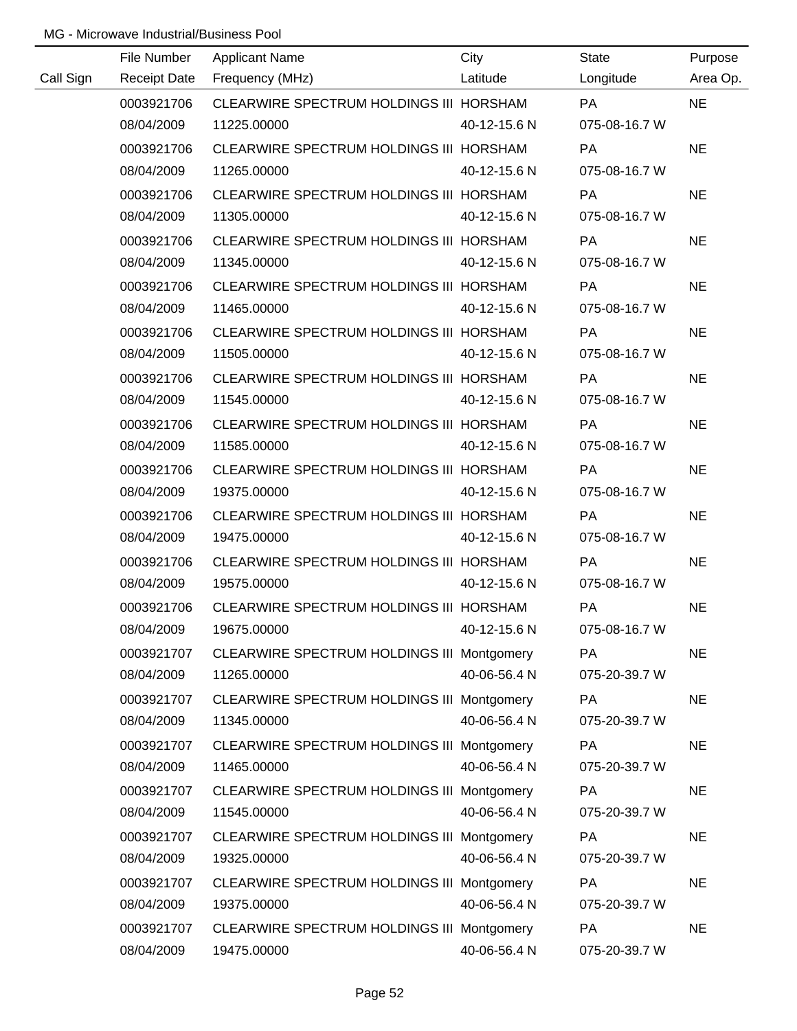MG - Microwave Industrial/Business Pool

| Call Sign | File Number<br>Receipt Date | Applicant Name<br>Frequency (MHz) | City<br>Latitude | State<br>Longitude | Purpose<br>Area Op. |
|---|---|---|---|---|---|
| | 0003921706<br>08/04/2009 | CLEARWIRE SPECTRUM HOLDINGS III<br>11225.00000 | HORSHAM<br>40-12-15.6 N | PA<br>075-08-16.7 W | NE |
| | 0003921706<br>08/04/2009 | CLEARWIRE SPECTRUM HOLDINGS III<br>11265.00000 | HORSHAM<br>40-12-15.6 N | PA<br>075-08-16.7 W | NE |
| | 0003921706<br>08/04/2009 | CLEARWIRE SPECTRUM HOLDINGS III<br>11305.00000 | HORSHAM<br>40-12-15.6 N | PA<br>075-08-16.7 W | NE |
| | 0003921706<br>08/04/2009 | CLEARWIRE SPECTRUM HOLDINGS III<br>11345.00000 | HORSHAM<br>40-12-15.6 N | PA<br>075-08-16.7 W | NE |
| | 0003921706<br>08/04/2009 | CLEARWIRE SPECTRUM HOLDINGS III<br>11465.00000 | HORSHAM<br>40-12-15.6 N | PA<br>075-08-16.7 W | NE |
| | 0003921706<br>08/04/2009 | CLEARWIRE SPECTRUM HOLDINGS III<br>11505.00000 | HORSHAM<br>40-12-15.6 N | PA<br>075-08-16.7 W | NE |
| | 0003921706<br>08/04/2009 | CLEARWIRE SPECTRUM HOLDINGS III<br>11545.00000 | HORSHAM<br>40-12-15.6 N | PA<br>075-08-16.7 W | NE |
| | 0003921706<br>08/04/2009 | CLEARWIRE SPECTRUM HOLDINGS III<br>11585.00000 | HORSHAM<br>40-12-15.6 N | PA<br>075-08-16.7 W | NE |
| | 0003921706<br>08/04/2009 | CLEARWIRE SPECTRUM HOLDINGS III<br>19375.00000 | HORSHAM<br>40-12-15.6 N | PA<br>075-08-16.7 W | NE |
| | 0003921706<br>08/04/2009 | CLEARWIRE SPECTRUM HOLDINGS III<br>19475.00000 | HORSHAM<br>40-12-15.6 N | PA<br>075-08-16.7 W | NE |
| | 0003921706<br>08/04/2009 | CLEARWIRE SPECTRUM HOLDINGS III<br>19575.00000 | HORSHAM<br>40-12-15.6 N | PA<br>075-08-16.7 W | NE |
| | 0003921706<br>08/04/2009 | CLEARWIRE SPECTRUM HOLDINGS III<br>19675.00000 | HORSHAM<br>40-12-15.6 N | PA<br>075-08-16.7 W | NE |
| | 0003921707<br>08/04/2009 | CLEARWIRE SPECTRUM HOLDINGS III<br>11265.00000 | Montgomery<br>40-06-56.4 N | PA<br>075-20-39.7 W | NE |
| | 0003921707<br>08/04/2009 | CLEARWIRE SPECTRUM HOLDINGS III<br>11345.00000 | Montgomery<br>40-06-56.4 N | PA<br>075-20-39.7 W | NE |
| | 0003921707<br>08/04/2009 | CLEARWIRE SPECTRUM HOLDINGS III<br>11465.00000 | Montgomery<br>40-06-56.4 N | PA<br>075-20-39.7 W | NE |
| | 0003921707<br>08/04/2009 | CLEARWIRE SPECTRUM HOLDINGS III<br>11545.00000 | Montgomery<br>40-06-56.4 N | PA<br>075-20-39.7 W | NE |
| | 0003921707<br>08/04/2009 | CLEARWIRE SPECTRUM HOLDINGS III<br>19325.00000 | Montgomery<br>40-06-56.4 N | PA<br>075-20-39.7 W | NE |
| | 0003921707<br>08/04/2009 | CLEARWIRE SPECTRUM HOLDINGS III<br>19375.00000 | Montgomery<br>40-06-56.4 N | PA<br>075-20-39.7 W | NE |
| | 0003921707<br>08/04/2009 | CLEARWIRE SPECTRUM HOLDINGS III<br>19475.00000 | Montgomery<br>40-06-56.4 N | PA<br>075-20-39.7 W | NE |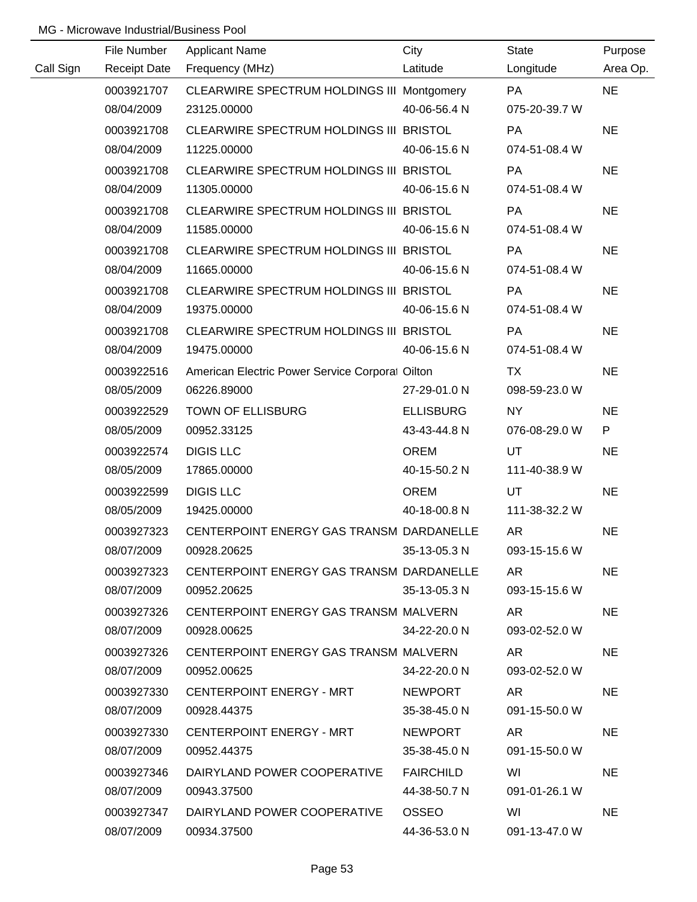MG - Microwave Industrial/Business Pool

| Call Sign | File Number / Receipt Date | Applicant Name / Frequency (MHz) | City / Latitude | State / Longitude | Purpose / Area Op. |
|---|---|---|---|---|---|
| | 0003921707 | CLEARWIRE SPECTRUM HOLDINGS III | Montgomery | PA | NE |
| | 08/04/2009 | 23125.00000 | 40-06-56.4 N | 075-20-39.7 W | |
| | 0003921708 | CLEARWIRE SPECTRUM HOLDINGS III | BRISTOL | PA | NE |
| | 08/04/2009 | 11225.00000 | 40-06-15.6 N | 074-51-08.4 W | |
| | 0003921708 | CLEARWIRE SPECTRUM HOLDINGS III | BRISTOL | PA | NE |
| | 08/04/2009 | 11305.00000 | 40-06-15.6 N | 074-51-08.4 W | |
| | 0003921708 | CLEARWIRE SPECTRUM HOLDINGS III | BRISTOL | PA | NE |
| | 08/04/2009 | 11585.00000 | 40-06-15.6 N | 074-51-08.4 W | |
| | 0003921708 | CLEARWIRE SPECTRUM HOLDINGS III | BRISTOL | PA | NE |
| | 08/04/2009 | 11665.00000 | 40-06-15.6 N | 074-51-08.4 W | |
| | 0003921708 | CLEARWIRE SPECTRUM HOLDINGS III | BRISTOL | PA | NE |
| | 08/04/2009 | 19375.00000 | 40-06-15.6 N | 074-51-08.4 W | |
| | 0003921708 | CLEARWIRE SPECTRUM HOLDINGS III | BRISTOL | PA | NE |
| | 08/04/2009 | 19475.00000 | 40-06-15.6 N | 074-51-08.4 W | |
| | 0003922516 | American Electric Power Service Corporat | Oilton | TX | NE |
| | 08/05/2009 | 06226.89000 | 27-29-01.0 N | 098-59-23.0 W | |
| | 0003922529 | TOWN OF ELLISBURG | ELLISBURG | NY | NE |
| | 08/05/2009 | 00952.33125 | 43-43-44.8 N | 076-08-29.0 W | P |
| | 0003922574 | DIGIS LLC | OREM | UT | NE |
| | 08/05/2009 | 17865.00000 | 40-15-50.2 N | 111-40-38.9 W | |
| | 0003922599 | DIGIS LLC | OREM | UT | NE |
| | 08/05/2009 | 19425.00000 | 40-18-00.8 N | 111-38-32.2 W | |
| | 0003927323 | CENTERPOINT ENERGY GAS TRANSM | DARDANELLE | AR | NE |
| | 08/07/2009 | 00928.20625 | 35-13-05.3 N | 093-15-15.6 W | |
| | 0003927323 | CENTERPOINT ENERGY GAS TRANSM | DARDANELLE | AR | NE |
| | 08/07/2009 | 00952.20625 | 35-13-05.3 N | 093-15-15.6 W | |
| | 0003927326 | CENTERPOINT ENERGY GAS TRANSM | MALVERN | AR | NE |
| | 08/07/2009 | 00928.00625 | 34-22-20.0 N | 093-02-52.0 W | |
| | 0003927326 | CENTERPOINT ENERGY GAS TRANSM | MALVERN | AR | NE |
| | 08/07/2009 | 00952.00625 | 34-22-20.0 N | 093-02-52.0 W | |
| | 0003927330 | CENTERPOINT ENERGY - MRT | NEWPORT | AR | NE |
| | 08/07/2009 | 00928.44375 | 35-38-45.0 N | 091-15-50.0 W | |
| | 0003927330 | CENTERPOINT ENERGY - MRT | NEWPORT | AR | NE |
| | 08/07/2009 | 00952.44375 | 35-38-45.0 N | 091-15-50.0 W | |
| | 0003927346 | DAIRYLAND POWER COOPERATIVE | FAIRCHILD | WI | NE |
| | 08/07/2009 | 00943.37500 | 44-38-50.7 N | 091-01-26.1 W | |
| | 0003927347 | DAIRYLAND POWER COOPERATIVE | OSSEO | WI | NE |
| | 08/07/2009 | 00934.37500 | 44-36-53.0 N | 091-13-47.0 W | |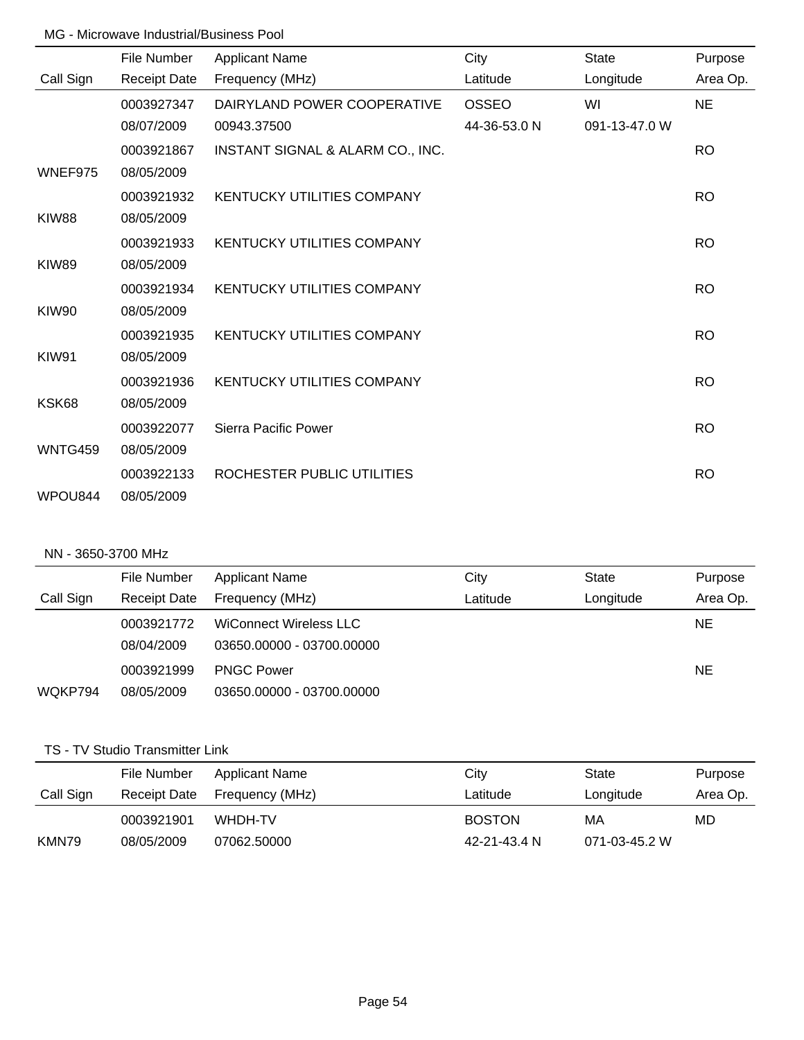MG - Microwave Industrial/Business Pool

| Call Sign | File Number<br>Receipt Date | Applicant Name<br>Frequency (MHz) | City<br>Latitude | State<br>Longitude | Purpose<br>Area Op. |
|---|---|---|---|---|---|
| | 0003927347<br>08/07/2009 | DAIRYLAND POWER COOPERATIVE<br>00943.37500 | OSSEO<br>44-36-53.0 N | WI<br>091-13-47.0 W | NE |
| WNEF975 | 0003921867<br>08/05/2009 | INSTANT SIGNAL & ALARM CO., INC. | | | RO |
| KIW88 | 0003921932<br>08/05/2009 | KENTUCKY UTILITIES COMPANY | | | RO |
| KIW89 | 0003921933<br>08/05/2009 | KENTUCKY UTILITIES COMPANY | | | RO |
| KIW90 | 0003921934<br>08/05/2009 | KENTUCKY UTILITIES COMPANY | | | RO |
| KIW91 | 0003921935<br>08/05/2009 | KENTUCKY UTILITIES COMPANY | | | RO |
| KSK68 | 0003921936<br>08/05/2009 | KENTUCKY UTILITIES COMPANY | | | RO |
| WNTG459 | 0003922077<br>08/05/2009 | Sierra Pacific Power | | | RO |
| WPOU844 | 0003922133<br>08/05/2009 | ROCHESTER PUBLIC UTILITIES | | | RO |

NN - 3650-3700 MHz

| Call Sign | File Number<br>Receipt Date | Applicant Name<br>Frequency (MHz) | City<br>Latitude | State<br>Longitude | Purpose<br>Area Op. |
|---|---|---|---|---|---|
| | 0003921772<br>08/04/2009 | WiConnect Wireless LLC<br>03650.00000 - 03700.00000 | | | NE |
| WQKP794 | 0003921999<br>08/05/2009 | PNGC Power<br>03650.00000 - 03700.00000 | | | NE |

TS - TV Studio Transmitter Link

| Call Sign | File Number<br>Receipt Date | Applicant Name<br>Frequency (MHz) | City<br>Latitude | State<br>Longitude | Purpose<br>Area Op. |
|---|---|---|---|---|---|
| KMN79 | 0003921901<br>08/05/2009 | WHDH-TV<br>07062.50000 | BOSTON<br>42-21-43.4 N | MA<br>071-03-45.2 W | MD |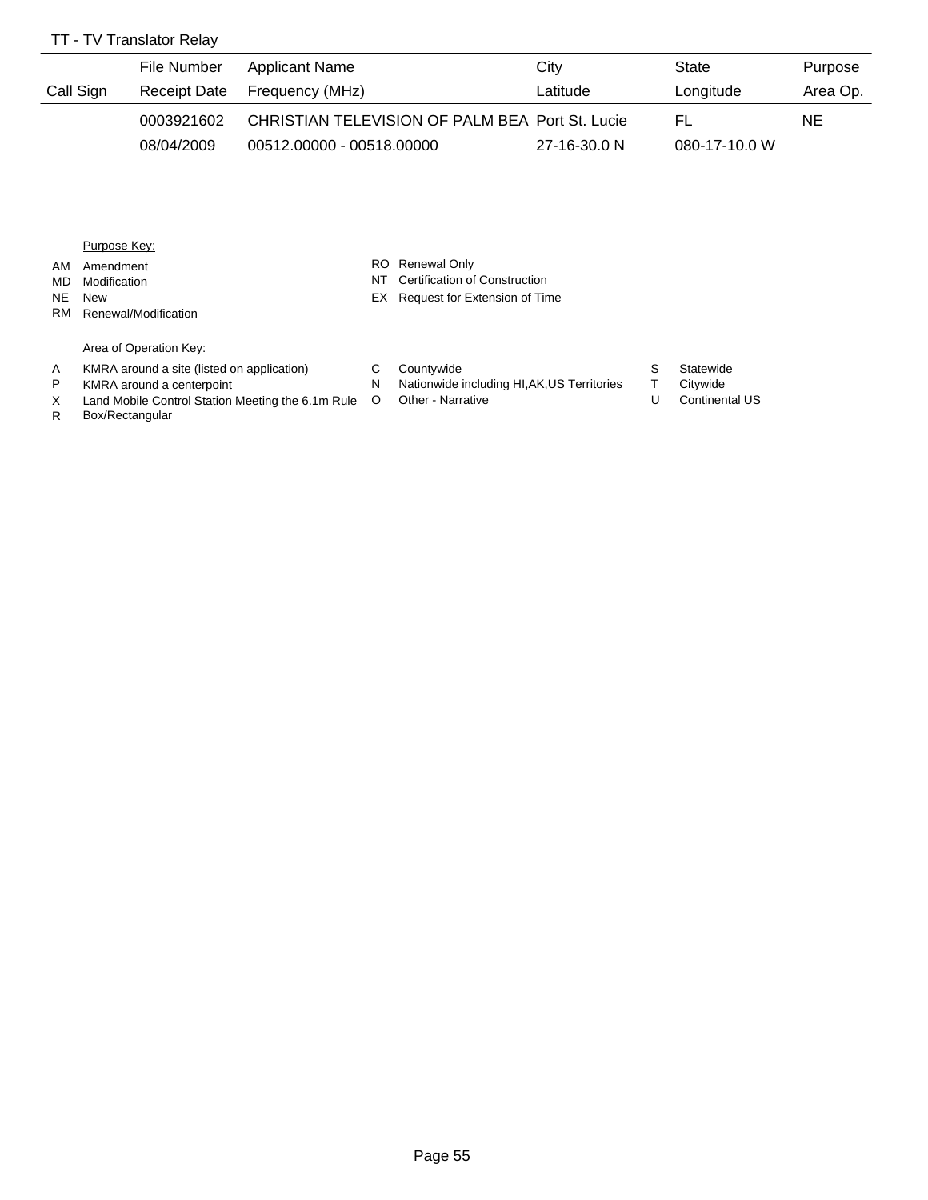TT - TV Translator Relay

| Call Sign | File Number / Receipt Date | Applicant Name / Frequency (MHz) | City / Latitude | State / Longitude | Purpose / Area Op. |
|---|---|---|---|---|---|
| | 0003921602 | CHRISTIAN TELEVISION OF PALM BEA | Port St. Lucie | FL | NE |
| | 08/04/2009 | 00512.00000 - 00518.00000 | 27-16-30.0 N | 080-17-10.0 W | |

Purpose Key:

- AM Amendment
- MD Modification
- NE New
- RM Renewal/Modification
- RO Renewal Only
- NT Certification of Construction
- EX Request for Extension of Time

Area of Operation Key:

- A KMRA around a site (listed on application)
- P KMRA around a centerpoint
- X Land Mobile Control Station Meeting the 6.1m Rule
- R Box/Rectangular
- C Countywide
- N Nationwide including HI,AK,US Territories
- O Other - Narrative
- S Statewide
- T Citywide
- U Continental US